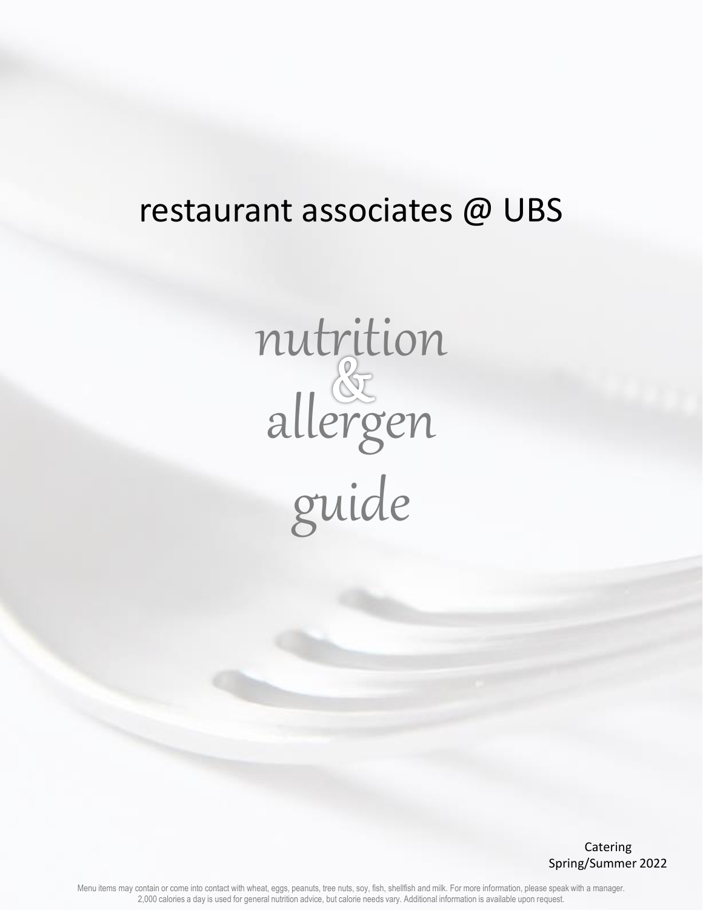# restaurant associates @ UBS

# nutrition & allergen guide

Catering
Spring/Summer 2022

Menu items may contain or come into contact with wheat, eggs, peanuts, tree nuts, soy, fish, shellfish and milk. For more information, please speak with a manager. 2,000 calories a day is used for general nutrition advice, but calorie needs vary. Additional information is available upon request.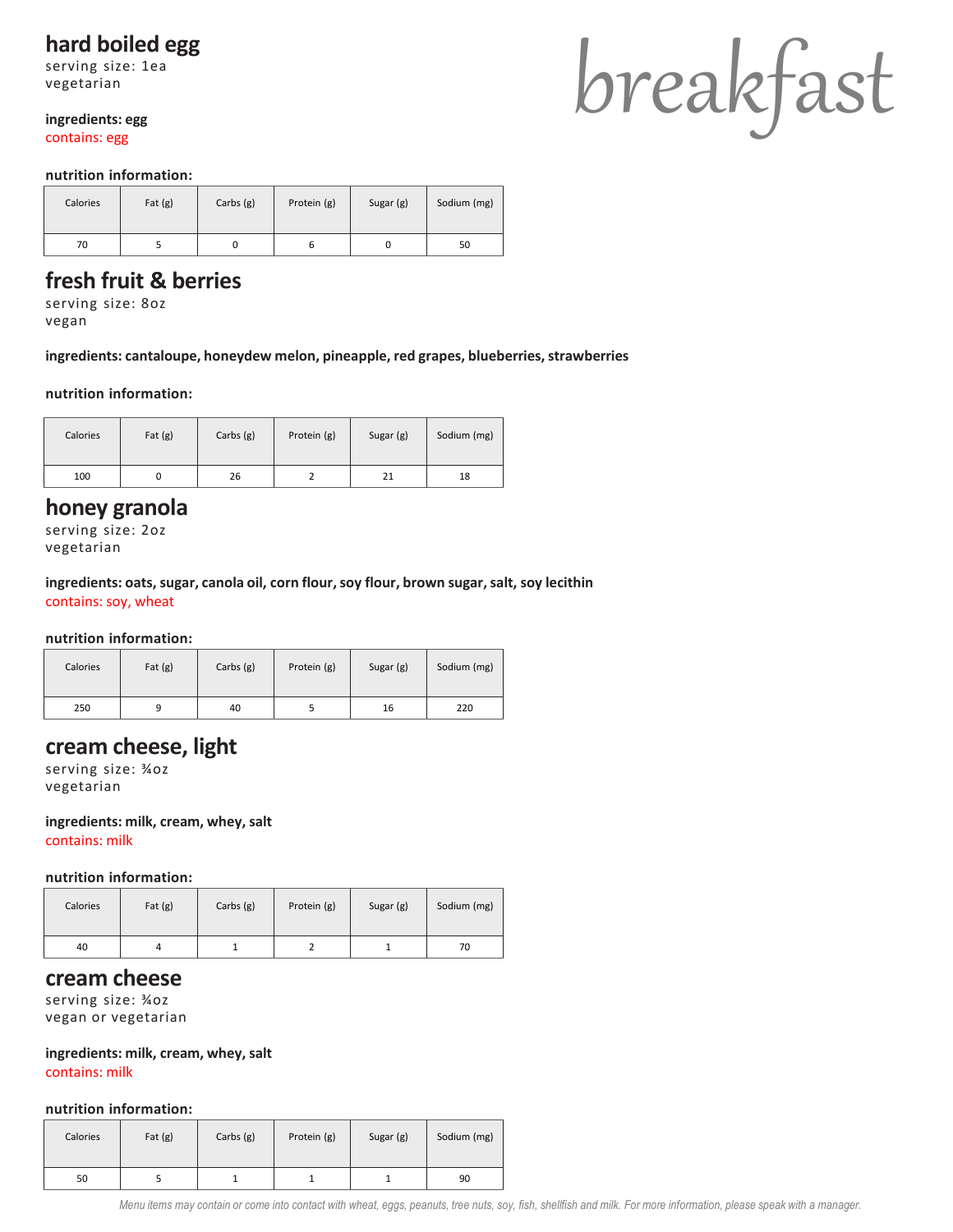# breakfast

## hard boiled egg

serving size: 1ea
vegetarian

**ingredients: egg**
contains: egg

**nutrition information:**

| Calories | Fat (g) | Carbs (g) | Protein (g) | Sugar (g) | Sodium (mg) |
|---|---|---|---|---|---|
| 70 | 5 | 0 | 6 | 0 | 50 |

## fresh fruit & berries

serving size: 8oz
vegan

**ingredients: cantaloupe, honeydew melon, pineapple, red grapes, blueberries, strawberries**

**nutrition information:**

| Calories | Fat (g) | Carbs (g) | Protein (g) | Sugar (g) | Sodium (mg) |
|---|---|---|---|---|---|
| 100 | 0 | 26 | 2 | 21 | 18 |

## honey granola

serving size: 2oz
vegetarian

**ingredients: oats, sugar, canola oil, corn flour, soy flour, brown sugar, salt, soy lecithin**
contains: soy, wheat

**nutrition information:**

| Calories | Fat (g) | Carbs (g) | Protein (g) | Sugar (g) | Sodium (mg) |
|---|---|---|---|---|---|
| 250 | 9 | 40 | 5 | 16 | 220 |

## cream cheese, light

serving size: ¾oz
vegetarian

**ingredients: milk, cream, whey, salt**
contains: milk

**nutrition information:**

| Calories | Fat (g) | Carbs (g) | Protein (g) | Sugar (g) | Sodium (mg) |
|---|---|---|---|---|---|
| 40 | 4 | 1 | 2 | 1 | 70 |

## cream cheese

serving size: ¾oz
vegan or vegetarian

**ingredients: milk, cream, whey, salt**
contains: milk

**nutrition information:**

| Calories | Fat (g) | Carbs (g) | Protein (g) | Sugar (g) | Sodium (mg) |
|---|---|---|---|---|---|
| 50 | 5 | 1 | 1 | 1 | 90 |

*Menu items may contain or come into contact with wheat, eggs, peanuts, tree nuts, soy, fish, shellfish and milk. For more information, please speak with a manager.*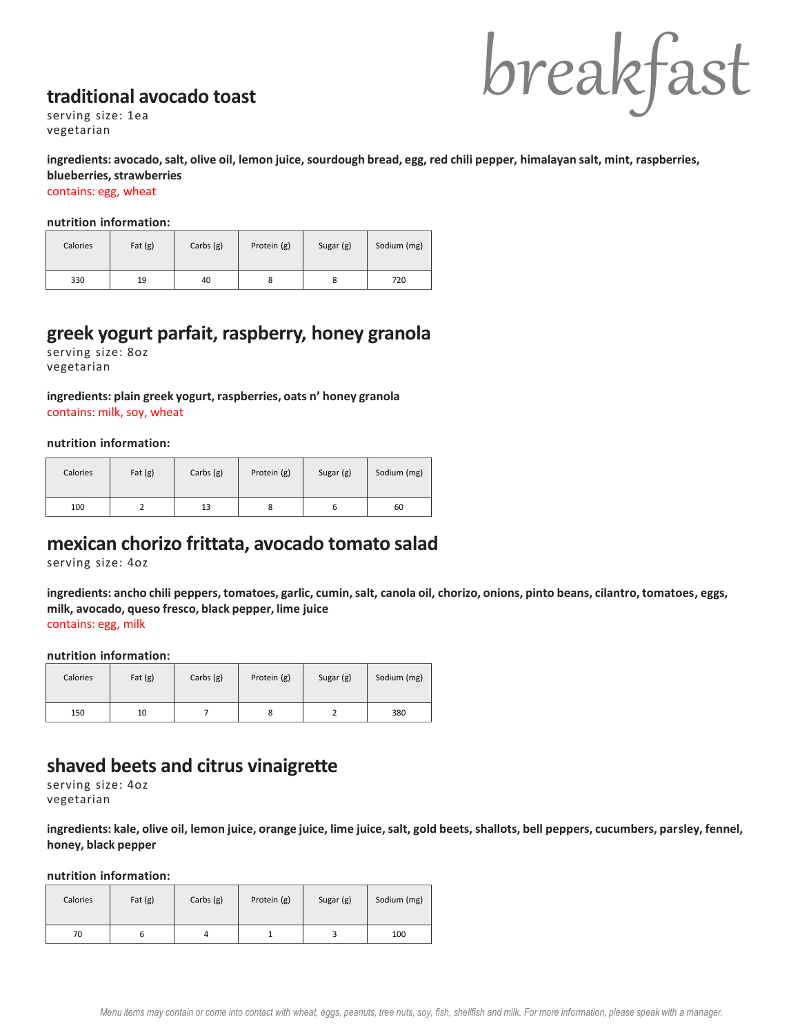# breakfast

## traditional avocado toast

serving size: 1ea
vegetarian

**ingredients: avocado, salt, olive oil, lemon juice, sourdough bread, egg, red chili pepper, himalayan salt, mint, raspberries, blueberries, strawberries**

contains: egg, wheat

**nutrition information:**

| Calories | Fat (g) | Carbs (g) | Protein (g) | Sugar (g) | Sodium (mg) |
|---|---|---|---|---|---|
| 330 | 19 | 40 | 8 | 8 | 720 |

## greek yogurt parfait, raspberry, honey granola

serving size: 8oz
vegetarian

**ingredients: plain greek yogurt, raspberries, oats n' honey granola**

contains: milk, soy, wheat

**nutrition information:**

| Calories | Fat (g) | Carbs (g) | Protein (g) | Sugar (g) | Sodium (mg) |
|---|---|---|---|---|---|
| 100 | 2 | 13 | 8 | 6 | 60 |

## mexican chorizo frittata, avocado tomato salad

serving size: 4oz

**ingredients: ancho chili peppers, tomatoes, garlic, cumin, salt, canola oil, chorizo, onions, pinto beans, cilantro, tomatoes, eggs, milk, avocado, queso fresco, black pepper, lime juice**

contains: egg, milk

**nutrition information:**

| Calories | Fat (g) | Carbs (g) | Protein (g) | Sugar (g) | Sodium (mg) |
|---|---|---|---|---|---|
| 150 | 10 | 7 | 8 | 2 | 380 |

## shaved beets and citrus vinaigrette

serving size: 4oz
vegetarian

**ingredients: kale, olive oil, lemon juice, orange juice, lime juice, salt, gold beets, shallots, bell peppers, cucumbers, parsley, fennel, honey, black pepper**

**nutrition information:**

| Calories | Fat (g) | Carbs (g) | Protein (g) | Sugar (g) | Sodium (mg) |
|---|---|---|---|---|---|
| 70 | 6 | 4 | 1 | 3 | 100 |

*Menu items may contain or come into contact with wheat, eggs, peanuts, tree nuts, soy, fish, shellfish and milk. For more information, please speak with a manager.*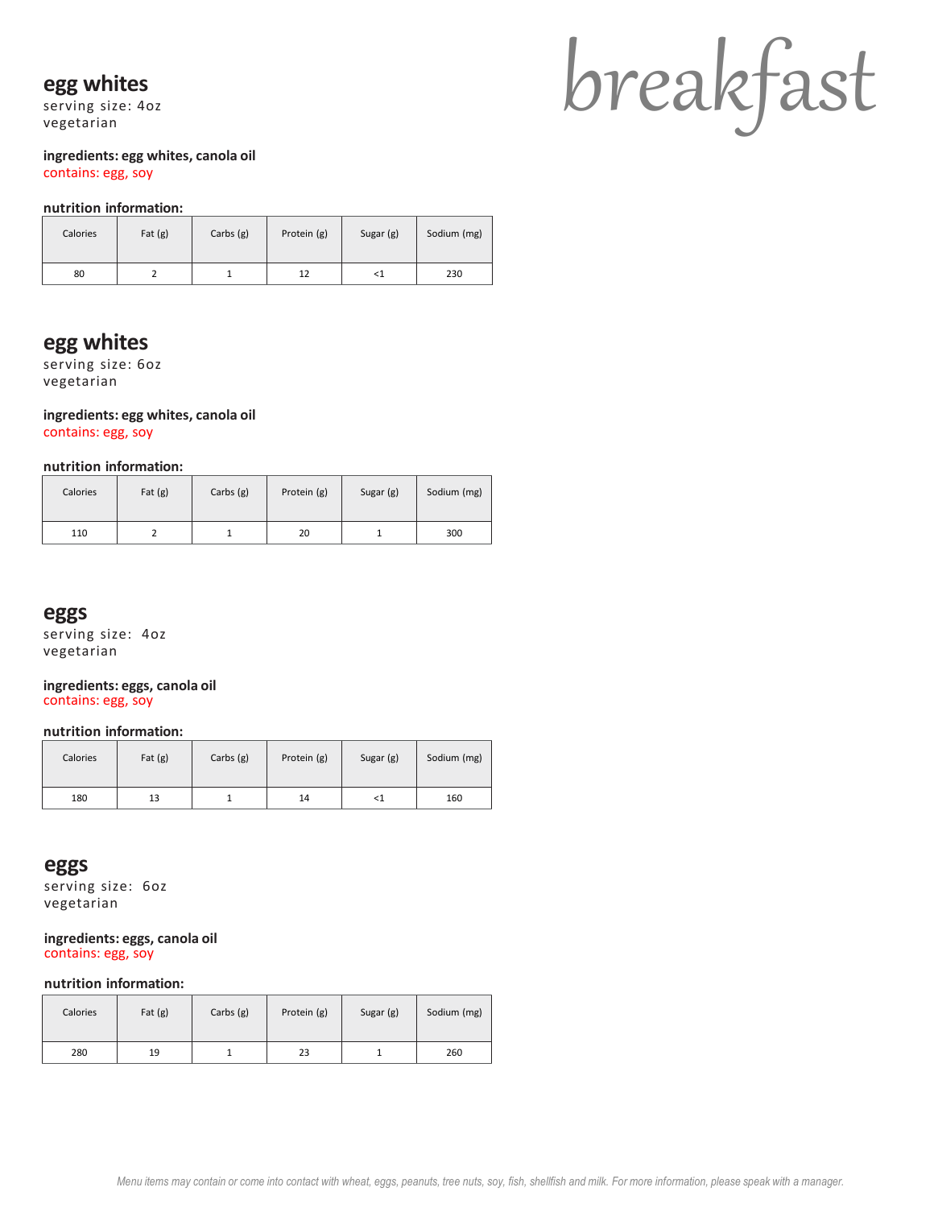# breakfast

## egg whites

serving size: 4oz
vegetarian

**ingredients: egg whites, canola oil**
contains: egg, soy

**nutrition information:**

| Calories | Fat (g) | Carbs (g) | Protein (g) | Sugar (g) | Sodium (mg) |
|---|---|---|---|---|---|
| 80 | 2 | 1 | 12 | <1 | 230 |

## egg whites

serving size: 6oz
vegetarian

**ingredients: egg whites, canola oil**
contains: egg, soy

**nutrition information:**

| Calories | Fat (g) | Carbs (g) | Protein (g) | Sugar (g) | Sodium (mg) |
|---|---|---|---|---|---|
| 110 | 2 | 1 | 20 | 1 | 300 |

## eggs

serving size: 4oz
vegetarian

**ingredients: eggs, canola oil**
contains: egg, soy

**nutrition information:**

| Calories | Fat (g) | Carbs (g) | Protein (g) | Sugar (g) | Sodium (mg) |
|---|---|---|---|---|---|
| 180 | 13 | 1 | 14 | <1 | 160 |

## eggs

serving size: 6oz
vegetarian

**ingredients: eggs, canola oil**
contains: egg, soy

**nutrition information:**

| Calories | Fat (g) | Carbs (g) | Protein (g) | Sugar (g) | Sodium (mg) |
|---|---|---|---|---|---|
| 280 | 19 | 1 | 23 | 1 | 260 |

*Menu items may contain or come into contact with wheat, eggs, peanuts, tree nuts, soy, fish, shellfish and milk. For more information, please speak with a manager.*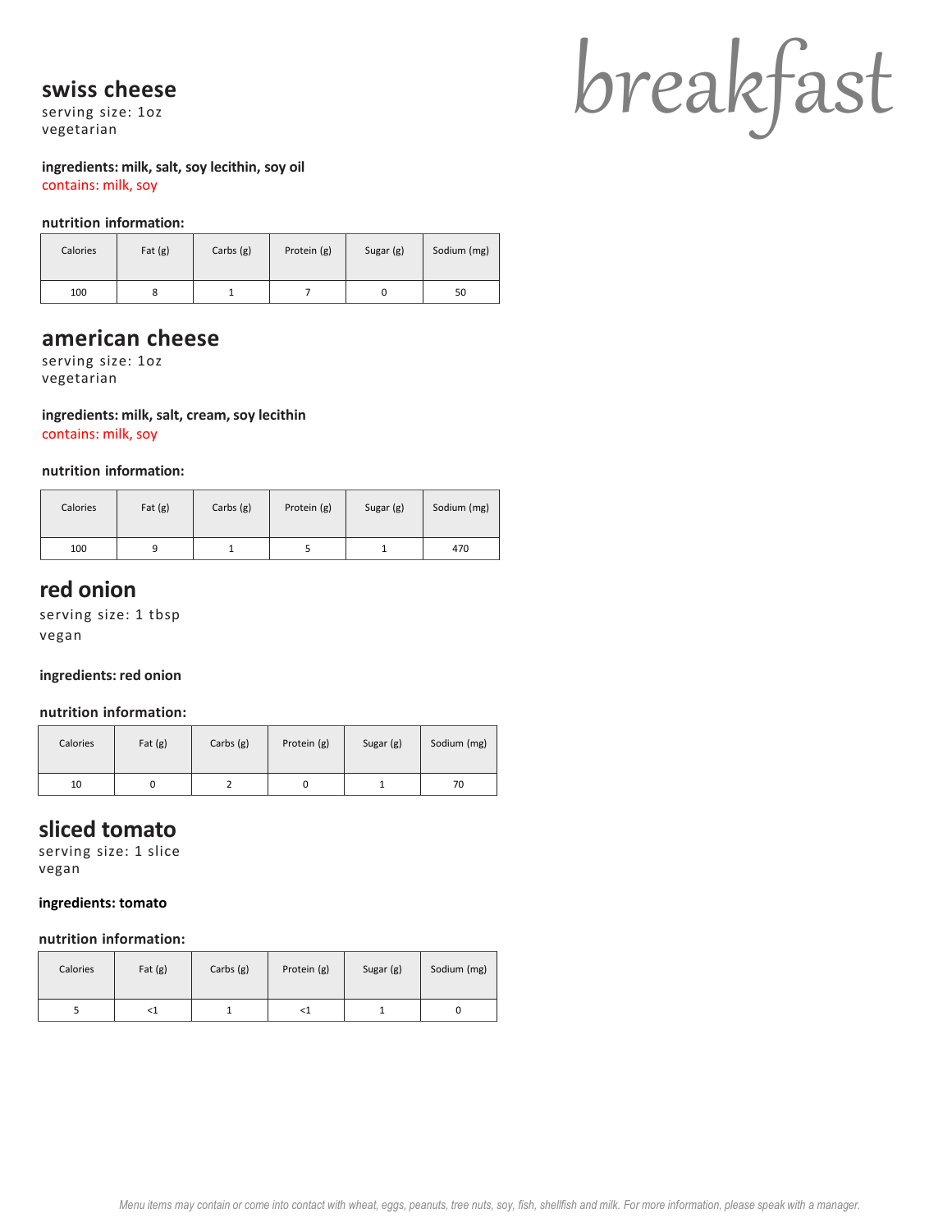# breakfast

## swiss cheese

serving size: 1oz
vegetarian

**ingredients: milk, salt, soy lecithin, soy oil**
contains: milk, soy

**nutrition information:**

| Calories | Fat (g) | Carbs (g) | Protein (g) | Sugar (g) | Sodium (mg) |
|---|---|---|---|---|---|
| 100 | 8 | 1 | 7 | 0 | 50 |

## american cheese

serving size: 1oz
vegetarian

**ingredients: milk, salt, cream, soy lecithin**
contains: milk, soy

**nutrition information:**

| Calories | Fat (g) | Carbs (g) | Protein (g) | Sugar (g) | Sodium (mg) |
|---|---|---|---|---|---|
| 100 | 9 | 1 | 5 | 1 | 470 |

## red onion

serving size: 1 tbsp
vegan

**ingredients: red onion**

**nutrition information:**

| Calories | Fat (g) | Carbs (g) | Protein (g) | Sugar (g) | Sodium (mg) |
|---|---|---|---|---|---|
| 10 | 0 | 2 | 0 | 1 | 70 |

## sliced tomato

serving size: 1 slice
vegan

**ingredients: tomato**

**nutrition information:**

| Calories | Fat (g) | Carbs (g) | Protein (g) | Sugar (g) | Sodium (mg) |
|---|---|---|---|---|---|
| 5 | <1 | 1 | <1 | 1 | 0 |

*Menu items may contain or come into contact with wheat, eggs, peanuts, tree nuts, soy, fish, shellfish and milk. For more information, please speak with a manager.*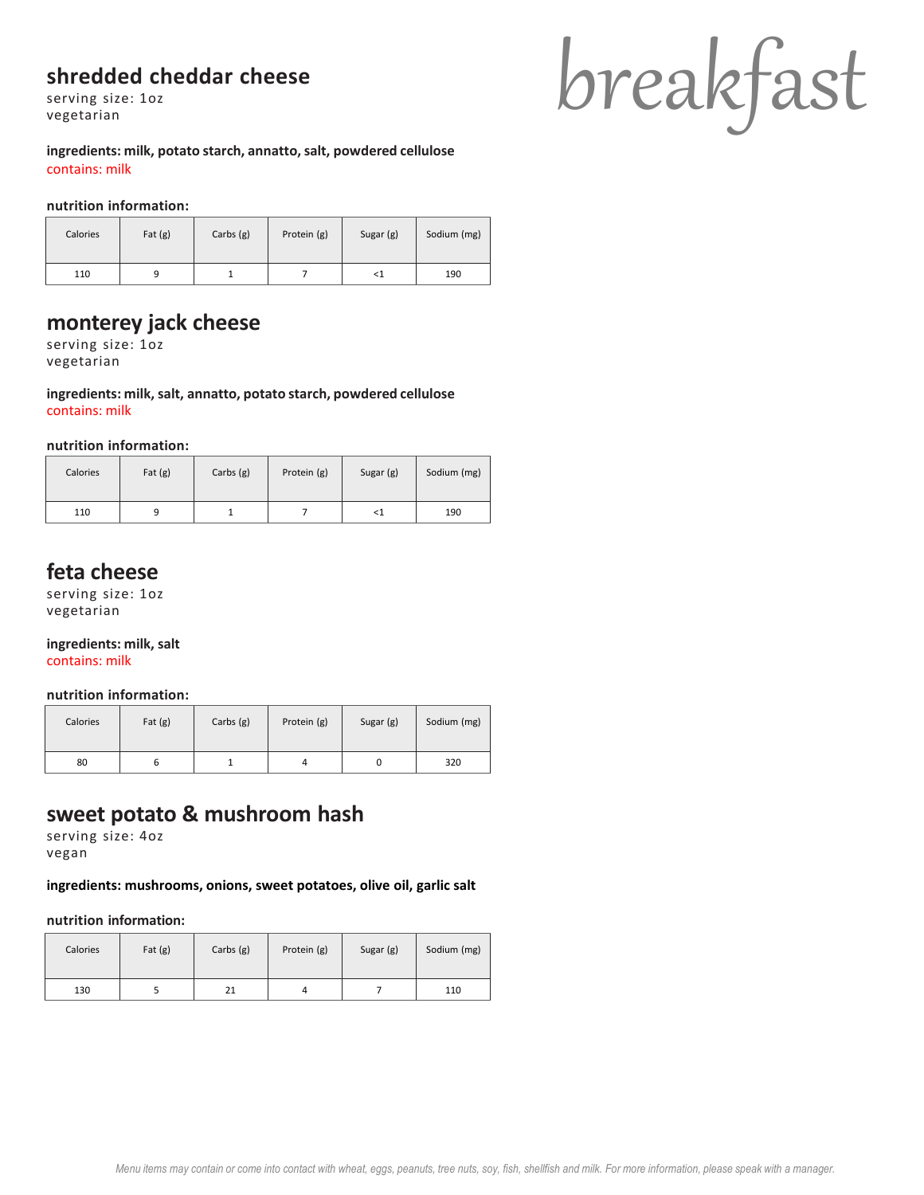# breakfast

## shredded cheddar cheese

serving size: 1oz
vegetarian

**ingredients: milk, potato starch, annatto, salt, powdered cellulose**
contains: milk

**nutrition information:**

| Calories | Fat (g) | Carbs (g) | Protein (g) | Sugar (g) | Sodium (mg) |
|---|---|---|---|---|---|
| 110 | 9 | 1 | 7 | <1 | 190 |

## monterey jack cheese

serving size: 1oz
vegetarian

**ingredients: milk, salt, annatto, potato starch, powdered cellulose**
contains: milk

**nutrition information:**

| Calories | Fat (g) | Carbs (g) | Protein (g) | Sugar (g) | Sodium (mg) |
|---|---|---|---|---|---|
| 110 | 9 | 1 | 7 | <1 | 190 |

## feta cheese

serving size: 1oz
vegetarian

**ingredients: milk, salt**
contains: milk

**nutrition information:**

| Calories | Fat (g) | Carbs (g) | Protein (g) | Sugar (g) | Sodium (mg) |
|---|---|---|---|---|---|
| 80 | 6 | 1 | 4 | 0 | 320 |

## sweet potato & mushroom hash

serving size: 4oz
vegan

**ingredients: mushrooms, onions, sweet potatoes, olive oil, garlic salt**

**nutrition information:**

| Calories | Fat (g) | Carbs (g) | Protein (g) | Sugar (g) | Sodium (mg) |
|---|---|---|---|---|---|
| 130 | 5 | 21 | 4 | 7 | 110 |

*Menu items may contain or come into contact with wheat, eggs, peanuts, tree nuts, soy, fish, shellfish and milk. For more information, please speak with a manager.*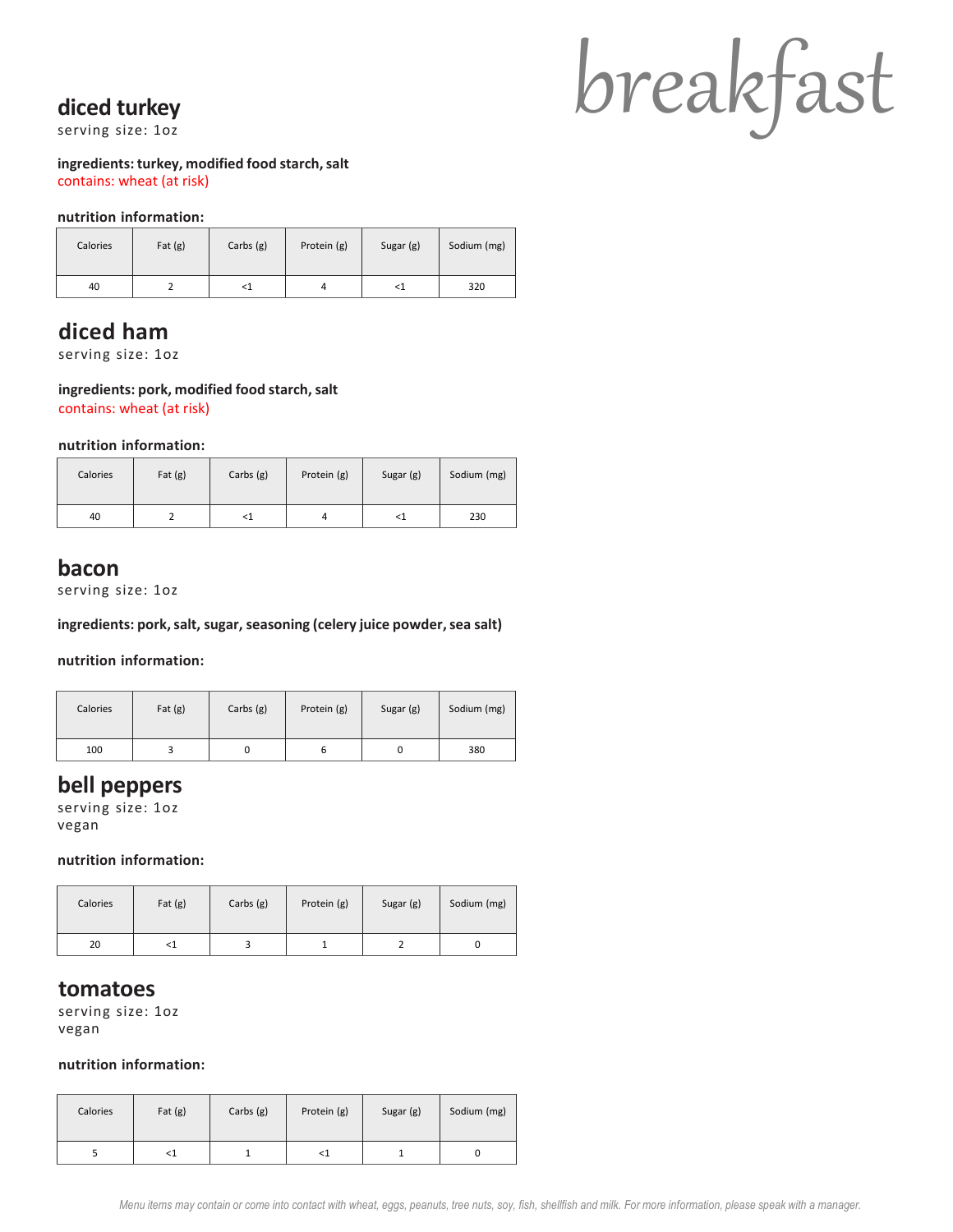# breakfast

## diced turkey

serving size: 1oz

**ingredients: turkey, modified food starch, salt**

contains: wheat (at risk)

**nutrition information:**

| Calories | Fat (g) | Carbs (g) | Protein (g) | Sugar (g) | Sodium (mg) |
|---|---|---|---|---|---|
| 40 | 2 | <1 | 4 | <1 | 320 |

## diced ham

serving size: 1oz

**ingredients: pork, modified food starch, salt**

contains: wheat (at risk)

**nutrition information:**

| Calories | Fat (g) | Carbs (g) | Protein (g) | Sugar (g) | Sodium (mg) |
|---|---|---|---|---|---|
| 40 | 2 | <1 | 4 | <1 | 230 |

## bacon

serving size: 1oz

**ingredients: pork, salt, sugar, seasoning (celery juice powder, sea salt)**

**nutrition information:**

| Calories | Fat (g) | Carbs (g) | Protein (g) | Sugar (g) | Sodium (mg) |
|---|---|---|---|---|---|
| 100 | 3 | 0 | 6 | 0 | 380 |

## bell peppers

serving size: 1oz

vegan

**nutrition information:**

| Calories | Fat (g) | Carbs (g) | Protein (g) | Sugar (g) | Sodium (mg) |
|---|---|---|---|---|---|
| 20 | <1 | 3 | 1 | 2 | 0 |

## tomatoes

serving size: 1oz

vegan

**nutrition information:**

| Calories | Fat (g) | Carbs (g) | Protein (g) | Sugar (g) | Sodium (mg) |
|---|---|---|---|---|---|
| 5 | <1 | 1 | <1 | 1 | 0 |

*Menu items may contain or come into contact with wheat, eggs, peanuts, tree nuts, soy, fish, shellfish and milk. For more information, please speak with a manager.*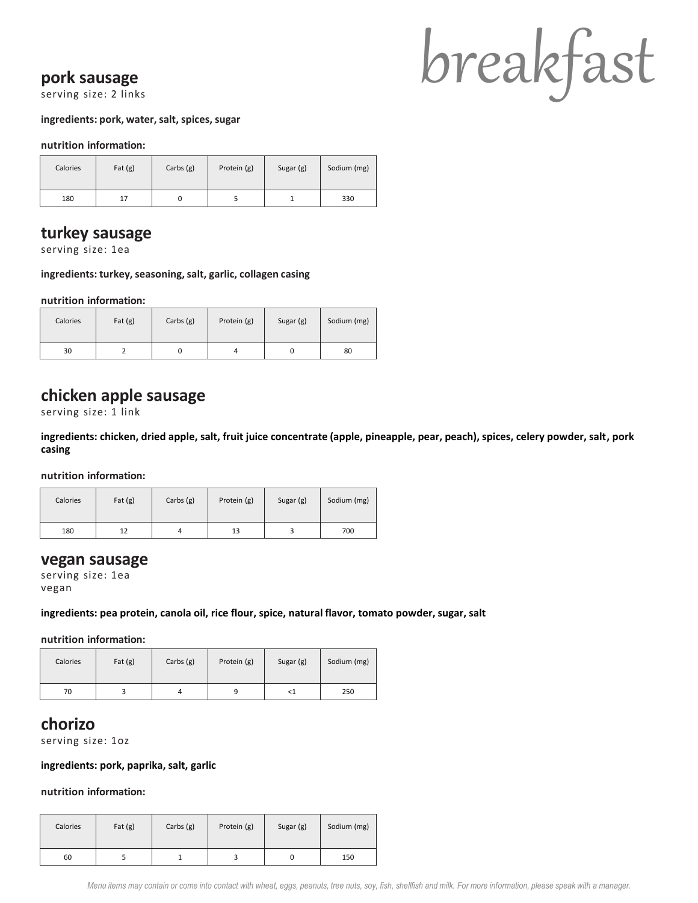# breakfast

## pork sausage

serving size: 2 links

**ingredients: pork, water, salt, spices, sugar**

**nutrition information:**

| Calories | Fat (g) | Carbs (g) | Protein (g) | Sugar (g) | Sodium (mg) |
|---|---|---|---|---|---|
| 180 | 17 | 0 | 5 | 1 | 330 |

## turkey sausage

serving size: 1ea

**ingredients: turkey, seasoning, salt, garlic, collagen casing**

**nutrition information:**

| Calories | Fat (g) | Carbs (g) | Protein (g) | Sugar (g) | Sodium (mg) |
|---|---|---|---|---|---|
| 30 | 2 | 0 | 4 | 0 | 80 |

## chicken apple sausage

serving size: 1 link

**ingredients: chicken, dried apple, salt, fruit juice concentrate (apple, pineapple, pear, peach), spices, celery powder, salt, pork casing**

**nutrition information:**

| Calories | Fat (g) | Carbs (g) | Protein (g) | Sugar (g) | Sodium (mg) |
|---|---|---|---|---|---|
| 180 | 12 | 4 | 13 | 3 | 700 |

## vegan sausage

serving size: 1ea
vegan

**ingredients: pea protein, canola oil, rice flour, spice, natural flavor, tomato powder, sugar, salt**

**nutrition information:**

| Calories | Fat (g) | Carbs (g) | Protein (g) | Sugar (g) | Sodium (mg) |
|---|---|---|---|---|---|
| 70 | 3 | 4 | 9 | <1 | 250 |

## chorizo

serving size: 1oz

**ingredients: pork, paprika, salt, garlic**

**nutrition information:**

| Calories | Fat (g) | Carbs (g) | Protein (g) | Sugar (g) | Sodium (mg) |
|---|---|---|---|---|---|
| 60 | 5 | 1 | 3 | 0 | 150 |

*Menu items may contain or come into contact with wheat, eggs, peanuts, tree nuts, soy, fish, shellfish and milk. For more information, please speak with a manager.*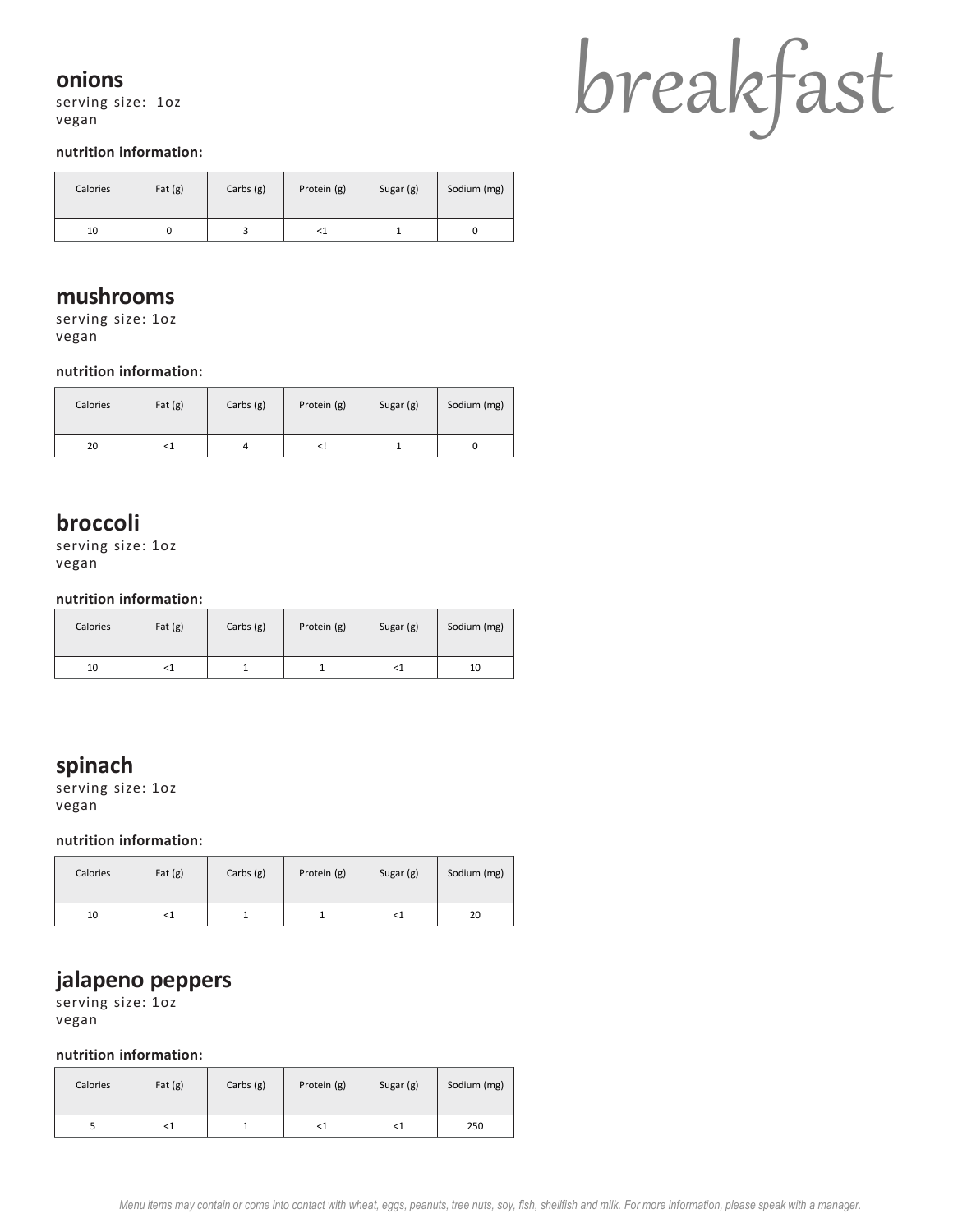# breakfast

## onions

serving size: 1oz
vegan

**nutrition information:**

| Calories | Fat (g) | Carbs (g) | Protein (g) | Sugar (g) | Sodium (mg) |
|---|---|---|---|---|---|
| 10 | 0 | 3 | <1 | 1 | 0 |

## mushrooms

serving size: 1oz
vegan

**nutrition information:**

| Calories | Fat (g) | Carbs (g) | Protein (g) | Sugar (g) | Sodium (mg) |
|---|---|---|---|---|---|
| 20 | <1 | 4 | <! | 1 | 0 |

## broccoli

serving size: 1oz
vegan

**nutrition information:**

| Calories | Fat (g) | Carbs (g) | Protein (g) | Sugar (g) | Sodium (mg) |
|---|---|---|---|---|---|
| 10 | <1 | 1 | 1 | <1 | 10 |

## spinach

serving size: 1oz
vegan

**nutrition information:**

| Calories | Fat (g) | Carbs (g) | Protein (g) | Sugar (g) | Sodium (mg) |
|---|---|---|---|---|---|
| 10 | <1 | 1 | 1 | <1 | 20 |

## jalapeno peppers

serving size: 1oz
vegan

**nutrition information:**

| Calories | Fat (g) | Carbs (g) | Protein (g) | Sugar (g) | Sodium (mg) |
|---|---|---|---|---|---|
| 5 | <1 | 1 | <1 | <1 | 250 |

*Menu items may contain or come into contact with wheat, eggs, peanuts, tree nuts, soy, fish, shellfish and milk. For more information, please speak with a manager.*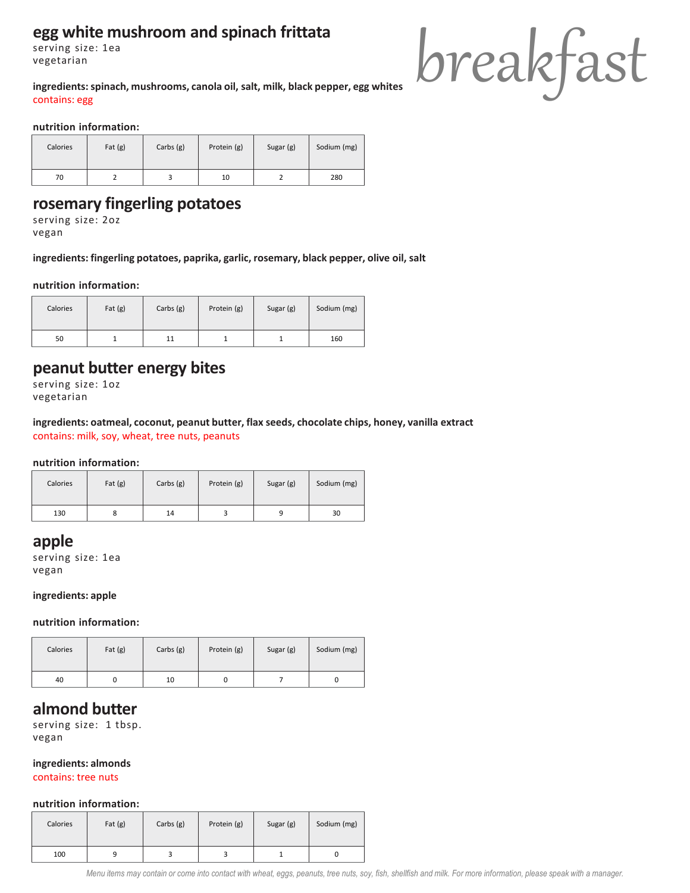# breakfast

## egg white mushroom and spinach frittata

serving size: 1ea
vegetarian

**ingredients: spinach, mushrooms, canola oil, salt, milk, black pepper, egg whites**
contains: egg

**nutrition information:**

| Calories | Fat (g) | Carbs (g) | Protein (g) | Sugar (g) | Sodium (mg) |
|---|---|---|---|---|---|
| 70 | 2 | 3 | 10 | 2 | 280 |

## rosemary fingerling potatoes

serving size: 2oz
vegan

**ingredients: fingerling potatoes, paprika, garlic, rosemary, black pepper, olive oil, salt**

**nutrition information:**

| Calories | Fat (g) | Carbs (g) | Protein (g) | Sugar (g) | Sodium (mg) |
|---|---|---|---|---|---|
| 50 | 1 | 11 | 1 | 1 | 160 |

## peanut butter energy bites

serving size: 1oz
vegetarian

**ingredients: oatmeal, coconut, peanut butter, flax seeds, chocolate chips, honey, vanilla extract**
contains: milk, soy, wheat, tree nuts, peanuts

**nutrition information:**

| Calories | Fat (g) | Carbs (g) | Protein (g) | Sugar (g) | Sodium (mg) |
|---|---|---|---|---|---|
| 130 | 8 | 14 | 3 | 9 | 30 |

## apple

serving size: 1ea
vegan

**ingredients: apple**

**nutrition information:**

| Calories | Fat (g) | Carbs (g) | Protein (g) | Sugar (g) | Sodium (mg) |
|---|---|---|---|---|---|
| 40 | 0 | 10 | 0 | 7 | 0 |

## almond butter

serving size: 1 tbsp.
vegan

**ingredients: almonds**
contains: tree nuts

**nutrition information:**

| Calories | Fat (g) | Carbs (g) | Protein (g) | Sugar (g) | Sodium (mg) |
|---|---|---|---|---|---|
| 100 | 9 | 3 | 3 | 1 | 0 |

*Menu items may contain or come into contact with wheat, eggs, peanuts, tree nuts, soy, fish, shellfish and milk. For more information, please speak with a manager.*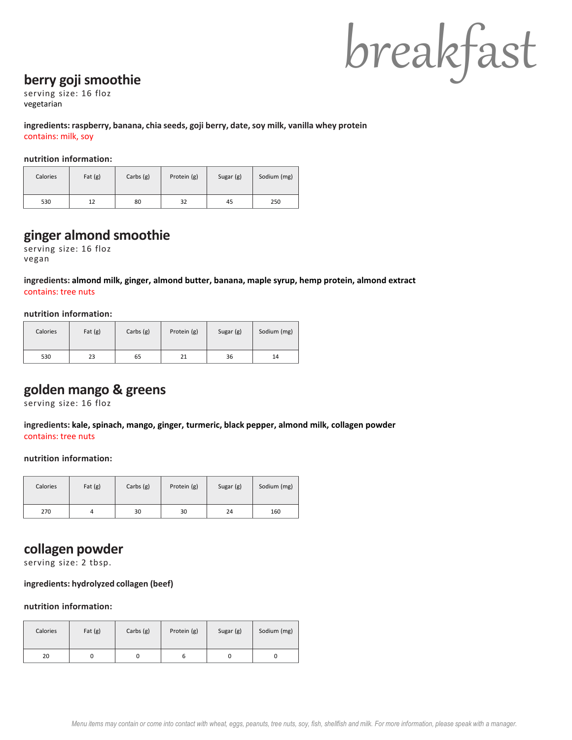# breakfast

## berry goji smoothie

serving size: 16 floz
vegetarian

**ingredients: raspberry, banana, chia seeds, goji berry, date, soy milk, vanilla whey protein**
contains: milk, soy

**nutrition information:**

| Calories | Fat (g) | Carbs (g) | Protein (g) | Sugar (g) | Sodium (mg) |
|---|---|---|---|---|---|
| 530 | 12 | 80 | 32 | 45 | 250 |

## ginger almond smoothie

serving size: 16 floz
vegan

**ingredients: almond milk, ginger, almond butter, banana, maple syrup, hemp protein, almond extract**
contains: tree nuts

**nutrition information:**

| Calories | Fat (g) | Carbs (g) | Protein (g) | Sugar (g) | Sodium (mg) |
|---|---|---|---|---|---|
| 530 | 23 | 65 | 21 | 36 | 14 |

## golden mango & greens

serving size: 16 floz

**ingredients: kale, spinach, mango, ginger, turmeric, black pepper, almond milk, collagen powder**
contains: tree nuts

**nutrition information:**

| Calories | Fat (g) | Carbs (g) | Protein (g) | Sugar (g) | Sodium (mg) |
|---|---|---|---|---|---|
| 270 | 4 | 30 | 30 | 24 | 160 |

## collagen powder

serving size: 2 tbsp.

**ingredients: hydrolyzed collagen (beef)**

**nutrition information:**

| Calories | Fat (g) | Carbs (g) | Protein (g) | Sugar (g) | Sodium (mg) |
|---|---|---|---|---|---|
| 20 | 0 | 0 | 6 | 0 | 0 |

*Menu items may contain or come into contact with wheat, eggs, peanuts, tree nuts, soy, fish, shellfish and milk. For more information, please speak with a manager.*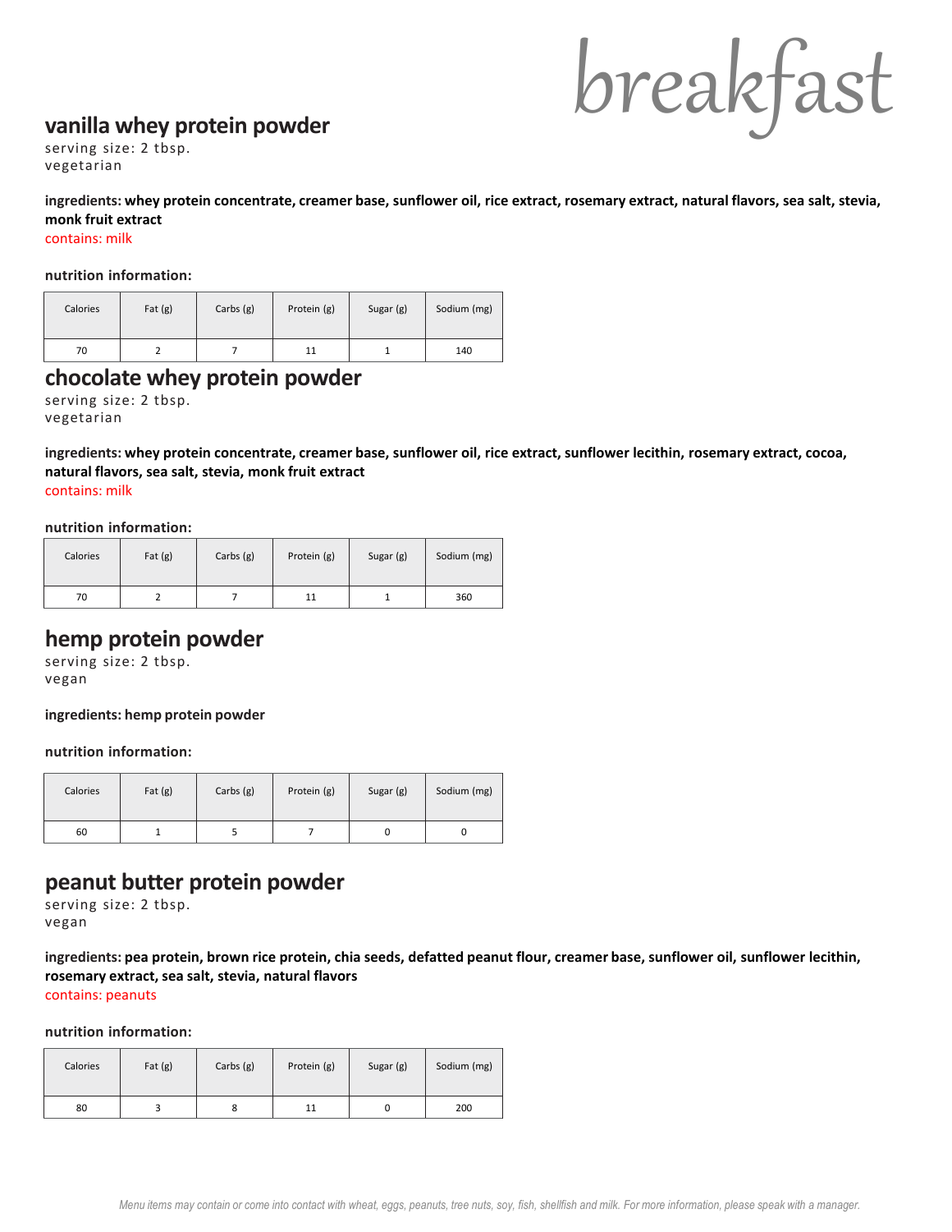# breakfast

## vanilla whey protein powder

serving size: 2 tbsp.
vegetarian

**ingredients: whey protein concentrate, creamer base, sunflower oil, rice extract, rosemary extract, natural flavors, sea salt, stevia, monk fruit extract**

contains: milk

**nutrition information:**

| Calories | Fat (g) | Carbs (g) | Protein (g) | Sugar (g) | Sodium (mg) |
|---|---|---|---|---|---|
| 70 | 2 | 7 | 11 | 1 | 140 |

## chocolate whey protein powder

serving size: 2 tbsp.
vegetarian

**ingredients: whey protein concentrate, creamer base, sunflower oil, rice extract, sunflower lecithin, rosemary extract, cocoa, natural flavors, sea salt, stevia, monk fruit extract**

contains: milk

**nutrition information:**

| Calories | Fat (g) | Carbs (g) | Protein (g) | Sugar (g) | Sodium (mg) |
|---|---|---|---|---|---|
| 70 | 2 | 7 | 11 | 1 | 360 |

## hemp protein powder

serving size: 2 tbsp.
vegan

**ingredients: hemp protein powder**

**nutrition information:**

| Calories | Fat (g) | Carbs (g) | Protein (g) | Sugar (g) | Sodium (mg) |
|---|---|---|---|---|---|
| 60 | 1 | 5 | 7 | 0 | 0 |

## peanut butter protein powder

serving size: 2 tbsp.
vegan

**ingredients: pea protein, brown rice protein, chia seeds, defatted peanut flour, creamer base, sunflower oil, sunflower lecithin, rosemary extract, sea salt, stevia, natural flavors**

contains: peanuts

**nutrition information:**

| Calories | Fat (g) | Carbs (g) | Protein (g) | Sugar (g) | Sodium (mg) |
|---|---|---|---|---|---|
| 80 | 3 | 8 | 11 | 0 | 200 |

*Menu items may contain or come into contact with wheat, eggs, peanuts, tree nuts, soy, fish, shellfish and milk. For more information, please speak with a manager.*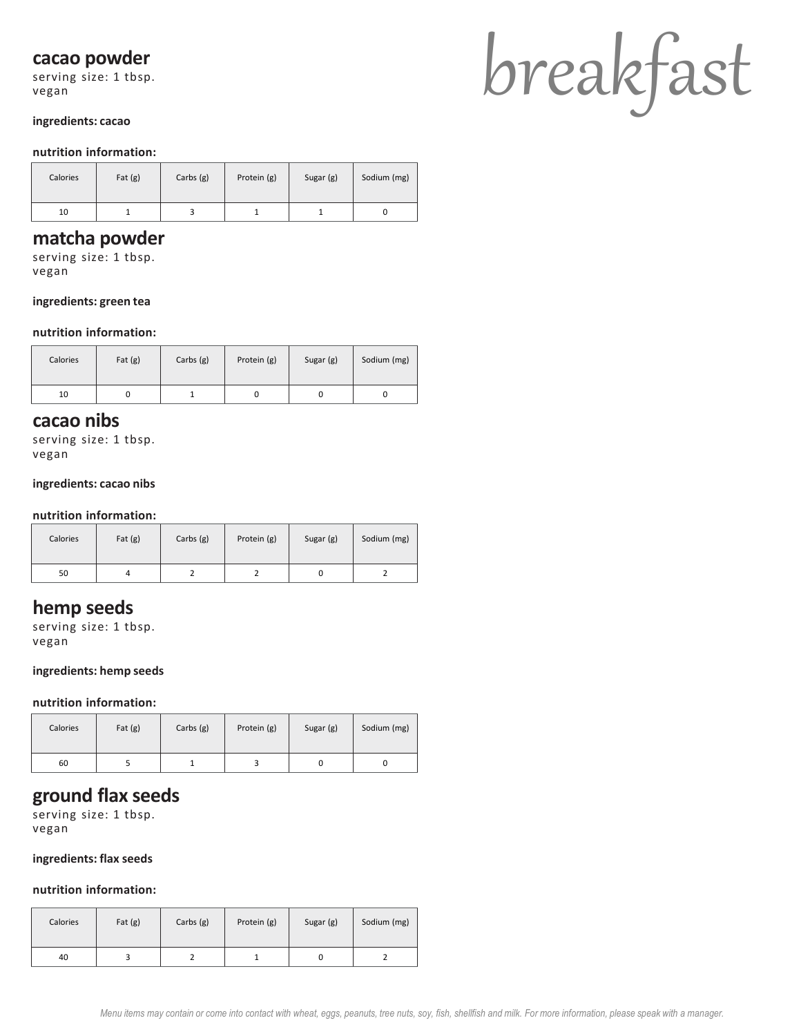# breakfast

## cacao powder

serving size: 1 tbsp.
vegan

**ingredients: cacao**

**nutrition information:**

| Calories | Fat (g) | Carbs (g) | Protein (g) | Sugar (g) | Sodium (mg) |
|---|---|---|---|---|---|
| 10 | 1 | 3 | 1 | 1 | 0 |

## matcha powder

serving size: 1 tbsp.
vegan

**ingredients: green tea**

**nutrition information:**

| Calories | Fat (g) | Carbs (g) | Protein (g) | Sugar (g) | Sodium (mg) |
|---|---|---|---|---|---|
| 10 | 0 | 1 | 0 | 0 | 0 |

## cacao nibs

serving size: 1 tbsp.
vegan

**ingredients: cacao nibs**

**nutrition information:**

| Calories | Fat (g) | Carbs (g) | Protein (g) | Sugar (g) | Sodium (mg) |
|---|---|---|---|---|---|
| 50 | 4 | 2 | 2 | 0 | 2 |

## hemp seeds

serving size: 1 tbsp.
vegan

**ingredients: hemp seeds**

**nutrition information:**

| Calories | Fat (g) | Carbs (g) | Protein (g) | Sugar (g) | Sodium (mg) |
|---|---|---|---|---|---|
| 60 | 5 | 1 | 3 | 0 | 0 |

## ground flax seeds

serving size: 1 tbsp.
vegan

**ingredients: flax seeds**

**nutrition information:**

| Calories | Fat (g) | Carbs (g) | Protein (g) | Sugar (g) | Sodium (mg) |
|---|---|---|---|---|---|
| 40 | 3 | 2 | 1 | 0 | 2 |

*Menu items may contain or come into contact with wheat, eggs, peanuts, tree nuts, soy, fish, shellfish and milk. For more information, please speak with a manager.*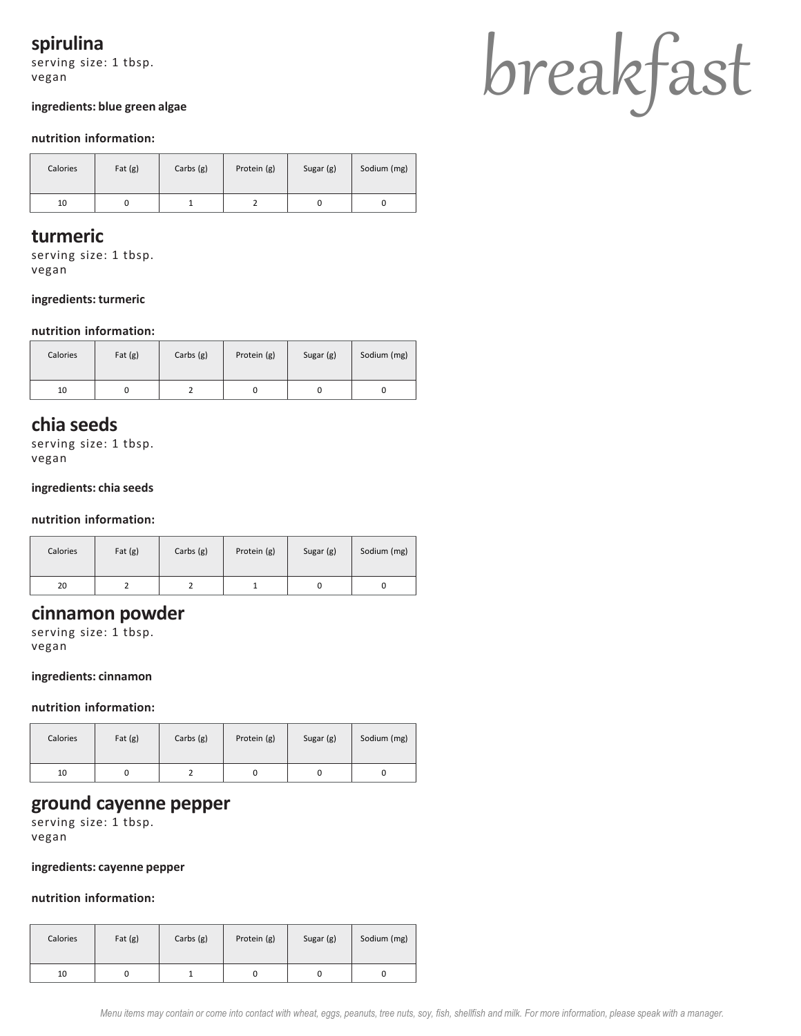# breakfast

## spirulina

serving size: 1 tbsp.
vegan

**ingredients: blue green algae**

**nutrition information:**

| Calories | Fat (g) | Carbs (g) | Protein (g) | Sugar (g) | Sodium (mg) |
|---|---|---|---|---|---|
| 10 | 0 | 1 | 2 | 0 | 0 |

## turmeric

serving size: 1 tbsp.
vegan

**ingredients: turmeric**

**nutrition information:**

| Calories | Fat (g) | Carbs (g) | Protein (g) | Sugar (g) | Sodium (mg) |
|---|---|---|---|---|---|
| 10 | 0 | 2 | 0 | 0 | 0 |

## chia seeds

serving size: 1 tbsp.
vegan

**ingredients: chia seeds**

**nutrition information:**

| Calories | Fat (g) | Carbs (g) | Protein (g) | Sugar (g) | Sodium (mg) |
|---|---|---|---|---|---|
| 20 | 2 | 2 | 1 | 0 | 0 |

## cinnamon powder

serving size: 1 tbsp.
vegan

**ingredients: cinnamon**

**nutrition information:**

| Calories | Fat (g) | Carbs (g) | Protein (g) | Sugar (g) | Sodium (mg) |
|---|---|---|---|---|---|
| 10 | 0 | 2 | 0 | 0 | 0 |

## ground cayenne pepper

serving size: 1 tbsp.
vegan

**ingredients: cayenne pepper**

**nutrition information:**

| Calories | Fat (g) | Carbs (g) | Protein (g) | Sugar (g) | Sodium (mg) |
|---|---|---|---|---|---|
| 10 | 0 | 1 | 0 | 0 | 0 |

*Menu items may contain or come into contact with wheat, eggs, peanuts, tree nuts, soy, fish, shellfish and milk. For more information, please speak with a manager.*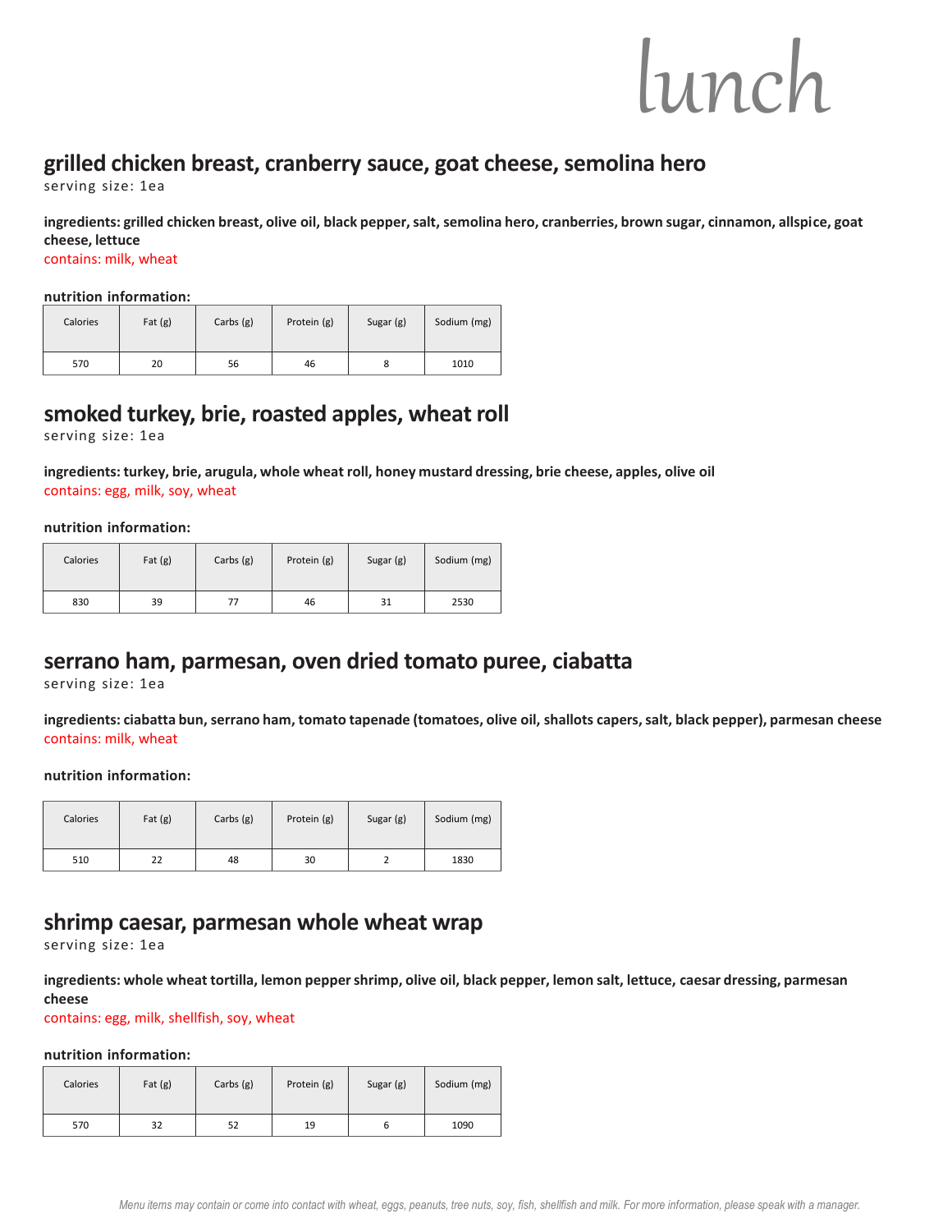# lunch

## grilled chicken breast, cranberry sauce, goat cheese, semolina hero

serving size: 1ea

**ingredients: grilled chicken breast, olive oil, black pepper, salt, semolina hero, cranberries, brown sugar, cinnamon, allspice, goat cheese, lettuce**

contains: milk, wheat

**nutrition information:**

| Calories | Fat (g) | Carbs (g) | Protein (g) | Sugar (g) | Sodium (mg) |
|---|---|---|---|---|---|
| 570 | 20 | 56 | 46 | 8 | 1010 |

## smoked turkey, brie, roasted apples, wheat roll

serving size: 1ea

**ingredients: turkey, brie, arugula, whole wheat roll, honey mustard dressing, brie cheese, apples, olive oil**

contains: egg, milk, soy, wheat

**nutrition information:**

| Calories | Fat (g) | Carbs (g) | Protein (g) | Sugar (g) | Sodium (mg) |
|---|---|---|---|---|---|
| 830 | 39 | 77 | 46 | 31 | 2530 |

## serrano ham, parmesan, oven dried tomato puree, ciabatta

serving size: 1ea

**ingredients: ciabatta bun, serrano ham, tomato tapenade (tomatoes, olive oil, shallots capers, salt, black pepper), parmesan cheese**

contains: milk, wheat

**nutrition information:**

| Calories | Fat (g) | Carbs (g) | Protein (g) | Sugar (g) | Sodium (mg) |
|---|---|---|---|---|---|
| 510 | 22 | 48 | 30 | 2 | 1830 |

## shrimp caesar, parmesan whole wheat wrap

serving size: 1ea

**ingredients: whole wheat tortilla, lemon pepper shrimp, olive oil, black pepper, lemon salt, lettuce, caesar dressing, parmesan cheese**

contains: egg, milk, shellfish, soy, wheat

**nutrition information:**

| Calories | Fat (g) | Carbs (g) | Protein (g) | Sugar (g) | Sodium (mg) |
|---|---|---|---|---|---|
| 570 | 32 | 52 | 19 | 6 | 1090 |

*Menu items may contain or come into contact with wheat, eggs, peanuts, tree nuts, soy, fish, shellfish and milk. For more information, please speak with a manager.*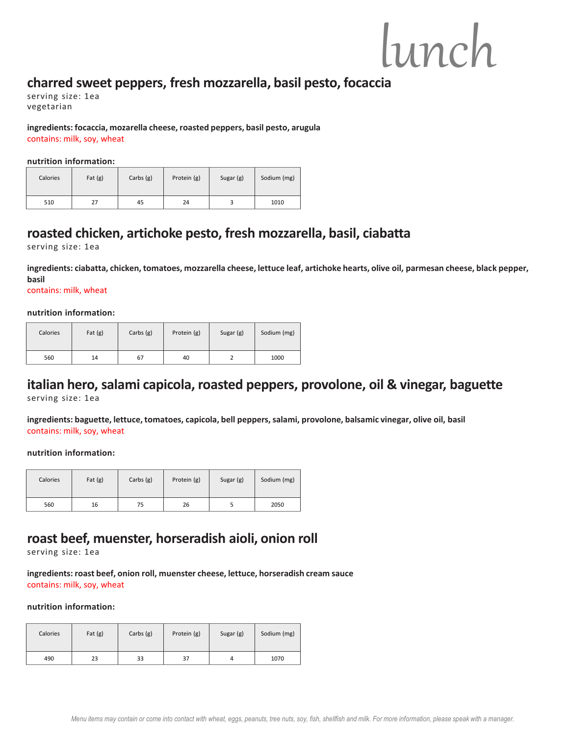# lunch

## charred sweet peppers, fresh mozzarella, basil pesto, focaccia

serving size: 1ea
vegetarian

**ingredients: focaccia, mozarella cheese, roasted peppers, basil pesto, arugula**
contains: milk, soy, wheat

**nutrition information:**

| Calories | Fat (g) | Carbs (g) | Protein (g) | Sugar (g) | Sodium (mg) |
|---|---|---|---|---|---|
| 510 | 27 | 45 | 24 | 3 | 1010 |

## roasted chicken, artichoke pesto, fresh mozzarella, basil, ciabatta

serving size: 1ea

**ingredients: ciabatta, chicken, tomatoes, mozzarella cheese, lettuce leaf, artichoke hearts, olive oil, parmesan cheese, black pepper, basil**
contains: milk, wheat

**nutrition information:**

| Calories | Fat (g) | Carbs (g) | Protein (g) | Sugar (g) | Sodium (mg) |
|---|---|---|---|---|---|
| 560 | 14 | 67 | 40 | 2 | 1000 |

## italian hero, salami capicola, roasted peppers, provolone, oil & vinegar, baguette

serving size: 1ea

**ingredients: baguette, lettuce, tomatoes, capicola, bell peppers, salami, provolone, balsamic vinegar, olive oil, basil**
contains: milk, soy, wheat

**nutrition information:**

| Calories | Fat (g) | Carbs (g) | Protein (g) | Sugar (g) | Sodium (mg) |
|---|---|---|---|---|---|
| 560 | 16 | 75 | 26 | 5 | 2050 |

## roast beef, muenster, horseradish aioli, onion roll

serving size: 1ea

**ingredients: roast beef, onion roll, muenster cheese, lettuce, horseradish cream sauce**
contains: milk, soy, wheat

**nutrition information:**

| Calories | Fat (g) | Carbs (g) | Protein (g) | Sugar (g) | Sodium (mg) |
|---|---|---|---|---|---|
| 490 | 23 | 33 | 37 | 4 | 1070 |

*Menu items may contain or come into contact with wheat, eggs, peanuts, tree nuts, soy, fish, shellfish and milk. For more information, please speak with a manager.*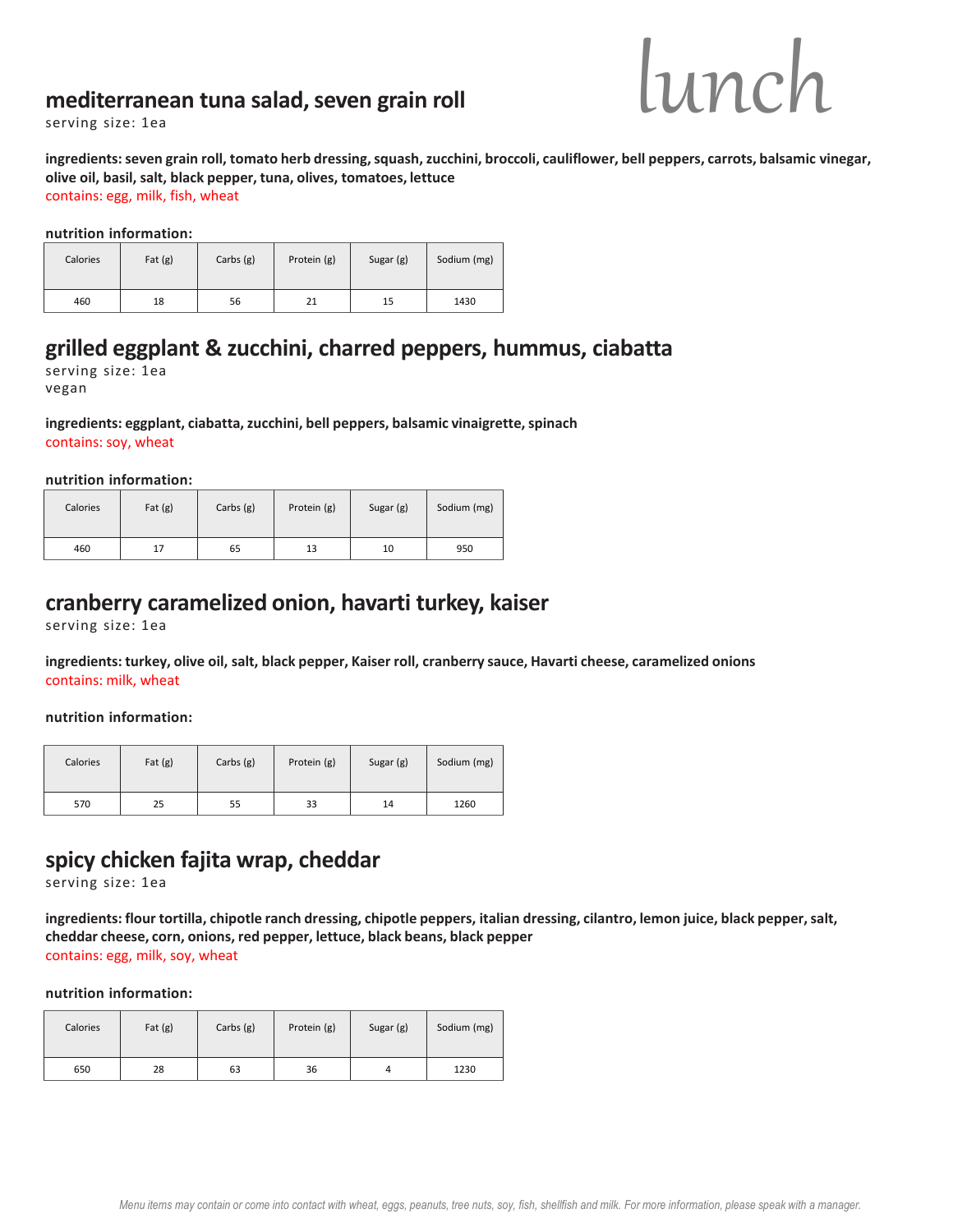# lunch

## mediterranean tuna salad, seven grain roll

serving size: 1ea

**ingredients: seven grain roll, tomato herb dressing, squash, zucchini, broccoli, cauliflower, bell peppers, carrots, balsamic vinegar, olive oil, basil, salt, black pepper, tuna, olives, tomatoes, lettuce**

contains: egg, milk, fish, wheat

**nutrition information:**

| Calories | Fat (g) | Carbs (g) | Protein (g) | Sugar (g) | Sodium (mg) |
|---|---|---|---|---|---|
| 460 | 18 | 56 | 21 | 15 | 1430 |

## grilled eggplant & zucchini, charred peppers, hummus, ciabatta

serving size: 1ea
vegan

**ingredients: eggplant, ciabatta, zucchini, bell peppers, balsamic vinaigrette, spinach**

contains: soy, wheat

**nutrition information:**

| Calories | Fat (g) | Carbs (g) | Protein (g) | Sugar (g) | Sodium (mg) |
|---|---|---|---|---|---|
| 460 | 17 | 65 | 13 | 10 | 950 |

## cranberry caramelized onion, havarti turkey, kaiser

serving size: 1ea

**ingredients: turkey, olive oil, salt, black pepper, Kaiser roll, cranberry sauce, Havarti cheese, caramelized onions**

contains: milk, wheat

**nutrition information:**

| Calories | Fat (g) | Carbs (g) | Protein (g) | Sugar (g) | Sodium (mg) |
|---|---|---|---|---|---|
| 570 | 25 | 55 | 33 | 14 | 1260 |

## spicy chicken fajita wrap, cheddar

serving size: 1ea

**ingredients: flour tortilla, chipotle ranch dressing, chipotle peppers, italian dressing, cilantro, lemon juice, black pepper, salt, cheddar cheese, corn, onions, red pepper, lettuce, black beans, black pepper**

contains: egg, milk, soy, wheat

**nutrition information:**

| Calories | Fat (g) | Carbs (g) | Protein (g) | Sugar (g) | Sodium (mg) |
|---|---|---|---|---|---|
| 650 | 28 | 63 | 36 | 4 | 1230 |

*Menu items may contain or come into contact with wheat, eggs, peanuts, tree nuts, soy, fish, shellfish and milk. For more information, please speak with a manager.*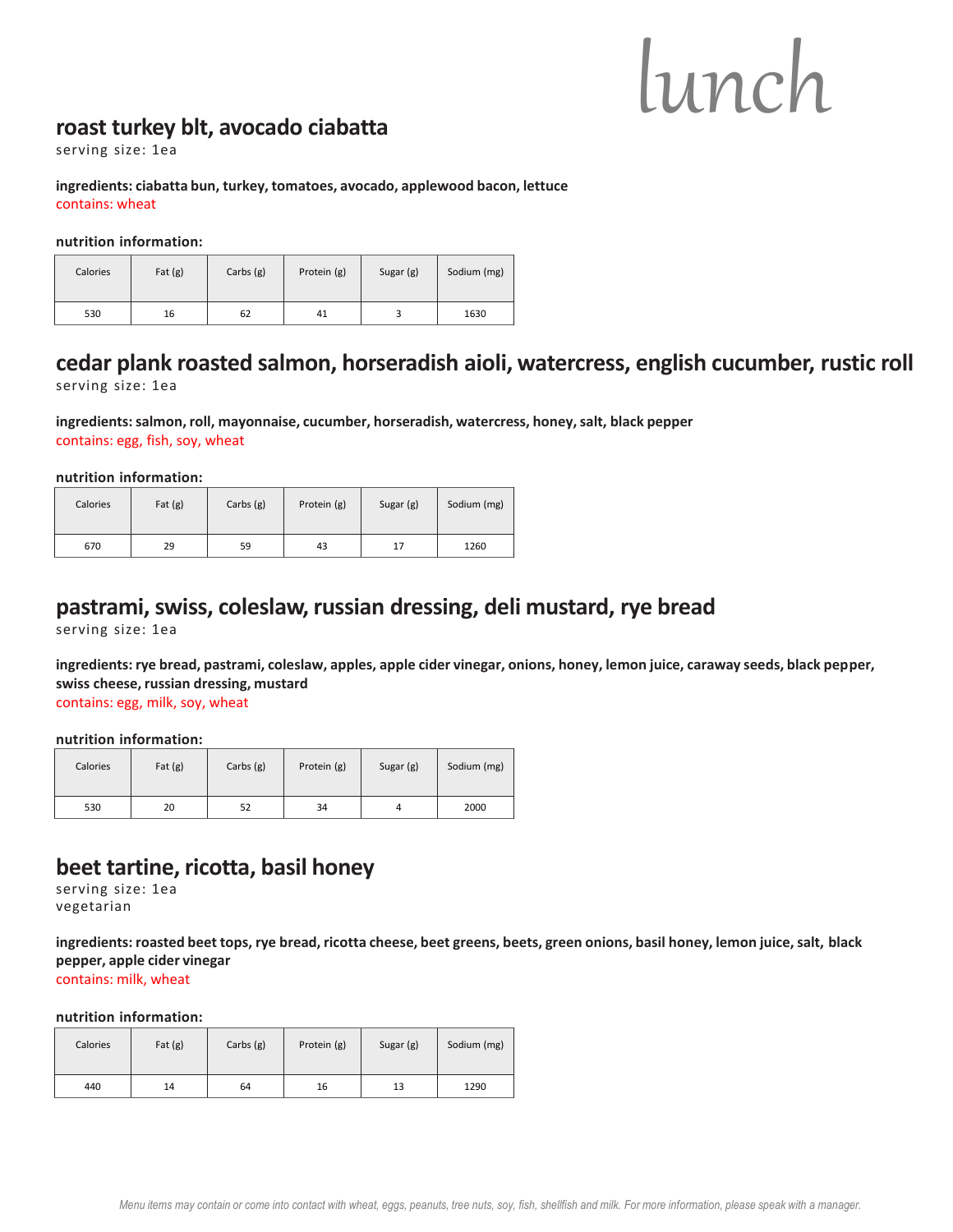# lunch

## roast turkey blt, avocado ciabatta

serving size: 1ea

**ingredients: ciabatta bun, turkey, tomatoes, avocado, applewood bacon, lettuce**
contains: wheat

**nutrition information:**

| Calories | Fat (g) | Carbs (g) | Protein (g) | Sugar (g) | Sodium (mg) |
|---|---|---|---|---|---|
| 530 | 16 | 62 | 41 | 3 | 1630 |

## cedar plank roasted salmon, horseradish aioli, watercress, english cucumber, rustic roll

serving size: 1ea

**ingredients: salmon, roll, mayonnaise, cucumber, horseradish, watercress, honey, salt, black pepper**
contains: egg, fish, soy, wheat

**nutrition information:**

| Calories | Fat (g) | Carbs (g) | Protein (g) | Sugar (g) | Sodium (mg) |
|---|---|---|---|---|---|
| 670 | 29 | 59 | 43 | 17 | 1260 |

## pastrami, swiss, coleslaw, russian dressing, deli mustard, rye bread

serving size: 1ea

**ingredients: rye bread, pastrami, coleslaw, apples, apple cider vinegar, onions, honey, lemon juice, caraway seeds, black pepper, swiss cheese, russian dressing, mustard**
contains: egg, milk, soy, wheat

**nutrition information:**

| Calories | Fat (g) | Carbs (g) | Protein (g) | Sugar (g) | Sodium (mg) |
|---|---|---|---|---|---|
| 530 | 20 | 52 | 34 | 4 | 2000 |

## beet tartine, ricotta, basil honey

serving size: 1ea
vegetarian

**ingredients: roasted beet tops, rye bread, ricotta cheese, beet greens, beets, green onions, basil honey, lemon juice, salt, black pepper, apple cider vinegar**
contains: milk, wheat

**nutrition information:**

| Calories | Fat (g) | Carbs (g) | Protein (g) | Sugar (g) | Sodium (mg) |
|---|---|---|---|---|---|
| 440 | 14 | 64 | 16 | 13 | 1290 |

*Menu items may contain or come into contact with wheat, eggs, peanuts, tree nuts, soy, fish, shellfish and milk. For more information, please speak with a manager.*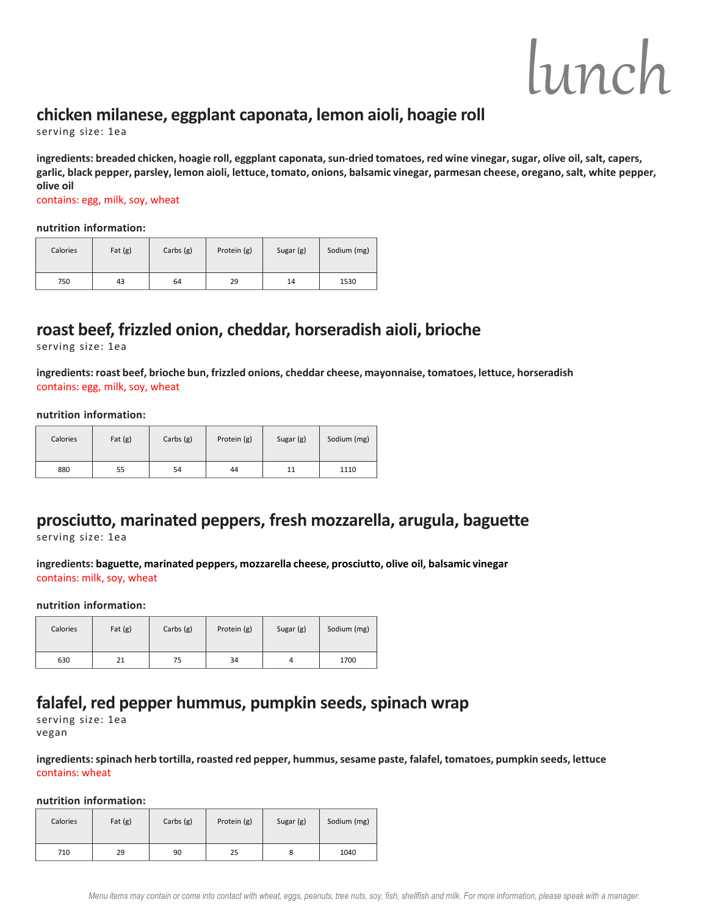# lunch

## chicken milanese, eggplant caponata, lemon aioli, hoagie roll

serving size: 1ea

**ingredients: breaded chicken, hoagie roll, eggplant caponata, sun-dried tomatoes, red wine vinegar, sugar, olive oil, salt, capers, garlic, black pepper, parsley, lemon aioli, lettuce, tomato, onions, balsamic vinegar, parmesan cheese, oregano, salt, white pepper, olive oil**

contains: egg, milk, soy, wheat

**nutrition information:**

| Calories | Fat (g) | Carbs (g) | Protein (g) | Sugar (g) | Sodium (mg) |
|---|---|---|---|---|---|
| 750 | 43 | 64 | 29 | 14 | 1530 |

## roast beef, frizzled onion, cheddar, horseradish aioli, brioche

serving size: 1ea

**ingredients: roast beef, brioche bun, frizzled onions, cheddar cheese, mayonnaise, tomatoes, lettuce, horseradish**

contains: egg, milk, soy, wheat

**nutrition information:**

| Calories | Fat (g) | Carbs (g) | Protein (g) | Sugar (g) | Sodium (mg) |
|---|---|---|---|---|---|
| 880 | 55 | 54 | 44 | 11 | 1110 |

## prosciutto, marinated peppers, fresh mozzarella, arugula, baguette

serving size: 1ea

**ingredients: baguette, marinated peppers, mozzarella cheese, prosciutto, olive oil, balsamic vinegar**

contains: milk, soy, wheat

**nutrition information:**

| Calories | Fat (g) | Carbs (g) | Protein (g) | Sugar (g) | Sodium (mg) |
|---|---|---|---|---|---|
| 630 | 21 | 75 | 34 | 4 | 1700 |

## falafel, red pepper hummus, pumpkin seeds, spinach wrap

serving size: 1ea
vegan

**ingredients: spinach herb tortilla, roasted red pepper, hummus, sesame paste, falafel, tomatoes, pumpkin seeds, lettuce**

contains: wheat

**nutrition information:**

| Calories | Fat (g) | Carbs (g) | Protein (g) | Sugar (g) | Sodium (mg) |
|---|---|---|---|---|---|
| 710 | 29 | 90 | 25 | 8 | 1040 |

*Menu items may contain or come into contact with wheat, eggs, peanuts, tree nuts, soy, fish, shellfish and milk. For more information, please speak with a manager.*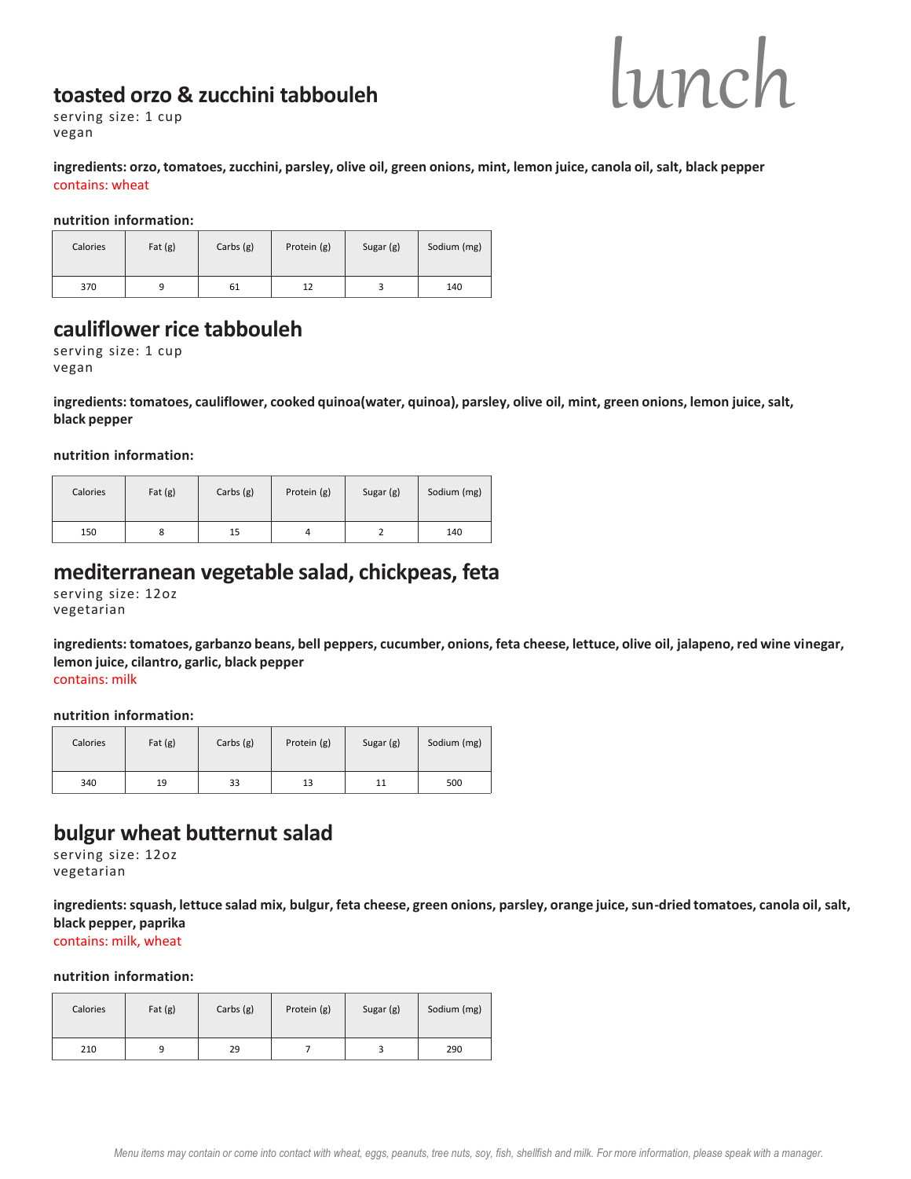# lunch

## toasted orzo & zucchini tabbouleh

serving size: 1 cup
vegan

**ingredients: orzo, tomatoes, zucchini, parsley, olive oil, green onions, mint, lemon juice, canola oil, salt, black pepper**
contains: wheat

**nutrition information:**

| Calories | Fat (g) | Carbs (g) | Protein (g) | Sugar (g) | Sodium (mg) |
|---|---|---|---|---|---|
| 370 | 9 | 61 | 12 | 3 | 140 |

## cauliflower rice tabbouleh

serving size: 1 cup
vegan

**ingredients: tomatoes, cauliflower, cooked quinoa(water, quinoa), parsley, olive oil, mint, green onions, lemon juice, salt, black pepper**

**nutrition information:**

| Calories | Fat (g) | Carbs (g) | Protein (g) | Sugar (g) | Sodium (mg) |
|---|---|---|---|---|---|
| 150 | 8 | 15 | 4 | 2 | 140 |

## mediterranean vegetable salad, chickpeas, feta

serving size: 12oz
vegetarian

**ingredients: tomatoes, garbanzo beans, bell peppers, cucumber, onions, feta cheese, lettuce, olive oil, jalapeno, red wine vinegar, lemon juice, cilantro, garlic, black pepper**
contains: milk

**nutrition information:**

| Calories | Fat (g) | Carbs (g) | Protein (g) | Sugar (g) | Sodium (mg) |
|---|---|---|---|---|---|
| 340 | 19 | 33 | 13 | 11 | 500 |

## bulgur wheat butternut salad

serving size: 12oz
vegetarian

**ingredients: squash, lettuce salad mix, bulgur, feta cheese, green onions, parsley, orange juice, sun-dried tomatoes, canola oil, salt, black pepper, paprika**
contains: milk, wheat

**nutrition information:**

| Calories | Fat (g) | Carbs (g) | Protein (g) | Sugar (g) | Sodium (mg) |
|---|---|---|---|---|---|
| 210 | 9 | 29 | 7 | 3 | 290 |

*Menu items may contain or come into contact with wheat, eggs, peanuts, tree nuts, soy, fish, shellfish and milk. For more information, please speak with a manager.*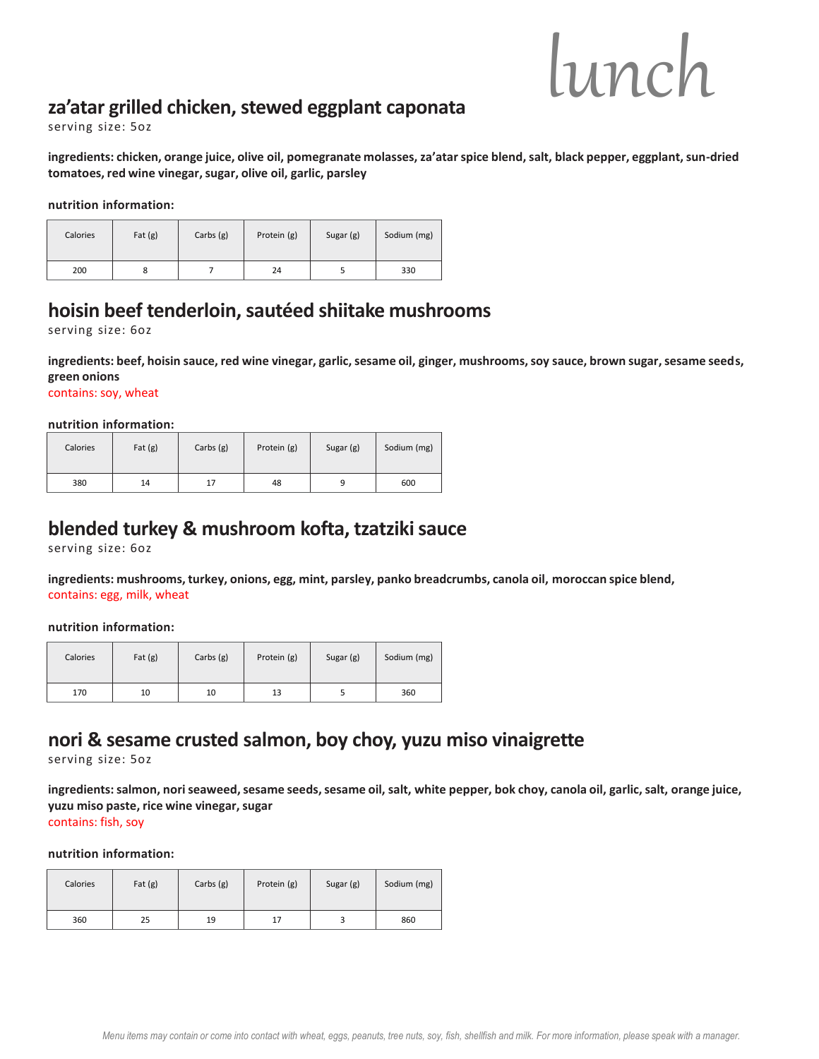# lunch

## za'atar grilled chicken, stewed eggplant caponata

serving size: 5oz

**ingredients: chicken, orange juice, olive oil, pomegranate molasses, za'atar spice blend, salt, black pepper, eggplant, sun-dried tomatoes, red wine vinegar, sugar, olive oil, garlic, parsley**

**nutrition information:**

| Calories | Fat (g) | Carbs (g) | Protein (g) | Sugar (g) | Sodium (mg) |
|---|---|---|---|---|---|
| 200 | 8 | 7 | 24 | 5 | 330 |

## hoisin beef tenderloin, sautéed shiitake mushrooms

serving size: 6oz

**ingredients: beef, hoisin sauce, red wine vinegar, garlic, sesame oil, ginger, mushrooms, soy sauce, brown sugar, sesame seeds, green onions**

contains: soy, wheat

**nutrition information:**

| Calories | Fat (g) | Carbs (g) | Protein (g) | Sugar (g) | Sodium (mg) |
|---|---|---|---|---|---|
| 380 | 14 | 17 | 48 | 9 | 600 |

## blended turkey & mushroom kofta, tzatziki sauce

serving size: 6oz

**ingredients: mushrooms, turkey, onions, egg, mint, parsley, panko breadcrumbs, canola oil, moroccan spice blend,**

contains: egg, milk, wheat

**nutrition information:**

| Calories | Fat (g) | Carbs (g) | Protein (g) | Sugar (g) | Sodium (mg) |
|---|---|---|---|---|---|
| 170 | 10 | 10 | 13 | 5 | 360 |

## nori & sesame crusted salmon, boy choy, yuzu miso vinaigrette

serving size: 5oz

**ingredients: salmon, nori seaweed, sesame seeds, sesame oil, salt, white pepper, bok choy, canola oil, garlic, salt, orange juice, yuzu miso paste, rice wine vinegar, sugar**

contains: fish, soy

**nutrition information:**

| Calories | Fat (g) | Carbs (g) | Protein (g) | Sugar (g) | Sodium (mg) |
|---|---|---|---|---|---|
| 360 | 25 | 19 | 17 | 3 | 860 |

*Menu items may contain or come into contact with wheat, eggs, peanuts, tree nuts, soy, fish, shellfish and milk. For more information, please speak with a manager.*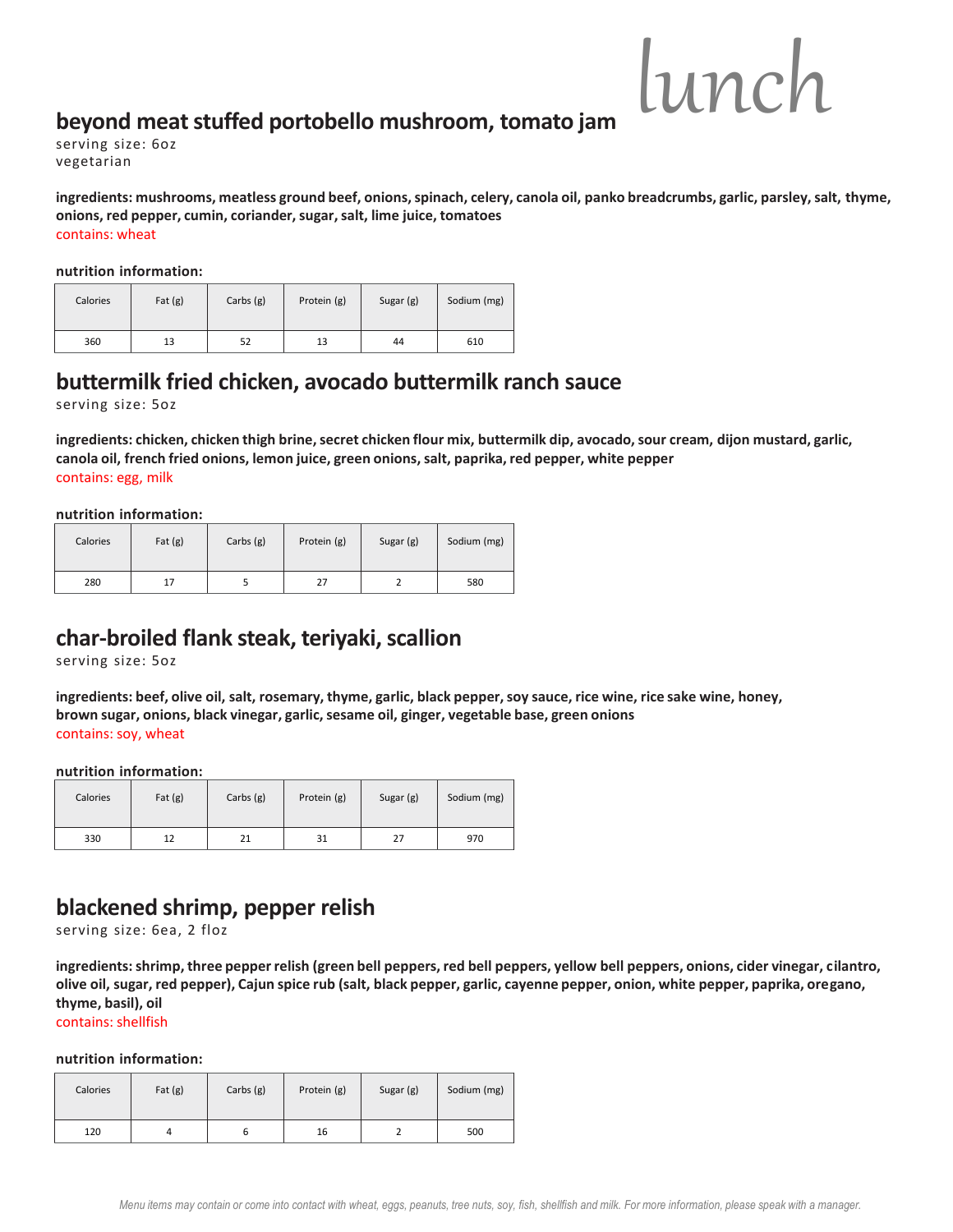# lunch

## beyond meat stuffed portobello mushroom, tomato jam

serving size: 6oz
vegetarian

**ingredients: mushrooms, meatless ground beef, onions, spinach, celery, canola oil, panko breadcrumbs, garlic, parsley, salt, thyme, onions, red pepper, cumin, coriander, sugar, salt, lime juice, tomatoes**
contains: wheat

**nutrition information:**

| Calories | Fat (g) | Carbs (g) | Protein (g) | Sugar (g) | Sodium (mg) |
|---|---|---|---|---|---|
| 360 | 13 | 52 | 13 | 44 | 610 |

## buttermilk fried chicken, avocado buttermilk ranch sauce

serving size: 5oz

**ingredients: chicken, chicken thigh brine, secret chicken flour mix, buttermilk dip, avocado, sour cream, dijon mustard, garlic, canola oil, french fried onions, lemon juice, green onions, salt, paprika, red pepper, white pepper**
contains: egg, milk

**nutrition information:**

| Calories | Fat (g) | Carbs (g) | Protein (g) | Sugar (g) | Sodium (mg) |
|---|---|---|---|---|---|
| 280 | 17 | 5 | 27 | 2 | 580 |

## char-broiled flank steak, teriyaki, scallion

serving size: 5oz

**ingredients: beef, olive oil, salt, rosemary, thyme, garlic, black pepper, soy sauce, rice wine, rice sake wine, honey, brown sugar, onions, black vinegar, garlic, sesame oil, ginger, vegetable base, green onions**
contains: soy, wheat

**nutrition information:**

| Calories | Fat (g) | Carbs (g) | Protein (g) | Sugar (g) | Sodium (mg) |
|---|---|---|---|---|---|
| 330 | 12 | 21 | 31 | 27 | 970 |

## blackened shrimp, pepper relish

serving size: 6ea, 2 floz

**ingredients: shrimp, three pepper relish (green bell peppers, red bell peppers, yellow bell peppers, onions, cider vinegar, cilantro, olive oil, sugar, red pepper), Cajun spice rub (salt, black pepper, garlic, cayenne pepper, onion, white pepper, paprika, oregano, thyme, basil), oil**
contains: shellfish

**nutrition information:**

| Calories | Fat (g) | Carbs (g) | Protein (g) | Sugar (g) | Sodium (mg) |
|---|---|---|---|---|---|
| 120 | 4 | 6 | 16 | 2 | 500 |

*Menu items may contain or come into contact with wheat, eggs, peanuts, tree nuts, soy, fish, shellfish and milk. For more information, please speak with a manager.*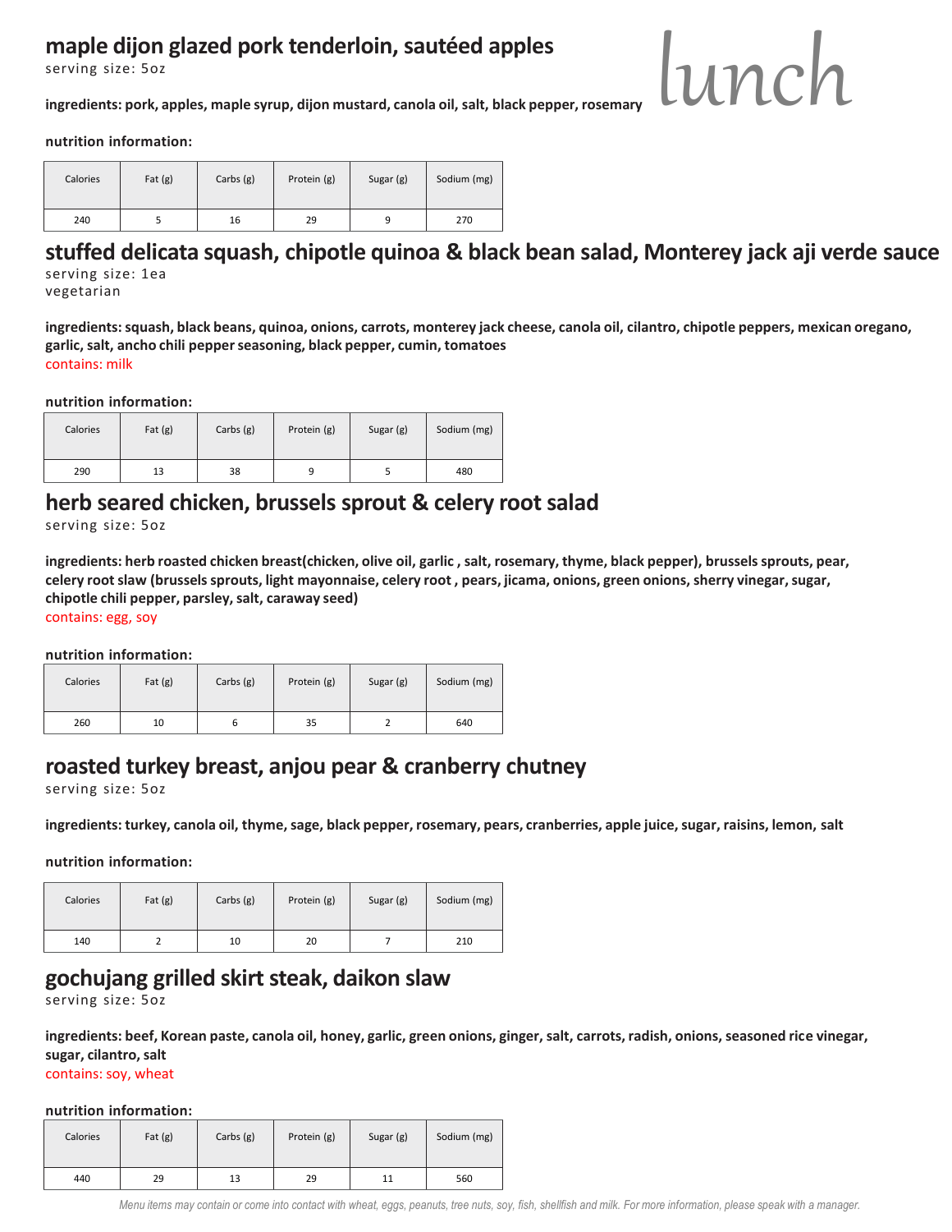# lunch

## maple dijon glazed pork tenderloin, sautéed apples

serving size: 5oz

**ingredients: pork, apples, maple syrup, dijon mustard, canola oil, salt, black pepper, rosemary**

**nutrition information:**

| Calories | Fat (g) | Carbs (g) | Protein (g) | Sugar (g) | Sodium (mg) |
|---|---|---|---|---|---|
| 240 | 5 | 16 | 29 | 9 | 270 |

## stuffed delicata squash, chipotle quinoa & black bean salad, Monterey jack aji verde sauce

serving size: 1ea
vegetarian

**ingredients: squash, black beans, quinoa, onions, carrots, monterey jack cheese, canola oil, cilantro, chipotle peppers, mexican oregano, garlic, salt, ancho chili pepper seasoning, black pepper, cumin, tomatoes**

contains: milk

**nutrition information:**

| Calories | Fat (g) | Carbs (g) | Protein (g) | Sugar (g) | Sodium (mg) |
|---|---|---|---|---|---|
| 290 | 13 | 38 | 9 | 5 | 480 |

## herb seared chicken, brussels sprout & celery root salad

serving size: 5oz

**ingredients: herb roasted chicken breast(chicken, olive oil, garlic , salt, rosemary, thyme, black pepper), brussels sprouts, pear, celery root slaw (brussels sprouts, light mayonnaise, celery root , pears, jicama, onions, green onions, sherry vinegar, sugar, chipotle chili pepper, parsley, salt, caraway seed)**

contains: egg, soy

**nutrition information:**

| Calories | Fat (g) | Carbs (g) | Protein (g) | Sugar (g) | Sodium (mg) |
|---|---|---|---|---|---|
| 260 | 10 | 6 | 35 | 2 | 640 |

## roasted turkey breast, anjou pear & cranberry chutney

serving size: 5oz

**ingredients: turkey, canola oil, thyme, sage, black pepper, rosemary, pears, cranberries, apple juice, sugar, raisins, lemon, salt**

**nutrition information:**

| Calories | Fat (g) | Carbs (g) | Protein (g) | Sugar (g) | Sodium (mg) |
|---|---|---|---|---|---|
| 140 | 2 | 10 | 20 | 7 | 210 |

## gochujang grilled skirt steak, daikon slaw

serving size: 5oz

**ingredients: beef, Korean paste, canola oil, honey, garlic, green onions, ginger, salt, carrots, radish, onions, seasoned rice vinegar, sugar, cilantro, salt**

contains: soy, wheat

**nutrition information:**

| Calories | Fat (g) | Carbs (g) | Protein (g) | Sugar (g) | Sodium (mg) |
|---|---|---|---|---|---|
| 440 | 29 | 13 | 29 | 11 | 560 |

*Menu items may contain or come into contact with wheat, eggs, peanuts, tree nuts, soy, fish, shellfish and milk. For more information, please speak with a manager.*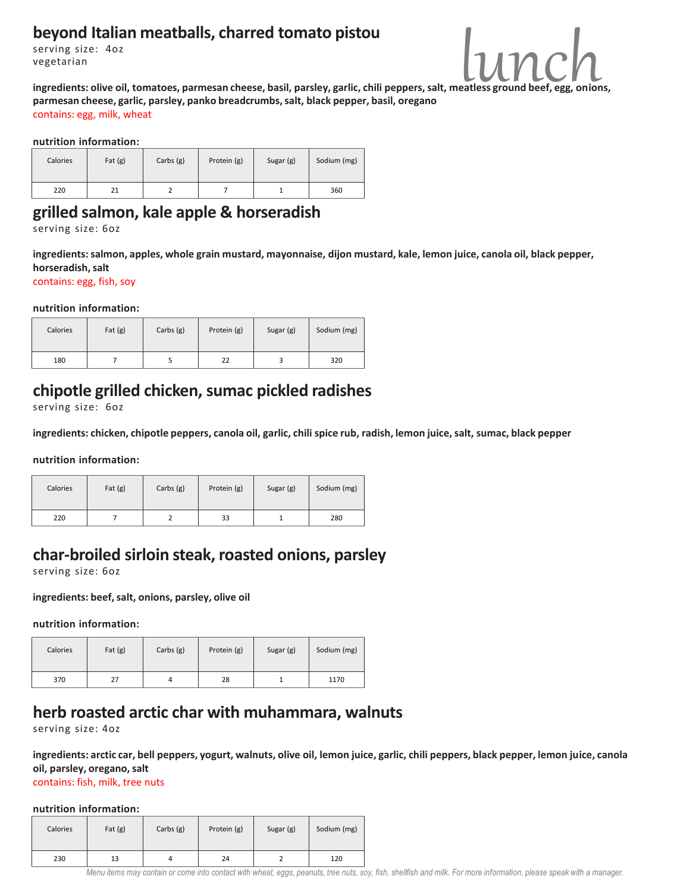# lunch

## beyond Italian meatballs, charred tomato pistou

serving size: 4oz
vegetarian

**ingredients: olive oil, tomatoes, parmesan cheese, basil, parsley, garlic, chili peppers, salt, meatless ground beef, egg, onions, parmesan cheese, garlic, parsley, panko breadcrumbs, salt, black pepper, basil, oregano**

contains: egg, milk, wheat

**nutrition information:**

| Calories | Fat (g) | Carbs (g) | Protein (g) | Sugar (g) | Sodium (mg) |
|---|---|---|---|---|---|
| 220 | 21 | 2 | 7 | 1 | 360 |

## grilled salmon, kale apple & horseradish

serving size: 6oz

**ingredients: salmon, apples, whole grain mustard, mayonnaise, dijon mustard, kale, lemon juice, canola oil, black pepper, horseradish, salt**

contains: egg, fish, soy

**nutrition information:**

| Calories | Fat (g) | Carbs (g) | Protein (g) | Sugar (g) | Sodium (mg) |
|---|---|---|---|---|---|
| 180 | 7 | 5 | 22 | 3 | 320 |

## chipotle grilled chicken, sumac pickled radishes

serving size: 6oz

**ingredients: chicken, chipotle peppers, canola oil, garlic, chili spice rub, radish, lemon juice, salt, sumac, black pepper**

**nutrition information:**

| Calories | Fat (g) | Carbs (g) | Protein (g) | Sugar (g) | Sodium (mg) |
|---|---|---|---|---|---|
| 220 | 7 | 2 | 33 | 1 | 280 |

## char-broiled sirloin steak, roasted onions, parsley

serving size: 6oz

**ingredients: beef, salt, onions, parsley, olive oil**

**nutrition information:**

| Calories | Fat (g) | Carbs (g) | Protein (g) | Sugar (g) | Sodium (mg) |
|---|---|---|---|---|---|
| 370 | 27 | 4 | 28 | 1 | 1170 |

## herb roasted arctic char with muhammara, walnuts

serving size: 4oz

**ingredients: arctic car, bell peppers, yogurt, walnuts, olive oil, lemon juice, garlic, chili peppers, black pepper, lemon juice, canola oil, parsley, oregano, salt**

contains: fish, milk, tree nuts

**nutrition information:**

| Calories | Fat (g) | Carbs (g) | Protein (g) | Sugar (g) | Sodium (mg) |
|---|---|---|---|---|---|
| 230 | 13 | 4 | 24 | 2 | 120 |

*Menu items may contain or come into contact with wheat, eggs, peanuts, tree nuts, soy, fish, shellfish and milk. For more information, please speak with a manager.*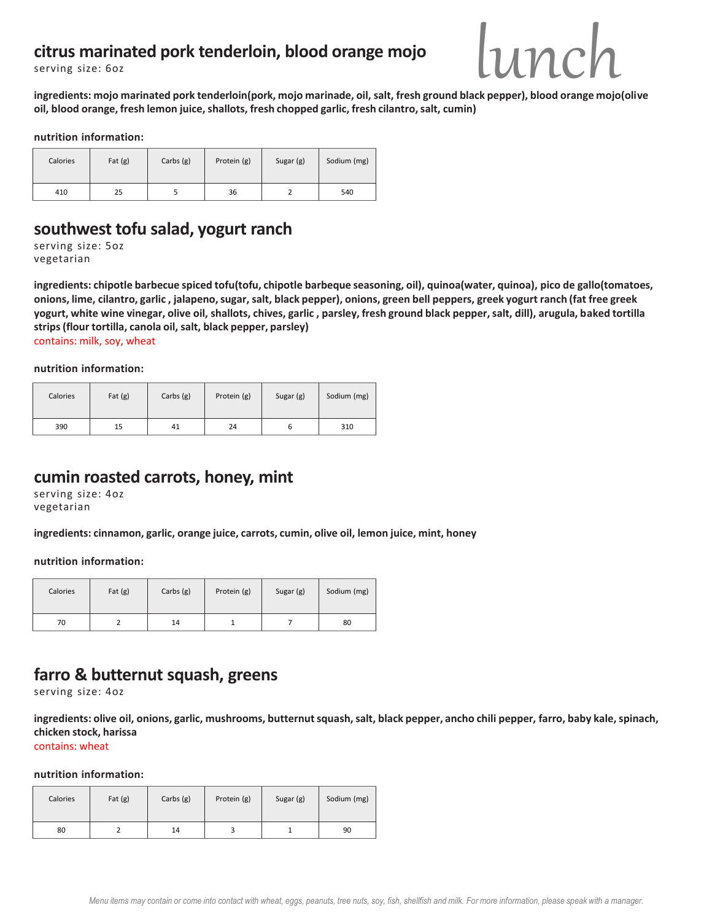# lunch

## citrus marinated pork tenderloin, blood orange mojo

serving size: 6oz

**ingredients: mojo marinated pork tenderloin(pork, mojo marinade, oil, salt, fresh ground black pepper), blood orange mojo(olive oil, blood orange, fresh lemon juice, shallots, fresh chopped garlic, fresh cilantro, salt, cumin)**

**nutrition information:**

| Calories | Fat (g) | Carbs (g) | Protein (g) | Sugar (g) | Sodium (mg) |
|---|---|---|---|---|---|
| 410 | 25 | 5 | 36 | 2 | 540 |

## southwest tofu salad, yogurt ranch

serving size: 5oz
vegetarian

**ingredients: chipotle barbecue spiced tofu(tofu, chipotle barbeque seasoning, oil), quinoa(water, quinoa), pico de gallo(tomatoes, onions, lime, cilantro, garlic , jalapeno, sugar, salt, black pepper), onions, green bell peppers, greek yogurt ranch (fat free greek yogurt, white wine vinegar, olive oil, shallots, chives, garlic , parsley, fresh ground black pepper, salt, dill), arugula, baked tortilla strips (flour tortilla, canola oil, salt, black pepper, parsley)**

contains: milk, soy, wheat

**nutrition information:**

| Calories | Fat (g) | Carbs (g) | Protein (g) | Sugar (g) | Sodium (mg) |
|---|---|---|---|---|---|
| 390 | 15 | 41 | 24 | 6 | 310 |

## cumin roasted carrots, honey, mint

serving size: 4oz
vegetarian

**ingredients: cinnamon, garlic, orange juice, carrots, cumin, olive oil, lemon juice, mint, honey**

**nutrition information:**

| Calories | Fat (g) | Carbs (g) | Protein (g) | Sugar (g) | Sodium (mg) |
|---|---|---|---|---|---|
| 70 | 2 | 14 | 1 | 7 | 80 |

## farro & butternut squash, greens

serving size: 4oz

**ingredients: olive oil, onions, garlic, mushrooms, butternut squash, salt, black pepper, ancho chili pepper, farro, baby kale, spinach, chicken stock, harissa**

contains: wheat

**nutrition information:**

| Calories | Fat (g) | Carbs (g) | Protein (g) | Sugar (g) | Sodium (mg) |
|---|---|---|---|---|---|
| 80 | 2 | 14 | 3 | 1 | 90 |

*Menu items may contain or come into contact with wheat, eggs, peanuts, tree nuts, soy, fish, shellfish and milk. For more information, please speak with a manager.*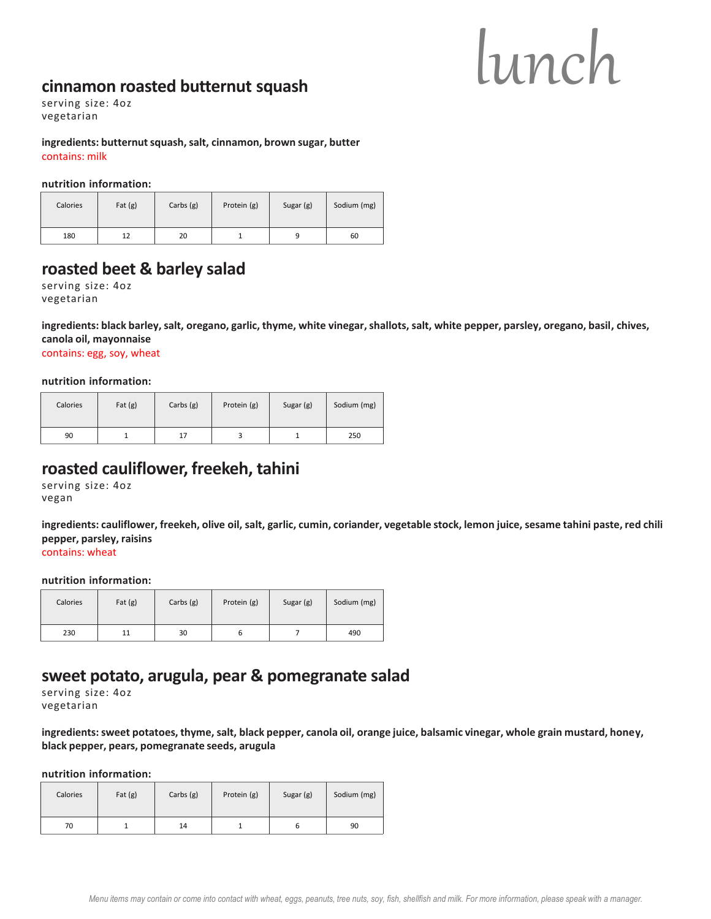# lunch

## cinnamon roasted butternut squash

serving size: 4oz
vegetarian

**ingredients: butternut squash, salt, cinnamon, brown sugar, butter**
contains: milk

**nutrition information:**

| Calories | Fat (g) | Carbs (g) | Protein (g) | Sugar (g) | Sodium (mg) |
|---|---|---|---|---|---|
| 180 | 12 | 20 | 1 | 9 | 60 |

## roasted beet & barley salad

serving size: 4oz
vegetarian

**ingredients: black barley, salt, oregano, garlic, thyme, white vinegar, shallots, salt, white pepper, parsley, oregano, basil, chives, canola oil, mayonnaise**
contains: egg, soy, wheat

**nutrition information:**

| Calories | Fat (g) | Carbs (g) | Protein (g) | Sugar (g) | Sodium (mg) |
|---|---|---|---|---|---|
| 90 | 1 | 17 | 3 | 1 | 250 |

## roasted cauliflower, freekeh, tahini

serving size: 4oz
vegan

**ingredients: cauliflower, freekeh, olive oil, salt, garlic, cumin, coriander, vegetable stock, lemon juice, sesame tahini paste, red chili pepper, parsley, raisins**
contains: wheat

**nutrition information:**

| Calories | Fat (g) | Carbs (g) | Protein (g) | Sugar (g) | Sodium (mg) |
|---|---|---|---|---|---|
| 230 | 11 | 30 | 6 | 7 | 490 |

## sweet potato, arugula, pear & pomegranate salad

serving size: 4oz
vegetarian

**ingredients: sweet potatoes, thyme, salt, black pepper, canola oil, orange juice, balsamic vinegar, whole grain mustard, honey, black pepper, pears, pomegranate seeds, arugula**

**nutrition information:**

| Calories | Fat (g) | Carbs (g) | Protein (g) | Sugar (g) | Sodium (mg) |
|---|---|---|---|---|---|
| 70 | 1 | 14 | 1 | 6 | 90 |

*Menu items may contain or come into contact with wheat, eggs, peanuts, tree nuts, soy, fish, shellfish and milk. For more information, please speak with a manager.*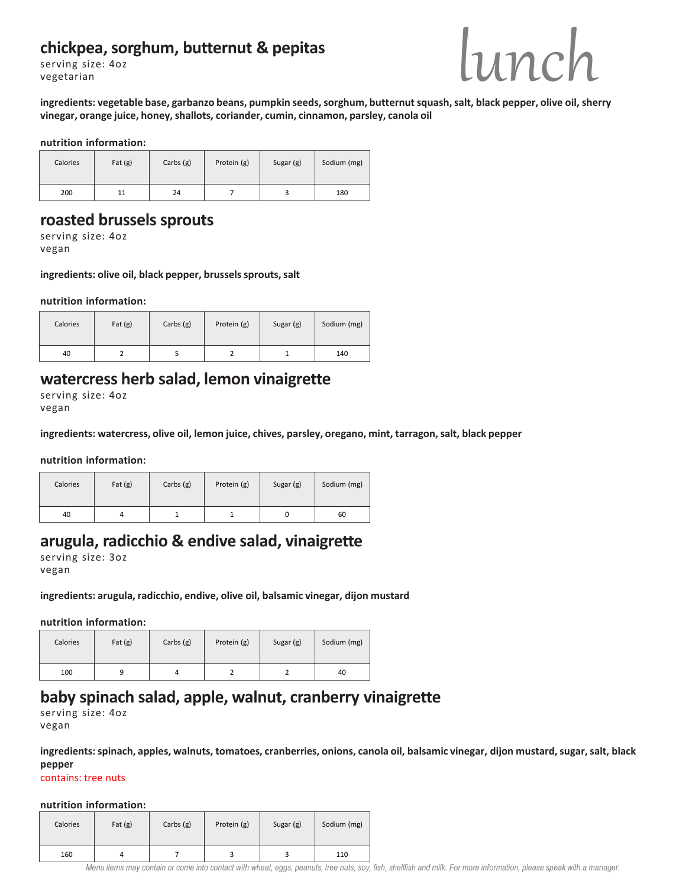# lunch

## chickpea, sorghum, butternut & pepitas

serving size: 4oz
vegetarian

**ingredients: vegetable base, garbanzo beans, pumpkin seeds, sorghum, butternut squash, salt, black pepper, olive oil, sherry vinegar, orange juice, honey, shallots, coriander, cumin, cinnamon, parsley, canola oil**

**nutrition information:**

| Calories | Fat (g) | Carbs (g) | Protein (g) | Sugar (g) | Sodium (mg) |
|---|---|---|---|---|---|
| 200 | 11 | 24 | 7 | 3 | 180 |

## roasted brussels sprouts

serving size: 4oz
vegan

**ingredients: olive oil, black pepper, brussels sprouts, salt**

**nutrition information:**

| Calories | Fat (g) | Carbs (g) | Protein (g) | Sugar (g) | Sodium (mg) |
|---|---|---|---|---|---|
| 40 | 2 | 5 | 2 | 1 | 140 |

## watercress herb salad, lemon vinaigrette

serving size: 4oz
vegan

**ingredients: watercress, olive oil, lemon juice, chives, parsley, oregano, mint, tarragon, salt, black pepper**

**nutrition information:**

| Calories | Fat (g) | Carbs (g) | Protein (g) | Sugar (g) | Sodium (mg) |
|---|---|---|---|---|---|
| 40 | 4 | 1 | 1 | 0 | 60 |

## arugula, radicchio & endive salad, vinaigrette

serving size: 3oz
vegan

**ingredients: arugula, radicchio, endive, olive oil, balsamic vinegar, dijon mustard**

**nutrition information:**

| Calories | Fat (g) | Carbs (g) | Protein (g) | Sugar (g) | Sodium (mg) |
|---|---|---|---|---|---|
| 100 | 9 | 4 | 2 | 2 | 40 |

## baby spinach salad, apple, walnut, cranberry vinaigrette

serving size: 4oz
vegan

**ingredients: spinach, apples, walnuts, tomatoes, cranberries, onions, canola oil, balsamic vinegar, dijon mustard, sugar, salt, black pepper**

contains: tree nuts

**nutrition information:**

| Calories | Fat (g) | Carbs (g) | Protein (g) | Sugar (g) | Sodium (mg) |
|---|---|---|---|---|---|
| 160 | 4 | 7 | 3 | 3 | 110 |

*Menu items may contain or come into contact with wheat, eggs, peanuts, tree nuts, soy, fish, shellfish and milk. For more information, please speak with a manager.*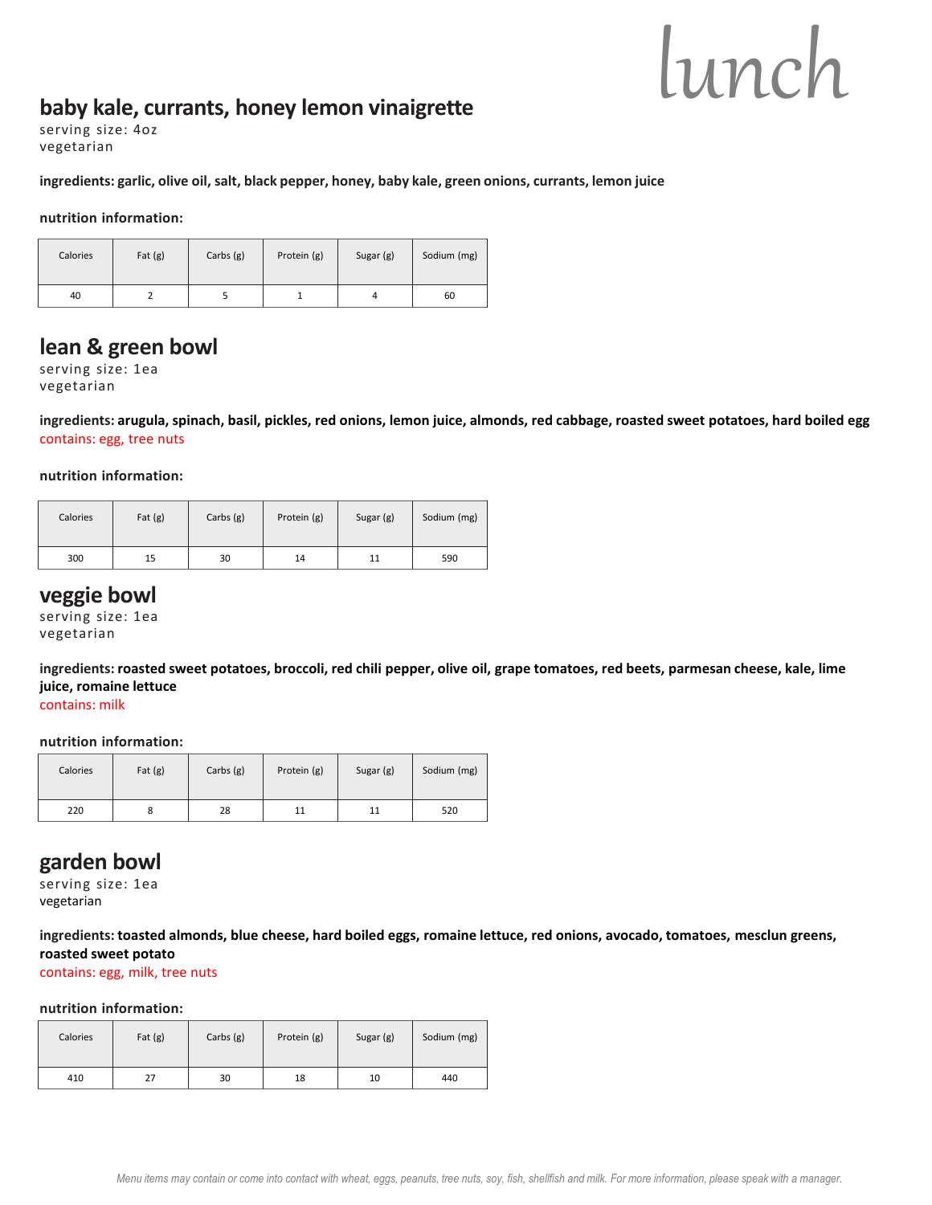# lunch

## baby kale, currants, honey lemon vinaigrette

serving size: 4oz
vegetarian

**ingredients: garlic, olive oil, salt, black pepper, honey, baby kale, green onions, currants, lemon juice**

**nutrition information:**

| Calories | Fat (g) | Carbs (g) | Protein (g) | Sugar (g) | Sodium (mg) |
|---|---|---|---|---|---|
| 40 | 2 | 5 | 1 | 4 | 60 |

## lean & green bowl

serving size: 1ea
vegetarian

**ingredients: arugula, spinach, basil, pickles, red onions, lemon juice, almonds, red cabbage, roasted sweet potatoes, hard boiled egg**
contains: egg, tree nuts

**nutrition information:**

| Calories | Fat (g) | Carbs (g) | Protein (g) | Sugar (g) | Sodium (mg) |
|---|---|---|---|---|---|
| 300 | 15 | 30 | 14 | 11 | 590 |

## veggie bowl

serving size: 1ea
vegetarian

**ingredients: roasted sweet potatoes, broccoli, red chili pepper, olive oil, grape tomatoes, red beets, parmesan cheese, kale, lime juice, romaine lettuce**
contains: milk

**nutrition information:**

| Calories | Fat (g) | Carbs (g) | Protein (g) | Sugar (g) | Sodium (mg) |
|---|---|---|---|---|---|
| 220 | 8 | 28 | 11 | 11 | 520 |

## garden bowl

serving size: 1ea
vegetarian

**ingredients: toasted almonds, blue cheese, hard boiled eggs, romaine lettuce, red onions, avocado, tomatoes, mesclun greens, roasted sweet potato**
contains: egg, milk, tree nuts

**nutrition information:**

| Calories | Fat (g) | Carbs (g) | Protein (g) | Sugar (g) | Sodium (mg) |
|---|---|---|---|---|---|
| 410 | 27 | 30 | 18 | 10 | 440 |

*Menu items may contain or come into contact with wheat, eggs, peanuts, tree nuts, soy, fish, shellfish and milk. For more information, please speak with a manager.*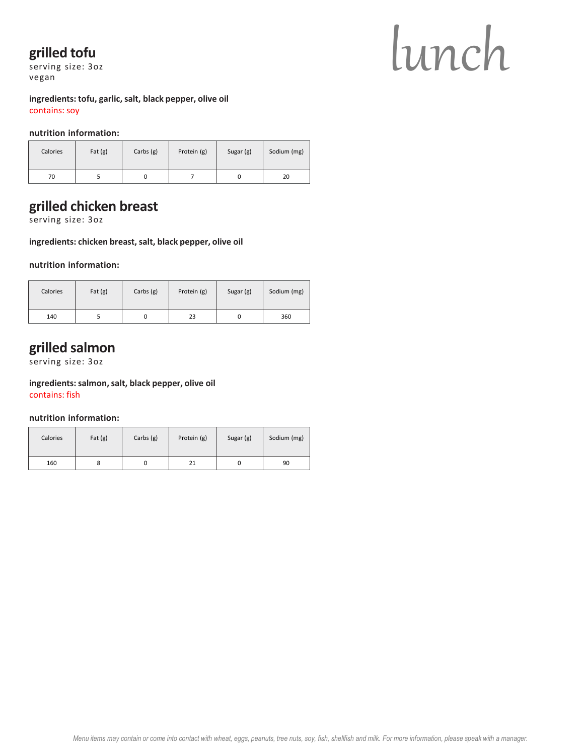# lunch

## grilled tofu

serving size: 3oz
vegan

**ingredients: tofu, garlic, salt, black pepper, olive oil**
contains: soy

**nutrition information:**

| Calories | Fat (g) | Carbs (g) | Protein (g) | Sugar (g) | Sodium (mg) |
|---|---|---|---|---|---|
| 70 | 5 | 0 | 7 | 0 | 20 |

## grilled chicken breast

serving size: 3oz

**ingredients: chicken breast, salt, black pepper, olive oil**

**nutrition information:**

| Calories | Fat (g) | Carbs (g) | Protein (g) | Sugar (g) | Sodium (mg) |
|---|---|---|---|---|---|
| 140 | 5 | 0 | 23 | 0 | 360 |

## grilled salmon

serving size: 3oz

**ingredients: salmon, salt, black pepper, olive oil**
contains: fish

**nutrition information:**

| Calories | Fat (g) | Carbs (g) | Protein (g) | Sugar (g) | Sodium (mg) |
|---|---|---|---|---|---|
| 160 | 8 | 0 | 21 | 0 | 90 |

*Menu items may contain or come into contact with wheat, eggs, peanuts, tree nuts, soy, fish, shellfish and milk. For more information, please speak with a manager.*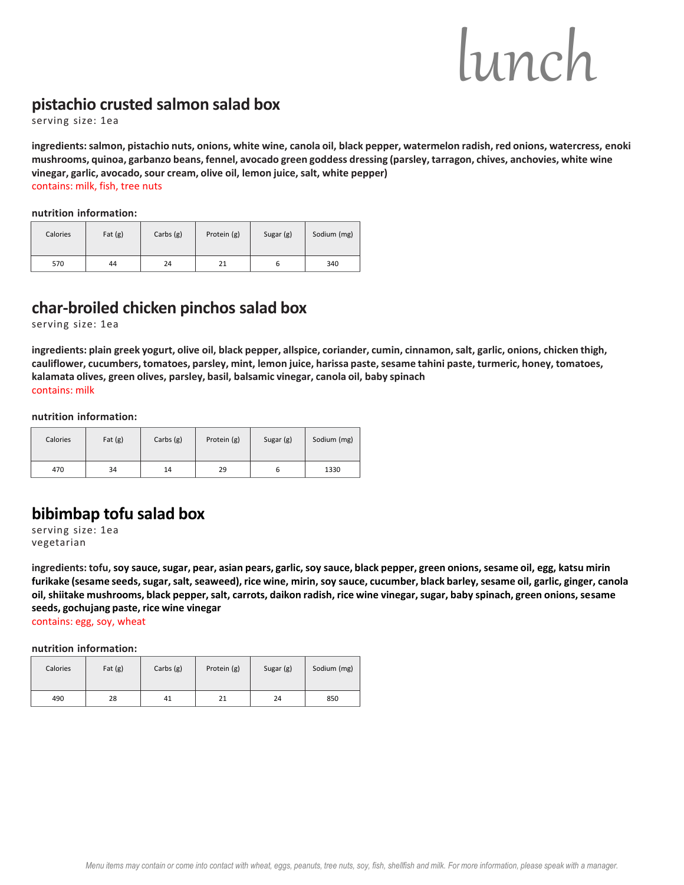# lunch

## pistachio crusted salmon salad box

serving size: 1ea

**ingredients: salmon, pistachio nuts, onions, white wine, canola oil, black pepper, watermelon radish, red onions, watercress, enoki mushrooms, quinoa, garbanzo beans, fennel, avocado green goddess dressing (parsley, tarragon, chives, anchovies, white wine vinegar, garlic, avocado, sour cream, olive oil, lemon juice, salt, white pepper)**

contains: milk, fish, tree nuts

**nutrition information:**

| Calories | Fat (g) | Carbs (g) | Protein (g) | Sugar (g) | Sodium (mg) |
|---|---|---|---|---|---|
| 570 | 44 | 24 | 21 | 6 | 340 |

## char-broiled chicken pinchos salad box

serving size: 1ea

**ingredients: plain greek yogurt, olive oil, black pepper, allspice, coriander, cumin, cinnamon, salt, garlic, onions, chicken thigh, cauliflower, cucumbers, tomatoes, parsley, mint, lemon juice, harissa paste, sesame tahini paste, turmeric, honey, tomatoes, kalamata olives, green olives, parsley, basil, balsamic vinegar, canola oil, baby spinach**

contains: milk

**nutrition information:**

| Calories | Fat (g) | Carbs (g) | Protein (g) | Sugar (g) | Sodium (mg) |
|---|---|---|---|---|---|
| 470 | 34 | 14 | 29 | 6 | 1330 |

## bibimbap tofu salad box

serving size: 1ea
vegetarian

**ingredients: tofu, soy sauce, sugar, pear, asian pears, garlic, soy sauce, black pepper, green onions, sesame oil, egg, katsu mirin furikake (sesame seeds, sugar, salt, seaweed), rice wine, mirin, soy sauce, cucumber, black barley, sesame oil, garlic, ginger, canola oil, shiitake mushrooms, black pepper, salt, carrots, daikon radish, rice wine vinegar, sugar, baby spinach, green onions, sesame seeds, gochujang paste, rice wine vinegar**

contains: egg, soy, wheat

**nutrition information:**

| Calories | Fat (g) | Carbs (g) | Protein (g) | Sugar (g) | Sodium (mg) |
|---|---|---|---|---|---|
| 490 | 28 | 41 | 21 | 24 | 850 |

*Menu items may contain or come into contact with wheat, eggs, peanuts, tree nuts, soy, fish, shellfish and milk. For more information, please speak with a manager.*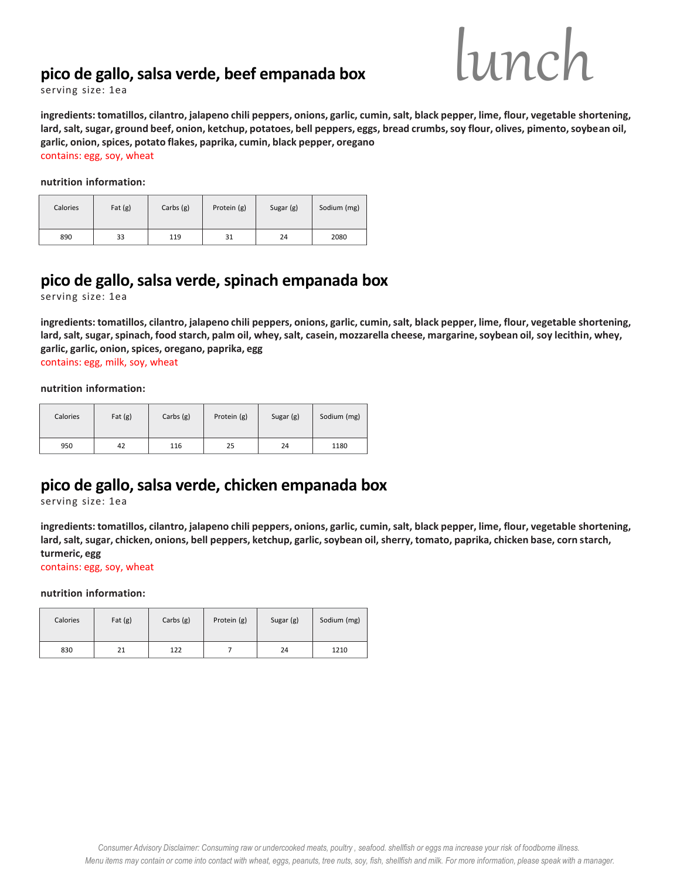lunch

## pico de gallo, salsa verde, beef empanada box

serving size: 1ea

**ingredients: tomatillos, cilantro, jalapeno chili peppers, onions, garlic, cumin, salt, black pepper, lime, flour, vegetable shortening, lard, salt, sugar, ground beef, onion, ketchup, potatoes, bell peppers, eggs, bread crumbs, soy flour, olives, pimento, soybean oil, garlic, onion, spices, potato flakes, paprika, cumin, black pepper, oregano**

contains: egg, soy, wheat

**nutrition information:**

| Calories | Fat (g) | Carbs (g) | Protein (g) | Sugar (g) | Sodium (mg) |
|---|---|---|---|---|---|
| 890 | 33 | 119 | 31 | 24 | 2080 |

## pico de gallo, salsa verde, spinach empanada box

serving size: 1ea

**ingredients: tomatillos, cilantro, jalapeno chili peppers, onions, garlic, cumin, salt, black pepper, lime, flour, vegetable shortening, lard, salt, sugar, spinach, food starch, palm oil, whey, salt, casein, mozzarella cheese, margarine, soybean oil, soy lecithin, whey, garlic, garlic, onion, spices, oregano, paprika, egg**

contains: egg, milk, soy, wheat

**nutrition information:**

| Calories | Fat (g) | Carbs (g) | Protein (g) | Sugar (g) | Sodium (mg) |
|---|---|---|---|---|---|
| 950 | 42 | 116 | 25 | 24 | 1180 |

## pico de gallo, salsa verde, chicken empanada box

serving size: 1ea

**ingredients: tomatillos, cilantro, jalapeno chili peppers, onions, garlic, cumin, salt, black pepper, lime, flour, vegetable shortening, lard, salt, sugar, chicken, onions, bell peppers, ketchup, garlic, soybean oil, sherry, tomato, paprika, chicken base, corn starch, turmeric, egg**

contains: egg, soy, wheat

**nutrition information:**

| Calories | Fat (g) | Carbs (g) | Protein (g) | Sugar (g) | Sodium (mg) |
|---|---|---|---|---|---|
| 830 | 21 | 122 | 7 | 24 | 1210 |

*Consumer Advisory Disclaimer: Consuming raw or undercooked meats, poultry , seafood. shellfish or eggs ma increase your risk of foodborne illness. Menu items may contain or come into contact with wheat, eggs, peanuts, tree nuts, soy, fish, shellfish and milk. For more information, please speak with a manager.*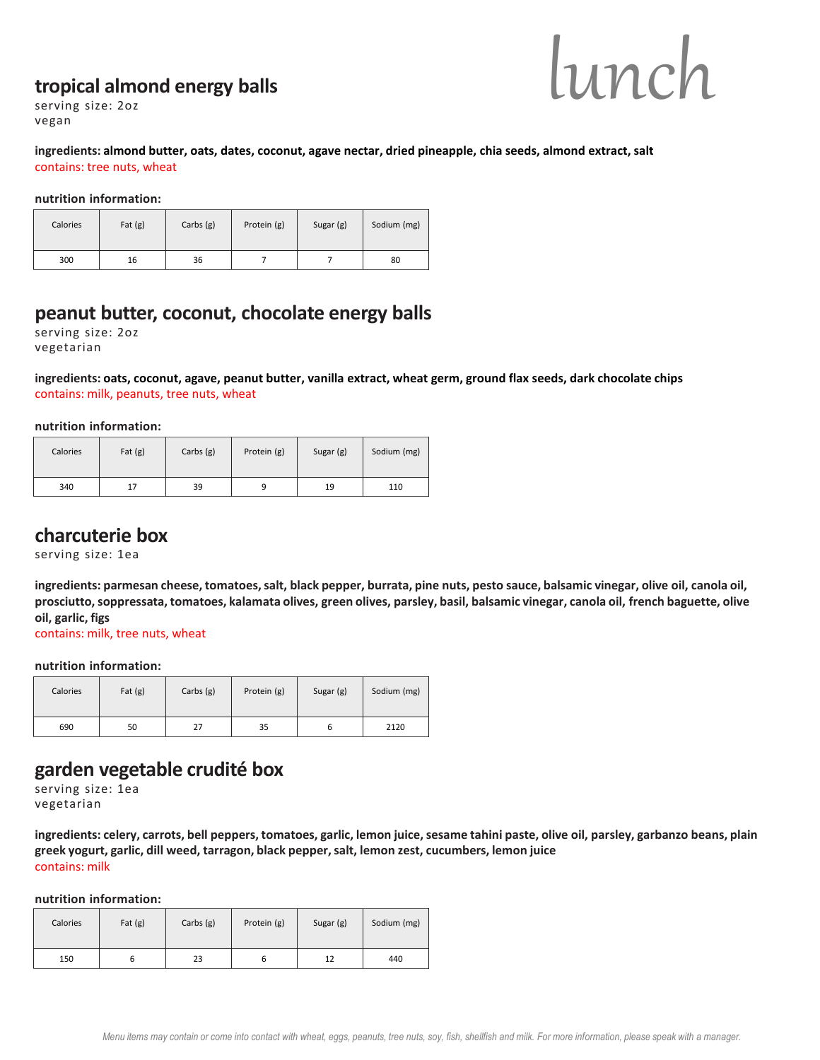# lunch

## tropical almond energy balls

serving size: 2oz
vegan

**ingredients: almond butter, oats, dates, coconut, agave nectar, dried pineapple, chia seeds, almond extract, salt**
contains: tree nuts, wheat

**nutrition information:**

| Calories | Fat (g) | Carbs (g) | Protein (g) | Sugar (g) | Sodium (mg) |
| --- | --- | --- | --- | --- | --- |
| 300 | 16 | 36 | 7 | 7 | 80 |

## peanut butter, coconut, chocolate energy balls

serving size: 2oz
vegetarian

**ingredients: oats, coconut, agave, peanut butter, vanilla extract, wheat germ, ground flax seeds, dark chocolate chips**
contains: milk, peanuts, tree nuts, wheat

**nutrition information:**

| Calories | Fat (g) | Carbs (g) | Protein (g) | Sugar (g) | Sodium (mg) |
| --- | --- | --- | --- | --- | --- |
| 340 | 17 | 39 | 9 | 19 | 110 |

## charcuterie box

serving size: 1ea

**ingredients: parmesan cheese, tomatoes, salt, black pepper, burrata, pine nuts, pesto sauce, balsamic vinegar, olive oil, canola oil, prosciutto, soppressata, tomatoes, kalamata olives, green olives, parsley, basil, balsamic vinegar, canola oil, french baguette, olive oil, garlic, figs**
contains: milk, tree nuts, wheat

**nutrition information:**

| Calories | Fat (g) | Carbs (g) | Protein (g) | Sugar (g) | Sodium (mg) |
| --- | --- | --- | --- | --- | --- |
| 690 | 50 | 27 | 35 | 6 | 2120 |

## garden vegetable crudité box

serving size: 1ea
vegetarian

**ingredients: celery, carrots, bell peppers, tomatoes, garlic, lemon juice, sesame tahini paste, olive oil, parsley, garbanzo beans, plain greek yogurt, garlic, dill weed, tarragon, black pepper, salt, lemon zest, cucumbers, lemon juice**
contains: milk

**nutrition information:**

| Calories | Fat (g) | Carbs (g) | Protein (g) | Sugar (g) | Sodium (mg) |
| --- | --- | --- | --- | --- | --- |
| 150 | 6 | 23 | 6 | 12 | 440 |

*Menu items may contain or come into contact with wheat, eggs, peanuts, tree nuts, soy, fish, shellfish and milk. For more information, please speak with a manager.*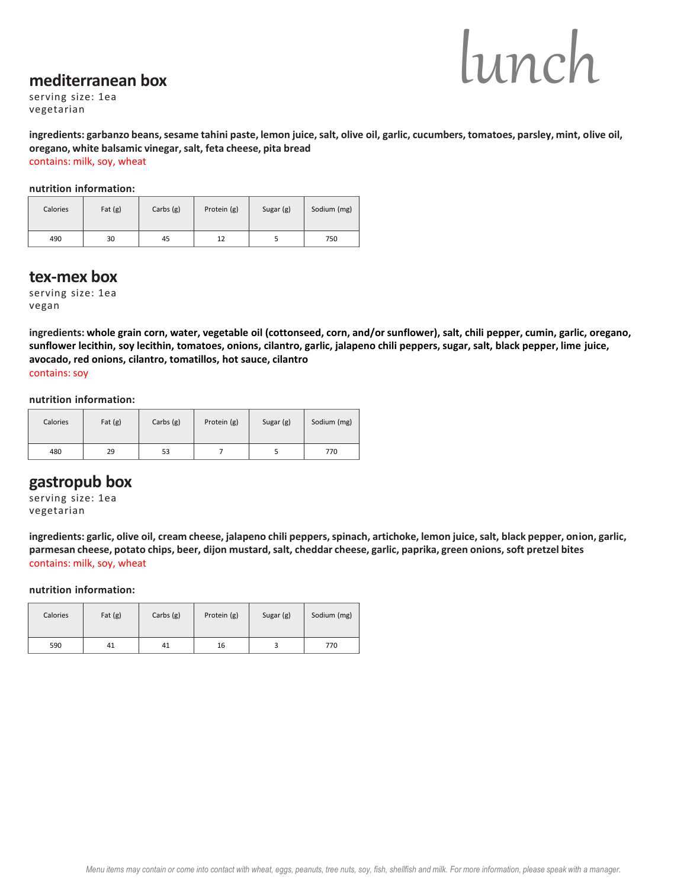# lunch

## mediterranean box

serving size: 1ea
vegetarian

**ingredients: garbanzo beans, sesame tahini paste, lemon juice, salt, olive oil, garlic, cucumbers, tomatoes, parsley, mint, olive oil, oregano, white balsamic vinegar, salt, feta cheese, pita bread**

contains: milk, soy, wheat

**nutrition information:**

| Calories | Fat (g) | Carbs (g) | Protein (g) | Sugar (g) | Sodium (mg) |
|---|---|---|---|---|---|
| 490 | 30 | 45 | 12 | 5 | 750 |

## tex-mex box

serving size: 1ea
vegan

**ingredients: whole grain corn, water, vegetable oil (cottonseed, corn, and/or sunflower), salt, chili pepper, cumin, garlic, oregano, sunflower lecithin, soy lecithin, tomatoes, onions, cilantro, garlic, jalapeno chili peppers, sugar, salt, black pepper, lime juice, avocado, red onions, cilantro, tomatillos, hot sauce, cilantro**

contains: soy

**nutrition information:**

| Calories | Fat (g) | Carbs (g) | Protein (g) | Sugar (g) | Sodium (mg) |
|---|---|---|---|---|---|
| 480 | 29 | 53 | 7 | 5 | 770 |

## gastropub box

serving size: 1ea
vegetarian

**ingredients: garlic, olive oil, cream cheese, jalapeno chili peppers, spinach, artichoke, lemon juice, salt, black pepper, onion, garlic, parmesan cheese, potato chips, beer, dijon mustard, salt, cheddar cheese, garlic, paprika, green onions, soft pretzel bites**

contains: milk, soy, wheat

**nutrition information:**

| Calories | Fat (g) | Carbs (g) | Protein (g) | Sugar (g) | Sodium (mg) |
|---|---|---|---|---|---|
| 590 | 41 | 41 | 16 | 3 | 770 |

*Menu items may contain or come into contact with wheat, eggs, peanuts, tree nuts, soy, fish, shellfish and milk. For more information, please speak with a manager.*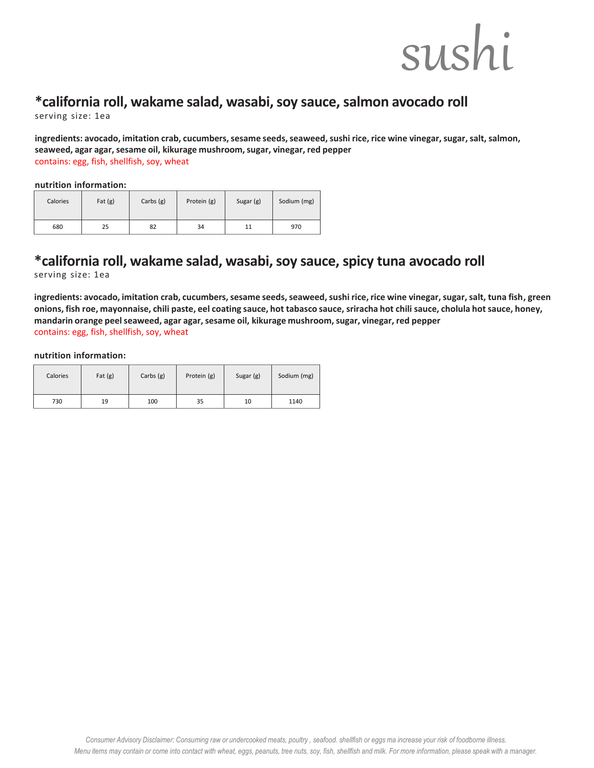# sushi

## *california roll, wakame salad, wasabi, soy sauce, salmon avocado roll

serving size: 1ea

**ingredients: avocado, imitation crab, cucumbers, sesame seeds, seaweed, sushi rice, rice wine vinegar, sugar, salt, salmon, seaweed, agar agar, sesame oil, kikurage mushroom, sugar, vinegar, red pepper**

contains: egg, fish, shellfish, soy, wheat

**nutrition information:**

| Calories | Fat (g) | Carbs (g) | Protein (g) | Sugar (g) | Sodium (mg) |
| --- | --- | --- | --- | --- | --- |
| 680 | 25 | 82 | 34 | 11 | 970 |

## *california roll, wakame salad, wasabi, soy sauce, spicy tuna avocado roll

serving size: 1ea

**ingredients: avocado, imitation crab, cucumbers, sesame seeds, seaweed, sushi rice, rice wine vinegar, sugar, salt, tuna fish, green onions, fish roe, mayonnaise, chili paste, eel coating sauce, hot tabasco sauce, sriracha hot chili sauce, cholula hot sauce, honey, mandarin orange peel seaweed, agar agar, sesame oil, kikurage mushroom, sugar, vinegar, red pepper**

contains: egg, fish, shellfish, soy, wheat

**nutrition information:**

| Calories | Fat (g) | Carbs (g) | Protein (g) | Sugar (g) | Sodium (mg) |
| --- | --- | --- | --- | --- | --- |
| 730 | 19 | 100 | 35 | 10 | 1140 |

*Consumer Advisory Disclaimer: Consuming raw or undercooked meats, poultry , seafood. shellfish or eggs ma increase your risk of foodborne illness. Menu items may contain or come into contact with wheat, eggs, peanuts, tree nuts, soy, fish, shellfish and milk. For more information, please speak with a manager.*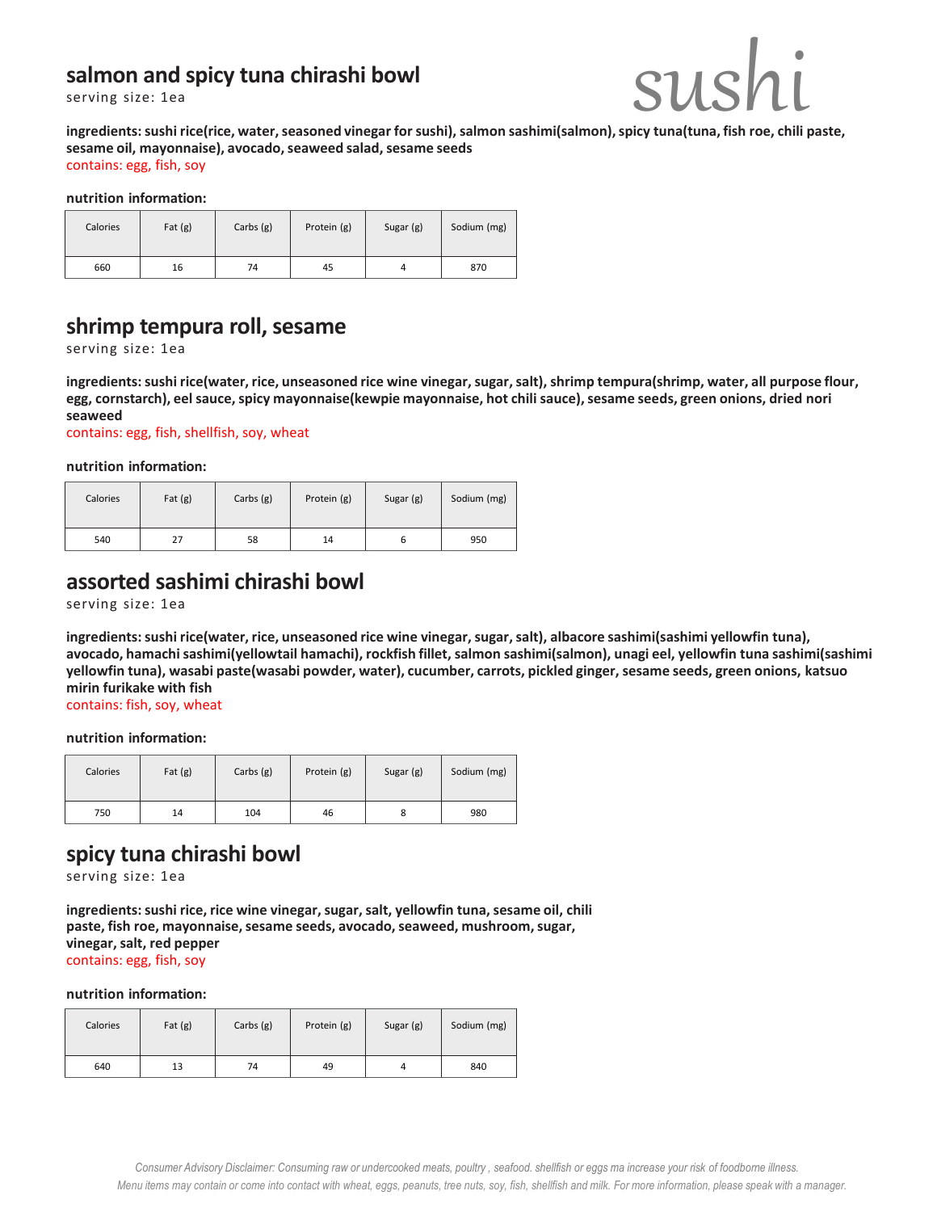sushi

## salmon and spicy tuna chirashi bowl

serving size: 1ea

**ingredients: sushi rice(rice, water, seasoned vinegar for sushi), salmon sashimi(salmon), spicy tuna(tuna, fish roe, chili paste, sesame oil, mayonnaise), avocado, seaweed salad, sesame seeds**

contains: egg, fish, soy

**nutrition information:**

| Calories | Fat (g) | Carbs (g) | Protein (g) | Sugar (g) | Sodium (mg) |
|---|---|---|---|---|---|
| 660 | 16 | 74 | 45 | 4 | 870 |

## shrimp tempura roll, sesame

serving size: 1ea

**ingredients: sushi rice(water, rice, unseasoned rice wine vinegar, sugar, salt), shrimp tempura(shrimp, water, all purpose flour, egg, cornstarch), eel sauce, spicy mayonnaise(kewpie mayonnaise, hot chili sauce), sesame seeds, green onions, dried nori seaweed**

contains: egg, fish, shellfish, soy, wheat

**nutrition information:**

| Calories | Fat (g) | Carbs (g) | Protein (g) | Sugar (g) | Sodium (mg) |
|---|---|---|---|---|---|
| 540 | 27 | 58 | 14 | 6 | 950 |

## assorted sashimi chirashi bowl

serving size: 1ea

**ingredients: sushi rice(water, rice, unseasoned rice wine vinegar, sugar, salt), albacore sashimi(sashimi yellowfin tuna), avocado, hamachi sashimi(yellowtail hamachi), rockfish fillet, salmon sashimi(salmon), unagi eel, yellowfin tuna sashimi(sashimi yellowfin tuna), wasabi paste(wasabi powder, water), cucumber, carrots, pickled ginger, sesame seeds, green onions, katsuo mirin furikake with fish**

contains: fish, soy, wheat

**nutrition information:**

| Calories | Fat (g) | Carbs (g) | Protein (g) | Sugar (g) | Sodium (mg) |
|---|---|---|---|---|---|
| 750 | 14 | 104 | 46 | 8 | 980 |

## spicy tuna chirashi bowl

serving size: 1ea

**ingredients: sushi rice, rice wine vinegar, sugar, salt, yellowfin tuna, sesame oil, chili paste, fish roe, mayonnaise, sesame seeds, avocado, seaweed, mushroom, sugar, vinegar, salt, red pepper**

contains: egg, fish, soy

**nutrition information:**

| Calories | Fat (g) | Carbs (g) | Protein (g) | Sugar (g) | Sodium (mg) |
|---|---|---|---|---|---|
| 640 | 13 | 74 | 49 | 4 | 840 |

*Consumer Advisory Disclaimer: Consuming raw or undercooked meats, poultry , seafood. shellfish or eggs ma increase your risk of foodborne illness. Menu items may contain or come into contact with wheat, eggs, peanuts, tree nuts, soy, fish, shellfish and milk. For more information, please speak with a manager.*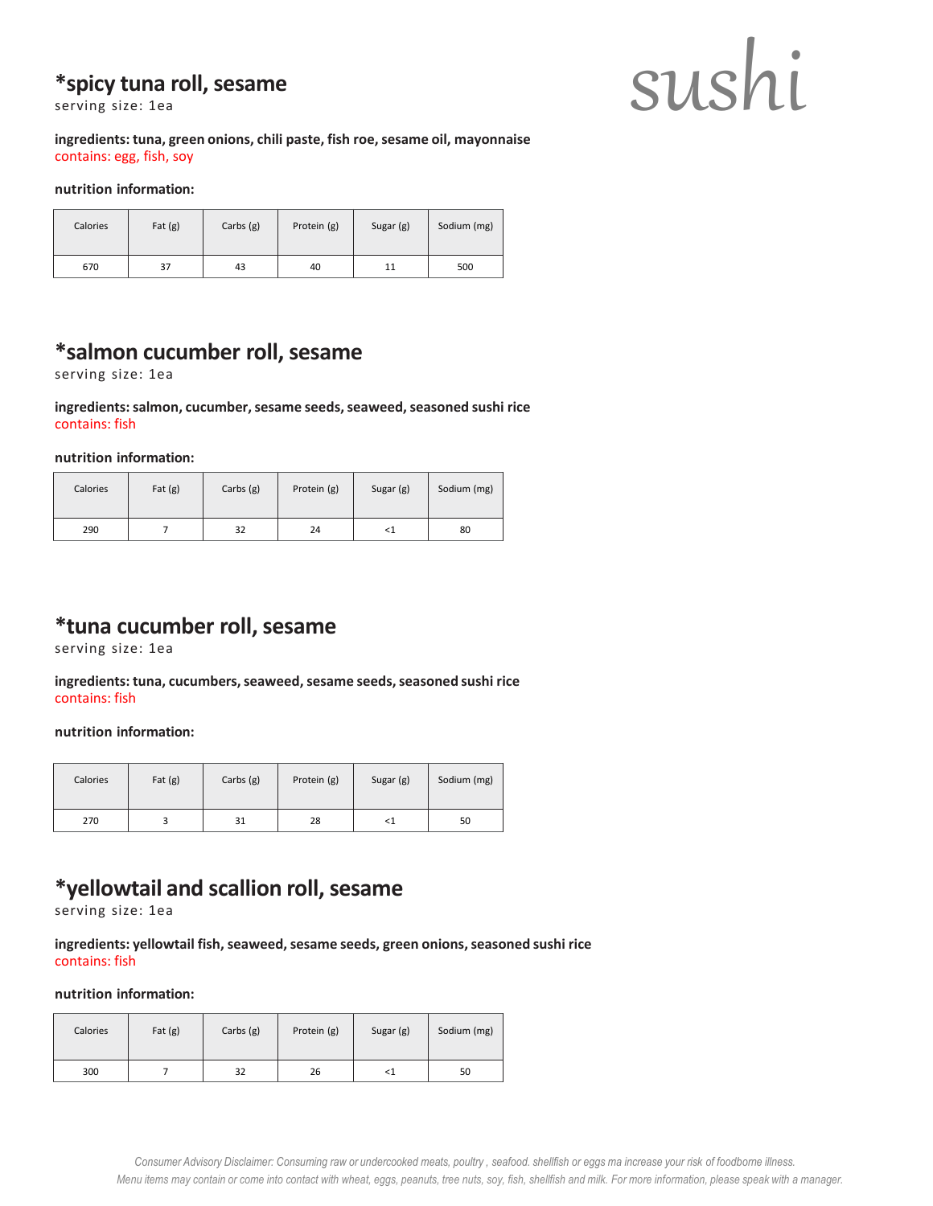# sushi

## *spicy tuna roll, sesame

serving size: 1ea

**ingredients: tuna, green onions, chili paste, fish roe, sesame oil, mayonnaise**
contains: egg, fish, soy

**nutrition information:**

| Calories | Fat (g) | Carbs (g) | Protein (g) | Sugar (g) | Sodium (mg) |
|---|---|---|---|---|---|
| 670 | 37 | 43 | 40 | 11 | 500 |

## *salmon cucumber roll, sesame

serving size: 1ea

**ingredients: salmon, cucumber, sesame seeds, seaweed, seasoned sushi rice**
contains: fish

**nutrition information:**

| Calories | Fat (g) | Carbs (g) | Protein (g) | Sugar (g) | Sodium (mg) |
|---|---|---|---|---|---|
| 290 | 7 | 32 | 24 | <1 | 80 |

## *tuna cucumber roll, sesame

serving size: 1ea

**ingredients: tuna, cucumbers, seaweed, sesame seeds, seasoned sushi rice**
contains: fish

**nutrition information:**

| Calories | Fat (g) | Carbs (g) | Protein (g) | Sugar (g) | Sodium (mg) |
|---|---|---|---|---|---|
| 270 | 3 | 31 | 28 | <1 | 50 |

## *yellowtail and scallion roll, sesame

serving size: 1ea

**ingredients: yellowtail fish, seaweed, sesame seeds, green onions, seasoned sushi rice**
contains: fish

**nutrition information:**

| Calories | Fat (g) | Carbs (g) | Protein (g) | Sugar (g) | Sodium (mg) |
|---|---|---|---|---|---|
| 300 | 7 | 32 | 26 | <1 | 50 |

*Consumer Advisory Disclaimer: Consuming raw or undercooked meats, poultry , seafood. shellfish or eggs ma increase your risk of foodborne illness. Menu items may contain or come into contact with wheat, eggs, peanuts, tree nuts, soy, fish, shellfish and milk. For more information, please speak with a manager.*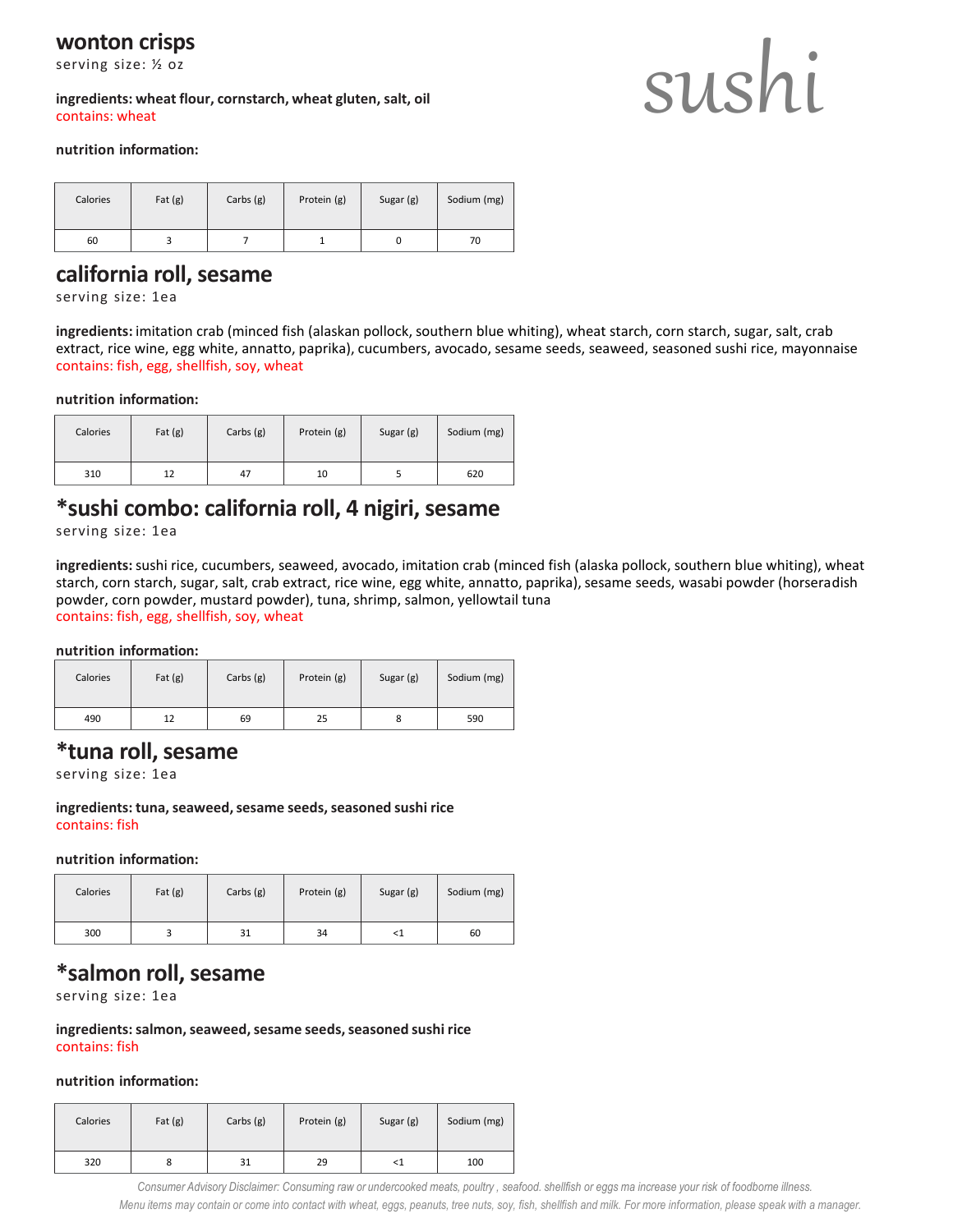# sushi

## wonton crisps

serving size: ½ oz

**ingredients: wheat flour, cornstarch, wheat gluten, salt, oil**
contains: wheat

**nutrition information:**

| Calories | Fat (g) | Carbs (g) | Protein (g) | Sugar (g) | Sodium (mg) |
|---|---|---|---|---|---|
| 60 | 3 | 7 | 1 | 0 | 70 |

## california roll, sesame

serving size: 1ea

**ingredients:** imitation crab (minced fish (alaskan pollock, southern blue whiting), wheat starch, corn starch, sugar, salt, crab extract, rice wine, egg white, annatto, paprika), cucumbers, avocado, sesame seeds, seaweed, seasoned sushi rice, mayonnaise
contains: fish, egg, shellfish, soy, wheat

**nutrition information:**

| Calories | Fat (g) | Carbs (g) | Protein (g) | Sugar (g) | Sodium (mg) |
|---|---|---|---|---|---|
| 310 | 12 | 47 | 10 | 5 | 620 |

## *sushi combo: california roll, 4 nigiri, sesame

serving size: 1ea

**ingredients:** sushi rice, cucumbers, seaweed, avocado, imitation crab (minced fish (alaska pollock, southern blue whiting), wheat starch, corn starch, sugar, salt, crab extract, rice wine, egg white, annatto, paprika), sesame seeds, wasabi powder (horseradish powder, corn powder, mustard powder), tuna, shrimp, salmon, yellowtail tuna
contains: fish, egg, shellfish, soy, wheat

**nutrition information:**

| Calories | Fat (g) | Carbs (g) | Protein (g) | Sugar (g) | Sodium (mg) |
|---|---|---|---|---|---|
| 490 | 12 | 69 | 25 | 8 | 590 |

## *tuna roll, sesame

serving size: 1ea

**ingredients: tuna, seaweed, sesame seeds, seasoned sushi rice**
contains: fish

**nutrition information:**

| Calories | Fat (g) | Carbs (g) | Protein (g) | Sugar (g) | Sodium (mg) |
|---|---|---|---|---|---|
| 300 | 3 | 31 | 34 | <1 | 60 |

## *salmon roll, sesame

serving size: 1ea

**ingredients: salmon, seaweed, sesame seeds, seasoned sushi rice**
contains: fish

**nutrition information:**

| Calories | Fat (g) | Carbs (g) | Protein (g) | Sugar (g) | Sodium (mg) |
|---|---|---|---|---|---|
| 320 | 8 | 31 | 29 | <1 | 100 |

*Consumer Advisory Disclaimer: Consuming raw or undercooked meats, poultry , seafood. shellfish or eggs ma increase your risk of foodborne illness. Menu items may contain or come into contact with wheat, eggs, peanuts, tree nuts, soy, fish, shellfish and milk. For more information, please speak with a manager.*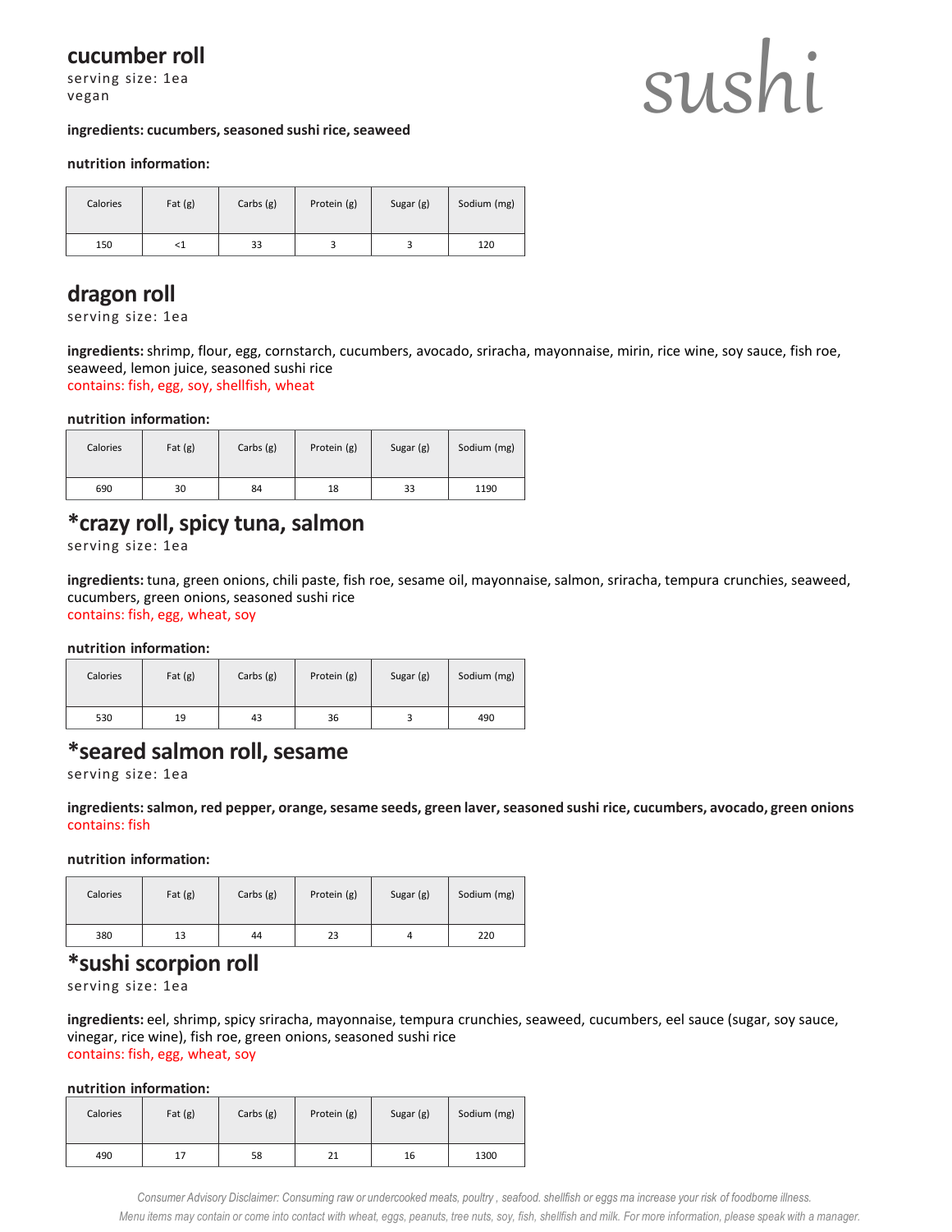# sushi

## cucumber roll

serving size: 1ea
vegan

**ingredients: cucumbers, seasoned sushi rice, seaweed**

**nutrition information:**

| Calories | Fat (g) | Carbs (g) | Protein (g) | Sugar (g) | Sodium (mg) |
|---|---|---|---|---|---|
| 150 | <1 | 33 | 3 | 3 | 120 |

## dragon roll

serving size: 1ea

**ingredients:** shrimp, flour, egg, cornstarch, cucumbers, avocado, sriracha, mayonnaise, mirin, rice wine, soy sauce, fish roe, seaweed, lemon juice, seasoned sushi rice
contains: fish, egg, soy, shellfish, wheat

**nutrition information:**

| Calories | Fat (g) | Carbs (g) | Protein (g) | Sugar (g) | Sodium (mg) |
|---|---|---|---|---|---|
| 690 | 30 | 84 | 18 | 33 | 1190 |

## *crazy roll, spicy tuna, salmon

serving size: 1ea

**ingredients:** tuna, green onions, chili paste, fish roe, sesame oil, mayonnaise, salmon, sriracha, tempura crunchies, seaweed, cucumbers, green onions, seasoned sushi rice
contains: fish, egg, wheat, soy

**nutrition information:**

| Calories | Fat (g) | Carbs (g) | Protein (g) | Sugar (g) | Sodium (mg) |
|---|---|---|---|---|---|
| 530 | 19 | 43 | 36 | 3 | 490 |

## *seared salmon roll, sesame

serving size: 1ea

**ingredients: salmon, red pepper, orange, sesame seeds, green laver, seasoned sushi rice, cucumbers, avocado, green onions**
contains: fish

**nutrition information:**

| Calories | Fat (g) | Carbs (g) | Protein (g) | Sugar (g) | Sodium (mg) |
|---|---|---|---|---|---|
| 380 | 13 | 44 | 23 | 4 | 220 |

## *sushi scorpion roll

serving size: 1ea

**ingredients:** eel, shrimp, spicy sriracha, mayonnaise, tempura crunchies, seaweed, cucumbers, eel sauce (sugar, soy sauce, vinegar, rice wine), fish roe, green onions, seasoned sushi rice
contains: fish, egg, wheat, soy

**nutrition information:**

| Calories | Fat (g) | Carbs (g) | Protein (g) | Sugar (g) | Sodium (mg) |
|---|---|---|---|---|---|
| 490 | 17 | 58 | 21 | 16 | 1300 |

*Consumer Advisory Disclaimer: Consuming raw or undercooked meats, poultry , seafood. shellfish or eggs ma increase your risk of foodborne illness. Menu items may contain or come into contact with wheat, eggs, peanuts, tree nuts, soy, fish, shellfish and milk. For more information, please speak with a manager.*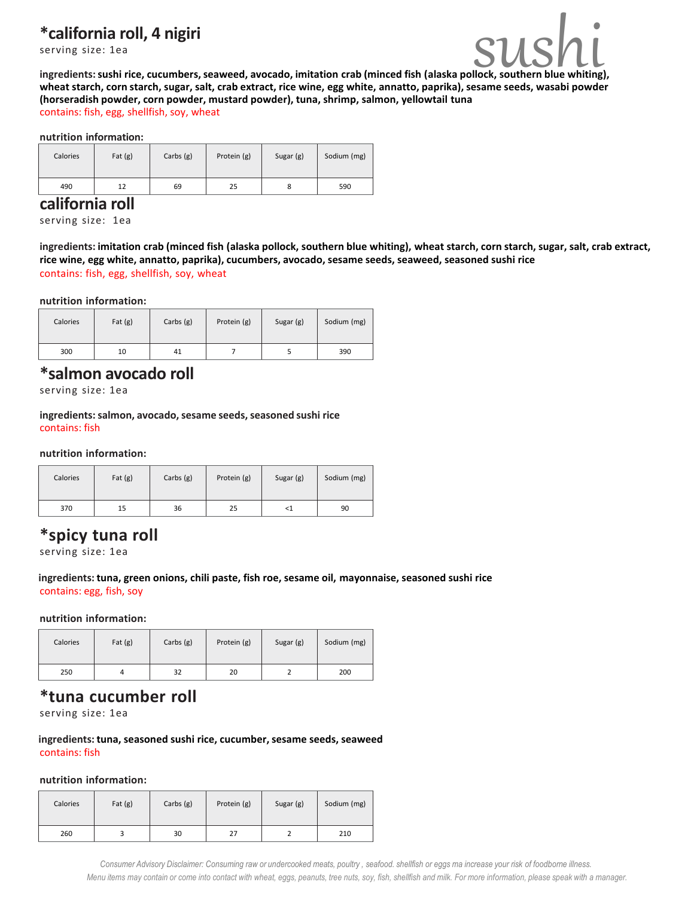# sushi

## *california roll, 4 nigiri

serving size: 1ea

**ingredients: sushi rice, cucumbers, seaweed, avocado, imitation crab (minced fish (alaska pollock, southern blue whiting), wheat starch, corn starch, sugar, salt, crab extract, rice wine, egg white, annatto, paprika), sesame seeds, wasabi powder (horseradish powder, corn powder, mustard powder), tuna, shrimp, salmon, yellowtail tuna**

contains: fish, egg, shellfish, soy, wheat

**nutrition information:**

| Calories | Fat (g) | Carbs (g) | Protein (g) | Sugar (g) | Sodium (mg) |
|---|---|---|---|---|---|
| 490 | 12 | 69 | 25 | 8 | 590 |

## california roll

serving size: 1ea

**ingredients: imitation crab (minced fish (alaska pollock, southern blue whiting), wheat starch, corn starch, sugar, salt, crab extract, rice wine, egg white, annatto, paprika), cucumbers, avocado, sesame seeds, seaweed, seasoned sushi rice**

contains: fish, egg, shellfish, soy, wheat

**nutrition information:**

| Calories | Fat (g) | Carbs (g) | Protein (g) | Sugar (g) | Sodium (mg) |
|---|---|---|---|---|---|
| 300 | 10 | 41 | 7 | 5 | 390 |

## *salmon avocado roll

serving size: 1ea

**ingredients: salmon, avocado, sesame seeds, seasoned sushi rice**

contains: fish

**nutrition information:**

| Calories | Fat (g) | Carbs (g) | Protein (g) | Sugar (g) | Sodium (mg) |
|---|---|---|---|---|---|
| 370 | 15 | 36 | 25 | <1 | 90 |

## *spicy tuna roll

serving size: 1ea

**ingredients: tuna, green onions, chili paste, fish roe, sesame oil, mayonnaise, seasoned sushi rice**

contains: egg, fish, soy

**nutrition information:**

| Calories | Fat (g) | Carbs (g) | Protein (g) | Sugar (g) | Sodium (mg) |
|---|---|---|---|---|---|
| 250 | 4 | 32 | 20 | 2 | 200 |

## *tuna cucumber roll

serving size: 1ea

**ingredients: tuna, seasoned sushi rice, cucumber, sesame seeds, seaweed**

contains: fish

**nutrition information:**

| Calories | Fat (g) | Carbs (g) | Protein (g) | Sugar (g) | Sodium (mg) |
|---|---|---|---|---|---|
| 260 | 3 | 30 | 27 | 2 | 210 |

*Consumer Advisory Disclaimer: Consuming raw or undercooked meats, poultry , seafood. shellfish or eggs ma increase your risk of foodborne illness. Menu items may contain or come into contact with wheat, eggs, peanuts, tree nuts, soy, fish, shellfish and milk. For more information, please speak with a manager.*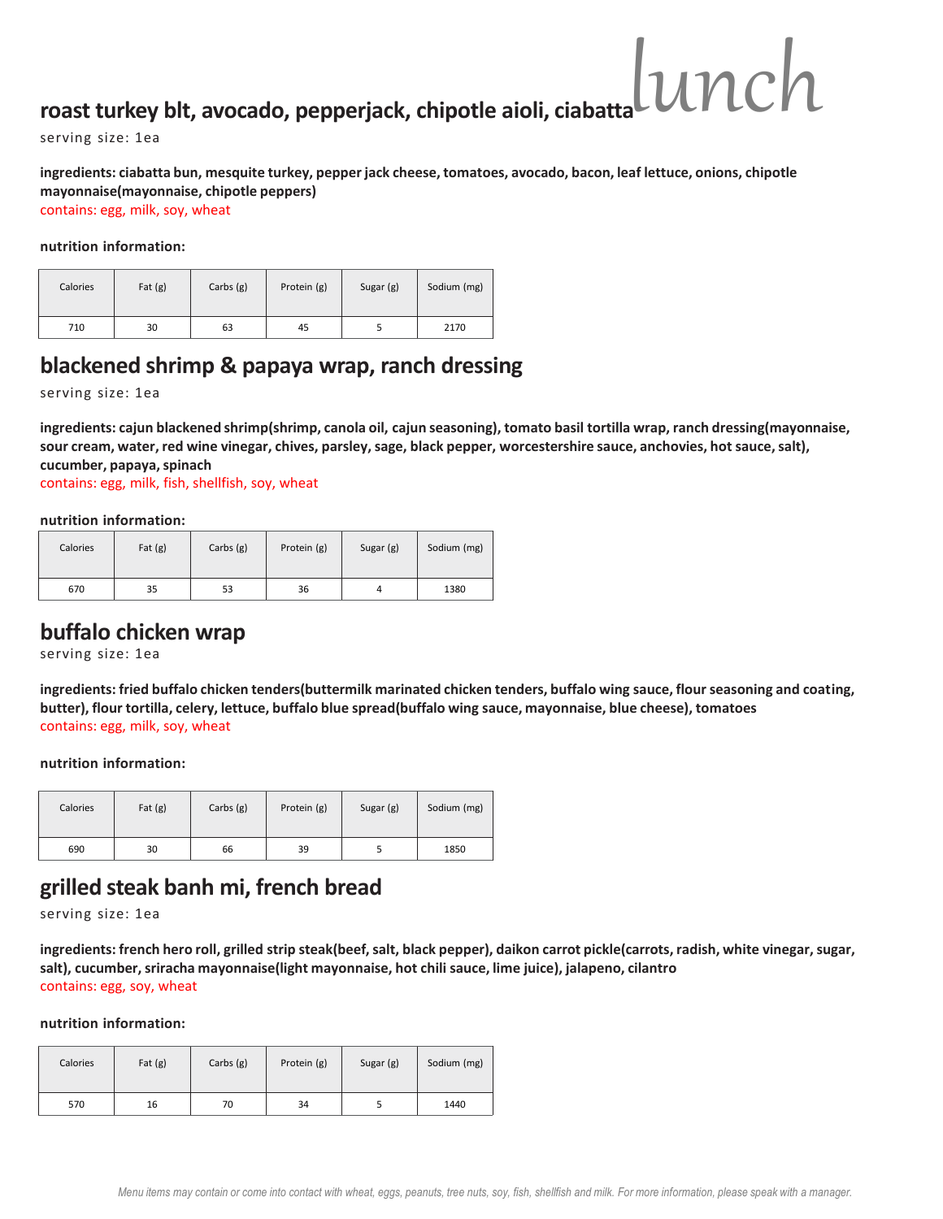# lunch

## roast turkey blt, avocado, pepperjack, chipotle aioli, ciabatta

serving size: 1ea

**ingredients: ciabatta bun, mesquite turkey, pepper jack cheese, tomatoes, avocado, bacon, leaf lettuce, onions, chipotle mayonnaise(mayonnaise, chipotle peppers)**

contains: egg, milk, soy, wheat

**nutrition information:**

| Calories | Fat (g) | Carbs (g) | Protein (g) | Sugar (g) | Sodium (mg) |
|---|---|---|---|---|---|
| 710 | 30 | 63 | 45 | 5 | 2170 |

## blackened shrimp & papaya wrap, ranch dressing

serving size: 1ea

**ingredients: cajun blackened shrimp(shrimp, canola oil, cajun seasoning), tomato basil tortilla wrap, ranch dressing(mayonnaise, sour cream, water, red wine vinegar, chives, parsley, sage, black pepper, worcestershire sauce, anchovies, hot sauce, salt), cucumber, papaya, spinach**

contains: egg, milk, fish, shellfish, soy, wheat

**nutrition information:**

| Calories | Fat (g) | Carbs (g) | Protein (g) | Sugar (g) | Sodium (mg) |
|---|---|---|---|---|---|
| 670 | 35 | 53 | 36 | 4 | 1380 |

## buffalo chicken wrap

serving size: 1ea

**ingredients: fried buffalo chicken tenders(buttermilk marinated chicken tenders, buffalo wing sauce, flour seasoning and coating, butter), flour tortilla, celery, lettuce, buffalo blue spread(buffalo wing sauce, mayonnaise, blue cheese), tomatoes**

contains: egg, milk, soy, wheat

**nutrition information:**

| Calories | Fat (g) | Carbs (g) | Protein (g) | Sugar (g) | Sodium (mg) |
|---|---|---|---|---|---|
| 690 | 30 | 66 | 39 | 5 | 1850 |

## grilled steak banh mi, french bread

serving size: 1ea

**ingredients: french hero roll, grilled strip steak(beef, salt, black pepper), daikon carrot pickle(carrots, radish, white vinegar, sugar, salt), cucumber, sriracha mayonnaise(light mayonnaise, hot chili sauce, lime juice), jalapeno, cilantro**

contains: egg, soy, wheat

**nutrition information:**

| Calories | Fat (g) | Carbs (g) | Protein (g) | Sugar (g) | Sodium (mg) |
|---|---|---|---|---|---|
| 570 | 16 | 70 | 34 | 5 | 1440 |

*Menu items may contain or come into contact with wheat, eggs, peanuts, tree nuts, soy, fish, shellfish and milk. For more information, please speak with a manager.*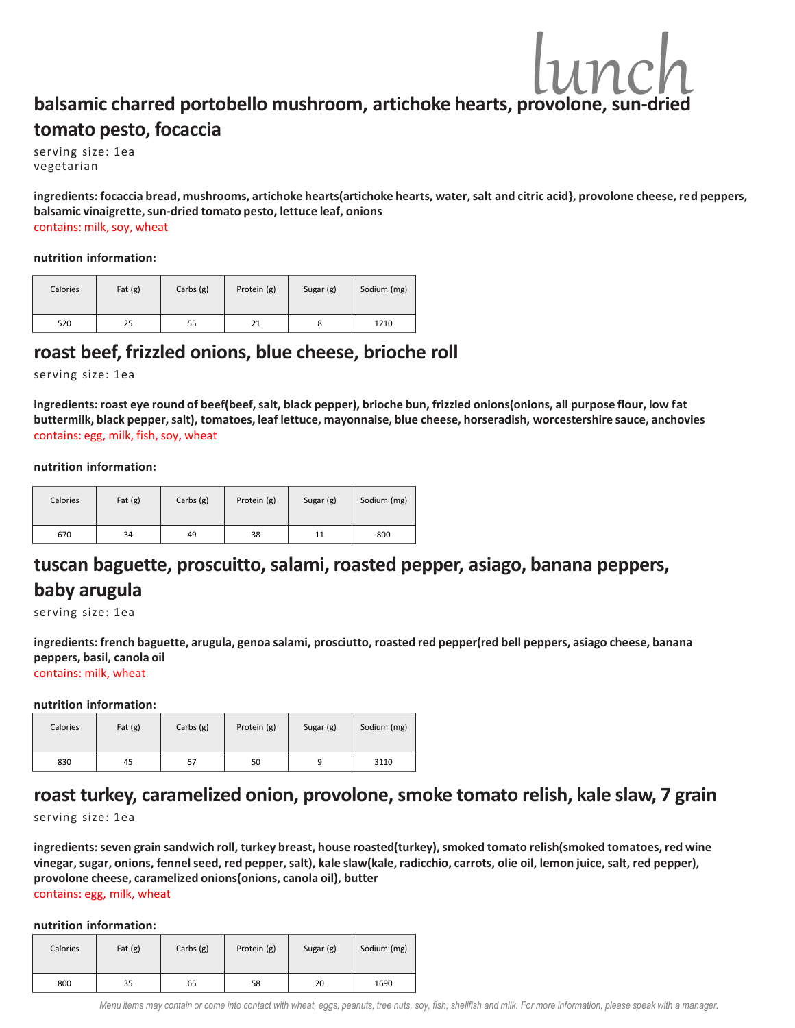# lunch

## balsamic charred portobello mushroom, artichoke hearts, provolone, sun-dried tomato pesto, focaccia

serving size: 1ea
vegetarian

**ingredients: focaccia bread, mushrooms, artichoke hearts(artichoke hearts, water, salt and citric acid}, provolone cheese, red peppers, balsamic vinaigrette, sun-dried tomato pesto, lettuce leaf, onions**
contains: milk, soy, wheat

**nutrition information:**

| Calories | Fat (g) | Carbs (g) | Protein (g) | Sugar (g) | Sodium (mg) |
|---|---|---|---|---|---|
| 520 | 25 | 55 | 21 | 8 | 1210 |

## roast beef, frizzled onions, blue cheese, brioche roll

serving size: 1ea

**ingredients: roast eye round of beef(beef, salt, black pepper), brioche bun, frizzled onions(onions, all purpose flour, low fat buttermilk, black pepper, salt), tomatoes, leaf lettuce, mayonnaise, blue cheese, horseradish, worcestershire sauce, anchovies**
contains: egg, milk, fish, soy, wheat

**nutrition information:**

| Calories | Fat (g) | Carbs (g) | Protein (g) | Sugar (g) | Sodium (mg) |
|---|---|---|---|---|---|
| 670 | 34 | 49 | 38 | 11 | 800 |

## tuscan baguette, proscuitto, salami, roasted pepper, asiago, banana peppers, baby arugula

serving size: 1ea

**ingredients: french baguette, arugula, genoa salami, prosciutto, roasted red pepper(red bell peppers, asiago cheese, banana peppers, basil, canola oil**
contains: milk, wheat

**nutrition information:**

| Calories | Fat (g) | Carbs (g) | Protein (g) | Sugar (g) | Sodium (mg) |
|---|---|---|---|---|---|
| 830 | 45 | 57 | 50 | 9 | 3110 |

## roast turkey, caramelized onion, provolone, smoke tomato relish, kale slaw, 7 grain

serving size: 1ea

**ingredients: seven grain sandwich roll, turkey breast, house roasted(turkey), smoked tomato relish(smoked tomatoes, red wine vinegar, sugar, onions, fennel seed, red pepper, salt), kale slaw(kale, radicchio, carrots, olie oil, lemon juice, salt, red pepper), provolone cheese, caramelized onions(onions, canola oil), butter**
contains: egg, milk, wheat

**nutrition information:**

| Calories | Fat (g) | Carbs (g) | Protein (g) | Sugar (g) | Sodium (mg) |
|---|---|---|---|---|---|
| 800 | 35 | 65 | 58 | 20 | 1690 |

*Menu items may contain or come into contact with wheat, eggs, peanuts, tree nuts, soy, fish, shellfish and milk. For more information, please speak with a manager.*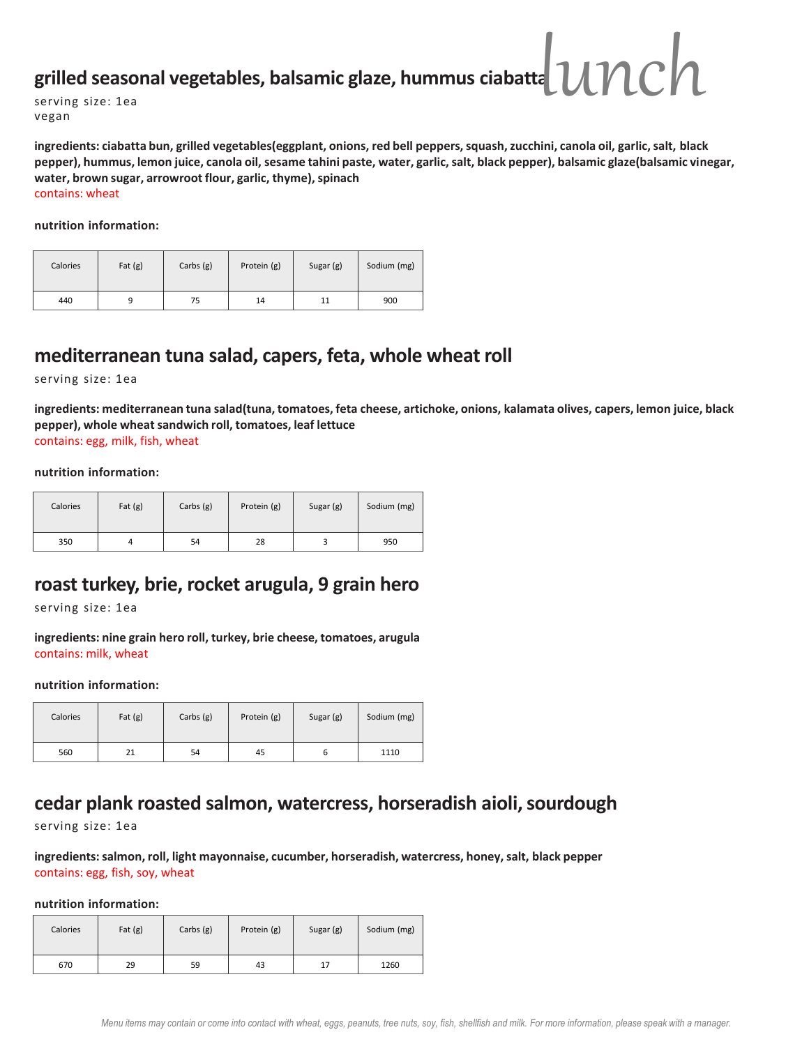# lunch

## grilled seasonal vegetables, balsamic glaze, hummus ciabatta

serving size: 1ea
vegan

**ingredients: ciabatta bun, grilled vegetables(eggplant, onions, red bell peppers, squash, zucchini, canola oil, garlic, salt, black pepper), hummus, lemon juice, canola oil, sesame tahini paste, water, garlic, salt, black pepper), balsamic glaze(balsamic vinegar, water, brown sugar, arrowroot flour, garlic, thyme), spinach**

contains: wheat

**nutrition information:**

| Calories | Fat (g) | Carbs (g) | Protein (g) | Sugar (g) | Sodium (mg) |
|---|---|---|---|---|---|
| 440 | 9 | 75 | 14 | 11 | 900 |

## mediterranean tuna salad, capers, feta, whole wheat roll

serving size: 1ea

**ingredients: mediterranean tuna salad(tuna, tomatoes, feta cheese, artichoke, onions, kalamata olives, capers, lemon juice, black pepper), whole wheat sandwich roll, tomatoes, leaf lettuce**

contains: egg, milk, fish, wheat

**nutrition information:**

| Calories | Fat (g) | Carbs (g) | Protein (g) | Sugar (g) | Sodium (mg) |
|---|---|---|---|---|---|
| 350 | 4 | 54 | 28 | 3 | 950 |

## roast turkey, brie, rocket arugula, 9 grain hero

serving size: 1ea

**ingredients: nine grain hero roll, turkey, brie cheese, tomatoes, arugula**

contains: milk, wheat

**nutrition information:**

| Calories | Fat (g) | Carbs (g) | Protein (g) | Sugar (g) | Sodium (mg) |
|---|---|---|---|---|---|
| 560 | 21 | 54 | 45 | 6 | 1110 |

## cedar plank roasted salmon, watercress, horseradish aioli, sourdough

serving size: 1ea

**ingredients: salmon, roll, light mayonnaise, cucumber, horseradish, watercress, honey, salt, black pepper**

contains: egg, fish, soy, wheat

**nutrition information:**

| Calories | Fat (g) | Carbs (g) | Protein (g) | Sugar (g) | Sodium (mg) |
|---|---|---|---|---|---|
| 670 | 29 | 59 | 43 | 17 | 1260 |

*Menu items may contain or come into contact with wheat, eggs, peanuts, tree nuts, soy, fish, shellfish and milk. For more information, please speak with a manager.*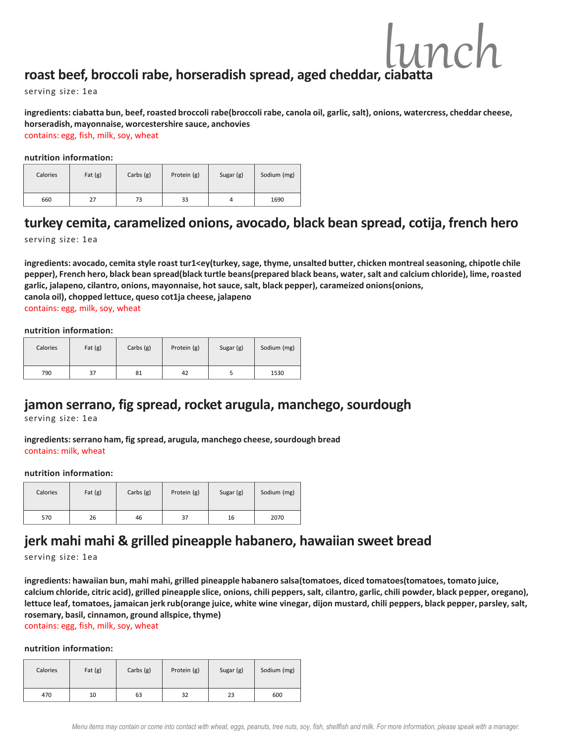# lunch

## roast beef, broccoli rabe, horseradish spread, aged cheddar, ciabatta

serving size: 1ea

**ingredients: ciabatta bun, beef, roasted broccoli rabe(broccoli rabe, canola oil, garlic, salt), onions, watercress, cheddar cheese, horseradish, mayonnaise, worcestershire sauce, anchovies**

contains: egg, fish, milk, soy, wheat

**nutrition information:**

| Calories | Fat (g) | Carbs (g) | Protein (g) | Sugar (g) | Sodium (mg) |
|---|---|---|---|---|---|
| 660 | 27 | 73 | 33 | 4 | 1690 |

## turkey cemita, caramelized onions, avocado, black bean spread, cotija, french hero

serving size: 1ea

**ingredients: avocado, cemita style roast tur1<ey(turkey, sage, thyme, unsalted butter, chicken montreal seasoning, chipotle chile pepper), French hero, black bean spread(black turtle beans(prepared black beans, water, salt and calcium chloride), lime, roasted garlic, jalapeno, cilantro, onions, mayonnaise, hot sauce, salt, black pepper), carameized onions(onions, canola oil), chopped lettuce, queso cot1ja cheese, jalapeno**

contains: egg, milk, soy, wheat

**nutrition information:**

| Calories | Fat (g) | Carbs (g) | Protein (g) | Sugar (g) | Sodium (mg) |
|---|---|---|---|---|---|
| 790 | 37 | 81 | 42 | 5 | 1530 |

## jamon serrano, fig spread, rocket arugula, manchego, sourdough

serving size: 1ea

**ingredients: serrano ham, fig spread, arugula, manchego cheese, sourdough bread**

contains: milk, wheat

**nutrition information:**

| Calories | Fat (g) | Carbs (g) | Protein (g) | Sugar (g) | Sodium (mg) |
|---|---|---|---|---|---|
| 570 | 26 | 46 | 37 | 16 | 2070 |

## jerk mahi mahi & grilled pineapple habanero, hawaiian sweet bread

serving size: 1ea

**ingredients: hawaiian bun, mahi mahi, grilled pineapple habanero salsa(tomatoes, diced tomatoes(tomatoes, tomato juice, calcium chloride, citric acid), grilled pineapple slice, onions, chili peppers, salt, cilantro, garlic, chili powder, black pepper, oregano), lettuce leaf, tomatoes, jamaican jerk rub(orange juice, white wine vinegar, dijon mustard, chili peppers, black pepper, parsley, salt, rosemary, basil, cinnamon, ground allspice, thyme)**

contains: egg, fish, milk, soy, wheat

**nutrition information:**

| Calories | Fat (g) | Carbs (g) | Protein (g) | Sugar (g) | Sodium (mg) |
|---|---|---|---|---|---|
| 470 | 10 | 63 | 32 | 23 | 600 |

*Menu items may contain or come into contact with wheat, eggs, peanuts, tree nuts, soy, fish, shellfish and milk. For more information, please speak with a manager.*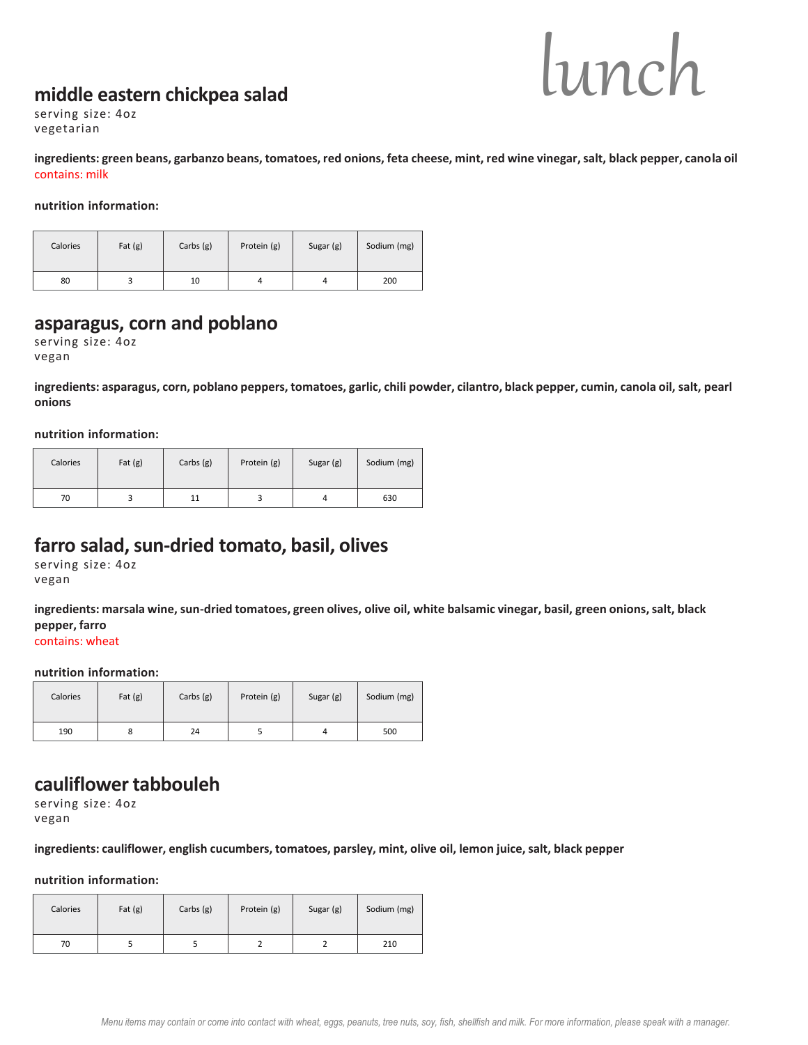# lunch

## middle eastern chickpea salad

serving size: 4oz
vegetarian

**ingredients: green beans, garbanzo beans, tomatoes, red onions, feta cheese, mint, red wine vinegar, salt, black pepper, canola oil**
contains: milk

**nutrition information:**

| Calories | Fat (g) | Carbs (g) | Protein (g) | Sugar (g) | Sodium (mg) |
|---|---|---|---|---|---|
| 80 | 3 | 10 | 4 | 4 | 200 |

## asparagus, corn and poblano

serving size: 4oz
vegan

**ingredients: asparagus, corn, poblano peppers, tomatoes, garlic, chili powder, cilantro, black pepper, cumin, canola oil, salt, pearl onions**

**nutrition information:**

| Calories | Fat (g) | Carbs (g) | Protein (g) | Sugar (g) | Sodium (mg) |
|---|---|---|---|---|---|
| 70 | 3 | 11 | 3 | 4 | 630 |

## farro salad, sun-dried tomato, basil, olives

serving size: 4oz
vegan

**ingredients: marsala wine, sun-dried tomatoes, green olives, olive oil, white balsamic vinegar, basil, green onions, salt, black pepper, farro**
contains: wheat

**nutrition information:**

| Calories | Fat (g) | Carbs (g) | Protein (g) | Sugar (g) | Sodium (mg) |
|---|---|---|---|---|---|
| 190 | 8 | 24 | 5 | 4 | 500 |

## cauliflower tabbouleh

serving size: 4oz
vegan

**ingredients: cauliflower, english cucumbers, tomatoes, parsley, mint, olive oil, lemon juice, salt, black pepper**

**nutrition information:**

| Calories | Fat (g) | Carbs (g) | Protein (g) | Sugar (g) | Sodium (mg) |
|---|---|---|---|---|---|
| 70 | 5 | 5 | 2 | 2 | 210 |

*Menu items may contain or come into contact with wheat, eggs, peanuts, tree nuts, soy, fish, shellfish and milk. For more information, please speak with a manager.*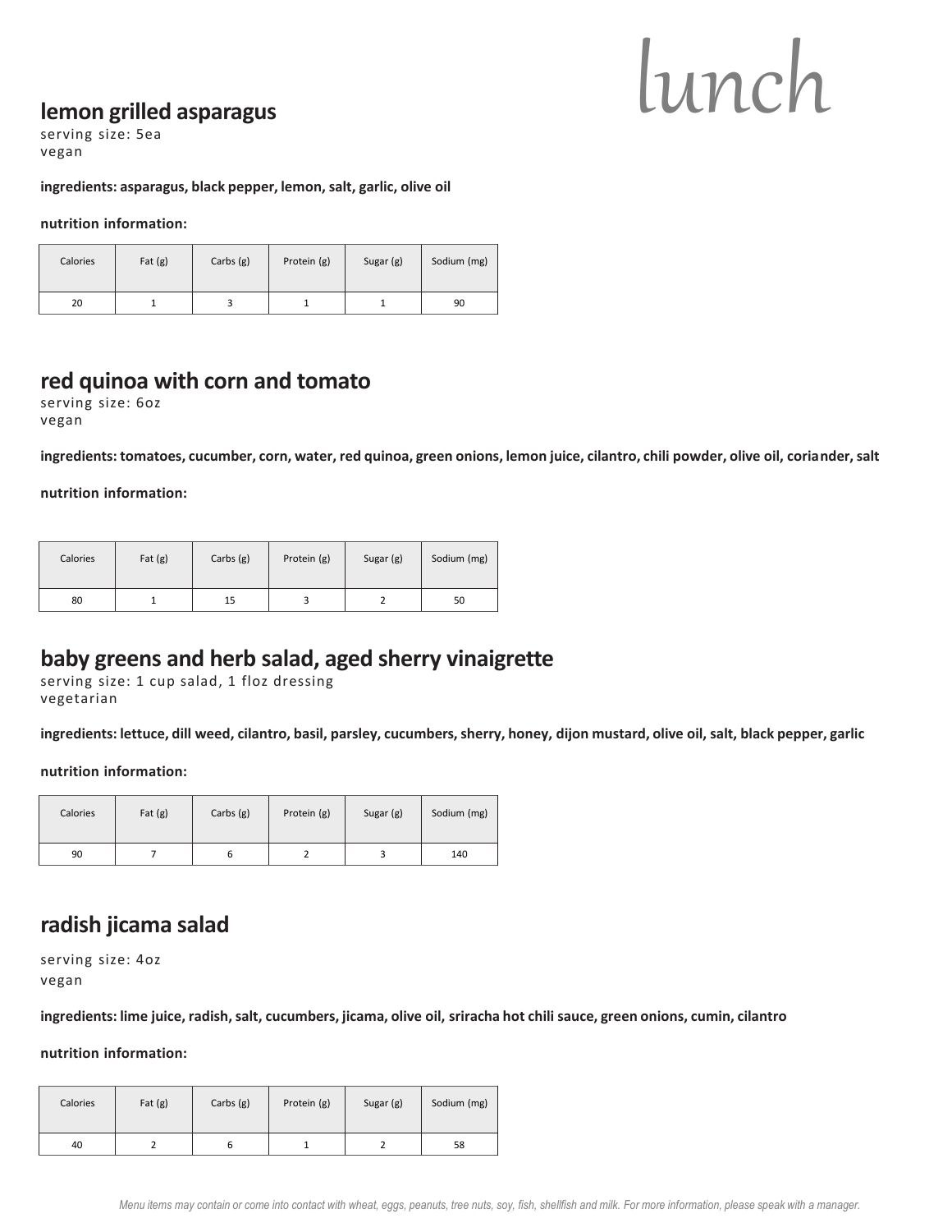# lunch

## lemon grilled asparagus

serving size: 5ea
vegan

**ingredients: asparagus, black pepper, lemon, salt, garlic, olive oil**

**nutrition information:**

| Calories | Fat (g) | Carbs (g) | Protein (g) | Sugar (g) | Sodium (mg) |
|---|---|---|---|---|---|
| 20 | 1 | 3 | 1 | 1 | 90 |

## red quinoa with corn and tomato

serving size: 6oz
vegan

**ingredients: tomatoes, cucumber, corn, water, red quinoa, green onions, lemon juice, cilantro, chili powder, olive oil, coriander, salt**

**nutrition information:**

| Calories | Fat (g) | Carbs (g) | Protein (g) | Sugar (g) | Sodium (mg) |
|---|---|---|---|---|---|
| 80 | 1 | 15 | 3 | 2 | 50 |

## baby greens and herb salad, aged sherry vinaigrette

serving size: 1 cup salad, 1 floz dressing
vegetarian

**ingredients: lettuce, dill weed, cilantro, basil, parsley, cucumbers, sherry, honey, dijon mustard, olive oil, salt, black pepper, garlic**

**nutrition information:**

| Calories | Fat (g) | Carbs (g) | Protein (g) | Sugar (g) | Sodium (mg) |
|---|---|---|---|---|---|
| 90 | 7 | 6 | 2 | 3 | 140 |

## radish jicama salad

serving size: 4oz
vegan

**ingredients: lime juice, radish, salt, cucumbers, jicama, olive oil, sriracha hot chili sauce, green onions, cumin, cilantro**

**nutrition information:**

| Calories | Fat (g) | Carbs (g) | Protein (g) | Sugar (g) | Sodium (mg) |
|---|---|---|---|---|---|
| 40 | 2 | 6 | 1 | 2 | 58 |

*Menu items may contain or come into contact with wheat, eggs, peanuts, tree nuts, soy, fish, shellfish and milk. For more information, please speak with a manager.*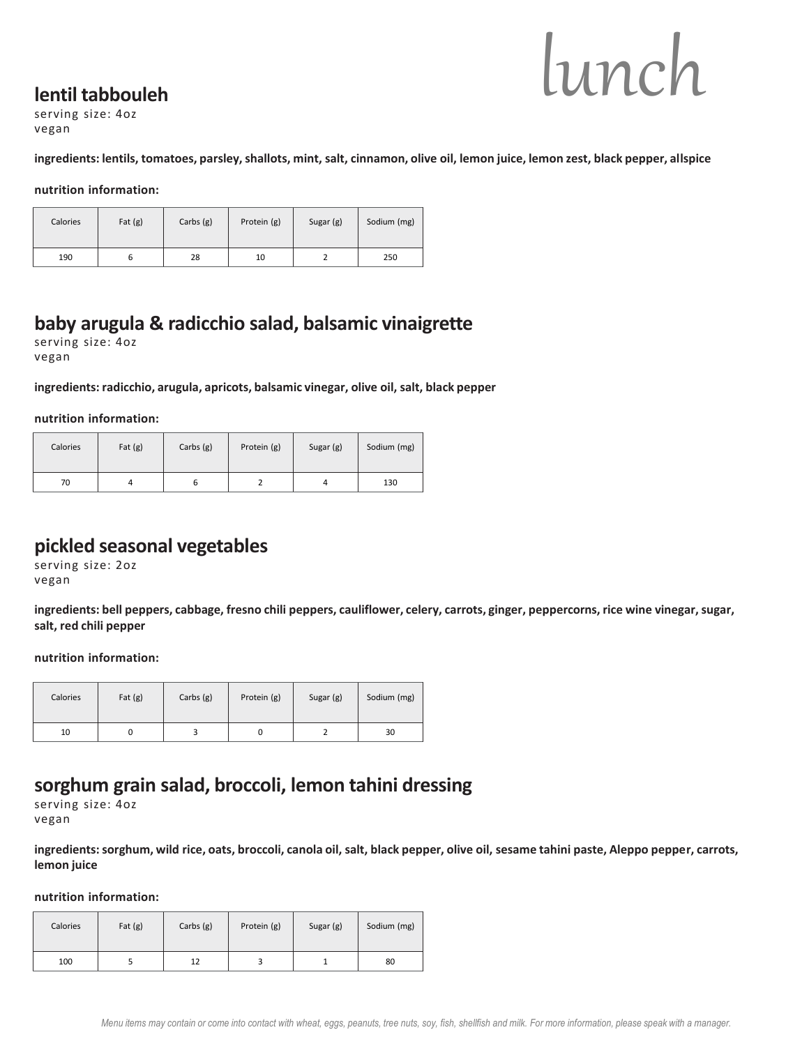# lunch

## lentil tabbouleh

serving size: 4oz
vegan

**ingredients: lentils, tomatoes, parsley, shallots, mint, salt, cinnamon, olive oil, lemon juice, lemon zest, black pepper, allspice**

**nutrition information:**

| Calories | Fat (g) | Carbs (g) | Protein (g) | Sugar (g) | Sodium (mg) |
|---|---|---|---|---|---|
| 190 | 6 | 28 | 10 | 2 | 250 |

## baby arugula & radicchio salad, balsamic vinaigrette

serving size: 4oz
vegan

**ingredients: radicchio, arugula, apricots, balsamic vinegar, olive oil, salt, black pepper**

**nutrition information:**

| Calories | Fat (g) | Carbs (g) | Protein (g) | Sugar (g) | Sodium (mg) |
|---|---|---|---|---|---|
| 70 | 4 | 6 | 2 | 4 | 130 |

## pickled seasonal vegetables

serving size: 2oz
vegan

**ingredients: bell peppers, cabbage, fresno chili peppers, cauliflower, celery, carrots, ginger, peppercorns, rice wine vinegar, sugar, salt, red chili pepper**

**nutrition information:**

| Calories | Fat (g) | Carbs (g) | Protein (g) | Sugar (g) | Sodium (mg) |
|---|---|---|---|---|---|
| 10 | 0 | 3 | 0 | 2 | 30 |

## sorghum grain salad, broccoli, lemon tahini dressing

serving size: 4oz
vegan

**ingredients: sorghum, wild rice, oats, broccoli, canola oil, salt, black pepper, olive oil, sesame tahini paste, Aleppo pepper, carrots, lemon juice**

**nutrition information:**

| Calories | Fat (g) | Carbs (g) | Protein (g) | Sugar (g) | Sodium (mg) |
|---|---|---|---|---|---|
| 100 | 5 | 12 | 3 | 1 | 80 |

*Menu items may contain or come into contact with wheat, eggs, peanuts, tree nuts, soy, fish, shellfish and milk. For more information, please speak with a manager.*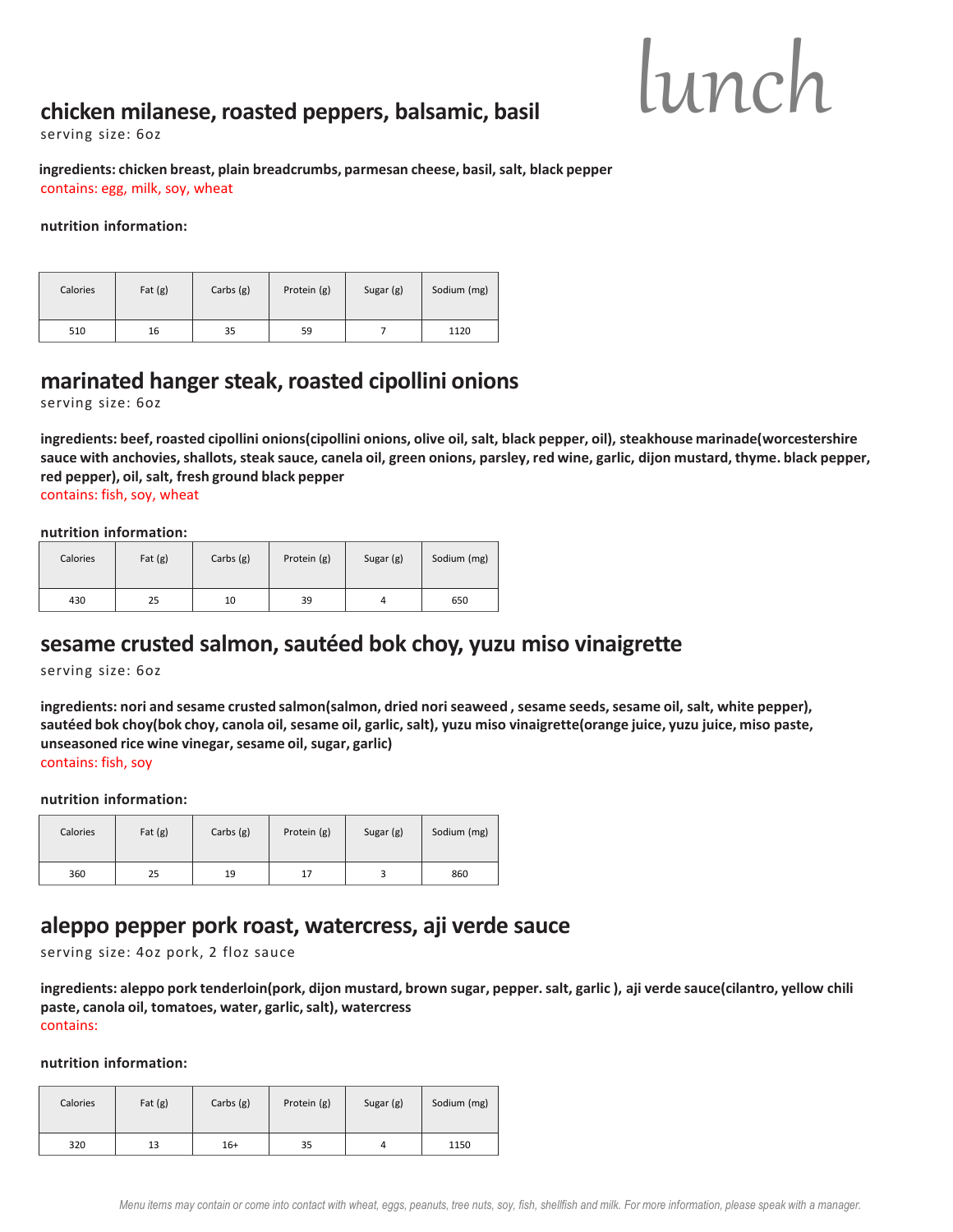# lunch

## chicken milanese, roasted peppers, balsamic, basil

serving size: 6oz

**ingredients: chicken breast, plain breadcrumbs, parmesan cheese, basil, salt, black pepper**

contains: egg, milk, soy, wheat

**nutrition information:**

| Calories | Fat (g) | Carbs (g) | Protein (g) | Sugar (g) | Sodium (mg) |
|---|---|---|---|---|---|
| 510 | 16 | 35 | 59 | 7 | 1120 |

## marinated hanger steak, roasted cipollini onions

serving size: 6oz

**ingredients: beef, roasted cipollini onions(cipollini onions, olive oil, salt, black pepper, oil), steakhouse marinade(worcestershire sauce with anchovies, shallots, steak sauce, canela oil, green onions, parsley, red wine, garlic, dijon mustard, thyme. black pepper, red pepper), oil, salt, fresh ground black pepper**

contains: fish, soy, wheat

**nutrition information:**

| Calories | Fat (g) | Carbs (g) | Protein (g) | Sugar (g) | Sodium (mg) |
|---|---|---|---|---|---|
| 430 | 25 | 10 | 39 | 4 | 650 |

## sesame crusted salmon, sautéed bok choy, yuzu miso vinaigrette

serving size: 6oz

**ingredients: nori and sesame crusted salmon(salmon, dried nori seaweed , sesame seeds, sesame oil, salt, white pepper), sautéed bok choy(bok choy, canola oil, sesame oil, garlic, salt), yuzu miso vinaigrette(orange juice, yuzu juice, miso paste, unseasoned rice wine vinegar, sesame oil, sugar, garlic)**

contains: fish, soy

**nutrition information:**

| Calories | Fat (g) | Carbs (g) | Protein (g) | Sugar (g) | Sodium (mg) |
|---|---|---|---|---|---|
| 360 | 25 | 19 | 17 | 3 | 860 |

## aleppo pepper pork roast, watercress, aji verde sauce

serving size: 4oz pork, 2 floz sauce

**ingredients: aleppo pork tenderloin(pork, dijon mustard, brown sugar, pepper. salt, garlic ), aji verde sauce(cilantro, yellow chili paste, canola oil, tomatoes, water, garlic, salt), watercress**

contains:

**nutrition information:**

| Calories | Fat (g) | Carbs (g) | Protein (g) | Sugar (g) | Sodium (mg) |
|---|---|---|---|---|---|
| 320 | 13 | 16+ | 35 | 4 | 1150 |

*Menu items may contain or come into contact with wheat, eggs, peanuts, tree nuts, soy, fish, shellfish and milk. For more information, please speak with a manager.*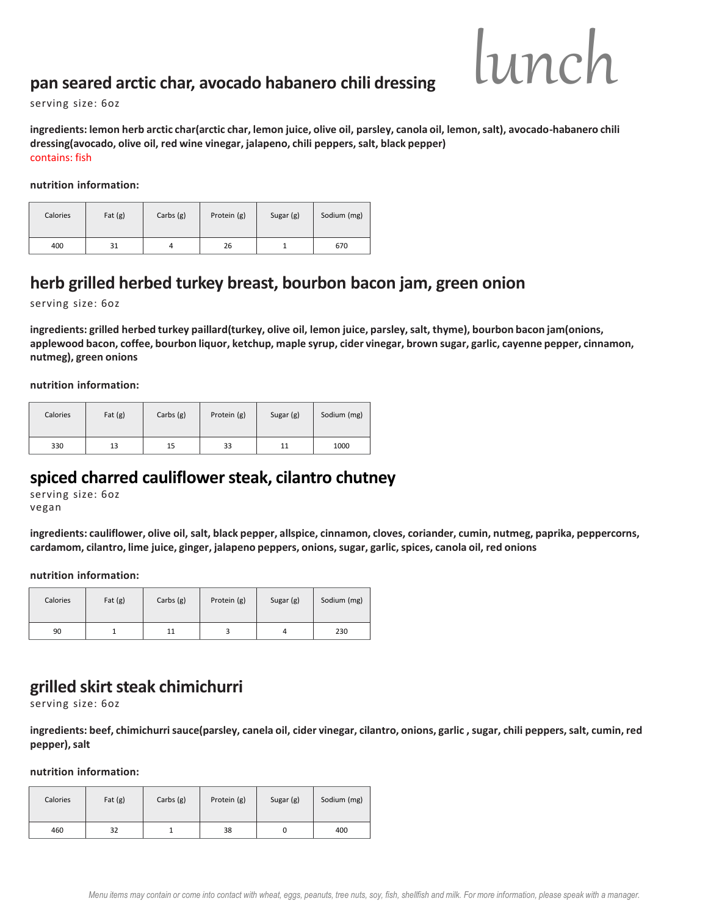# lunch

## pan seared arctic char, avocado habanero chili dressing

serving size: 6oz

**ingredients: lemon herb arctic char(arctic char, lemon juice, olive oil, parsley, canola oil, lemon, salt), avocado-habanero chili dressing(avocado, olive oil, red wine vinegar, jalapeno, chili peppers, salt, black pepper)**

contains: fish

**nutrition information:**

| Calories | Fat (g) | Carbs (g) | Protein (g) | Sugar (g) | Sodium (mg) |
|---|---|---|---|---|---|
| 400 | 31 | 4 | 26 | 1 | 670 |

## herb grilled herbed turkey breast, bourbon bacon jam, green onion

serving size: 6oz

**ingredients: grilled herbed turkey paillard(turkey, olive oil, lemon juice, parsley, salt, thyme), bourbon bacon jam(onions, applewood bacon, coffee, bourbon liquor, ketchup, maple syrup, cider vinegar, brown sugar, garlic, cayenne pepper, cinnamon, nutmeg), green onions**

**nutrition information:**

| Calories | Fat (g) | Carbs (g) | Protein (g) | Sugar (g) | Sodium (mg) |
|---|---|---|---|---|---|
| 330 | 13 | 15 | 33 | 11 | 1000 |

## spiced charred cauliflower steak, cilantro chutney

serving size: 6oz
vegan

**ingredients: cauliflower, olive oil, salt, black pepper, allspice, cinnamon, cloves, coriander, cumin, nutmeg, paprika, peppercorns, cardamom, cilantro, lime juice, ginger, jalapeno peppers, onions, sugar, garlic, spices, canola oil, red onions**

**nutrition information:**

| Calories | Fat (g) | Carbs (g) | Protein (g) | Sugar (g) | Sodium (mg) |
|---|---|---|---|---|---|
| 90 | 1 | 11 | 3 | 4 | 230 |

## grilled skirt steak chimichurri

serving size: 6oz

**ingredients: beef, chimichurri sauce(parsley, canela oil, cider vinegar, cilantro, onions, garlic , sugar, chili peppers, salt, cumin, red pepper), salt**

**nutrition information:**

| Calories | Fat (g) | Carbs (g) | Protein (g) | Sugar (g) | Sodium (mg) |
|---|---|---|---|---|---|
| 460 | 32 | 1 | 38 | 0 | 400 |

*Menu items may contain or come into contact with wheat, eggs, peanuts, tree nuts, soy, fish, shellfish and milk. For more information, please speak with a manager.*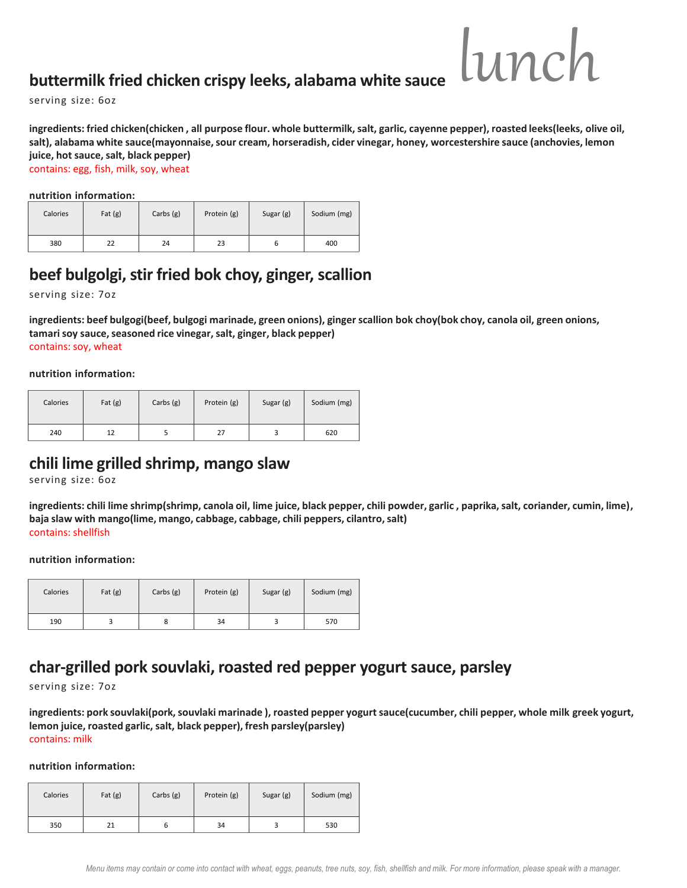# lunch

## buttermilk fried chicken crispy leeks, alabama white sauce

serving size: 6oz

**ingredients: fried chicken(chicken , all purpose flour. whole buttermilk, salt, garlic, cayenne pepper), roasted leeks(leeks, olive oil, salt), alabama white sauce(mayonnaise, sour cream, horseradish, cider vinegar, honey, worcestershire sauce (anchovies, lemon juice, hot sauce, salt, black pepper)**

contains: egg, fish, milk, soy, wheat

**nutrition information:**

| Calories | Fat (g) | Carbs (g) | Protein (g) | Sugar (g) | Sodium (mg) |
|---|---|---|---|---|---|
| 380 | 22 | 24 | 23 | 6 | 400 |

## beef bulgolgi, stir fried bok choy, ginger, scallion

serving size: 7oz

**ingredients: beef bulgogi(beef, bulgogi marinade, green onions), ginger scallion bok choy(bok choy, canola oil, green onions, tamari soy sauce, seasoned rice vinegar, salt, ginger, black pepper)**

contains: soy, wheat

**nutrition information:**

| Calories | Fat (g) | Carbs (g) | Protein (g) | Sugar (g) | Sodium (mg) |
|---|---|---|---|---|---|
| 240 | 12 | 5 | 27 | 3 | 620 |

## chili lime grilled shrimp, mango slaw

serving size: 6oz

**ingredients: chili lime shrimp(shrimp, canola oil, lime juice, black pepper, chili powder, garlic , paprika, salt, coriander, cumin, lime), baja slaw with mango(lime, mango, cabbage, cabbage, chili peppers, cilantro, salt)**

contains: shellfish

**nutrition information:**

| Calories | Fat (g) | Carbs (g) | Protein (g) | Sugar (g) | Sodium (mg) |
|---|---|---|---|---|---|
| 190 | 3 | 8 | 34 | 3 | 570 |

## char-grilled pork souvlaki, roasted red pepper yogurt sauce, parsley

serving size: 7oz

**ingredients: pork souvlaki(pork, souvlaki marinade ), roasted pepper yogurt sauce(cucumber, chili pepper, whole milk greek yogurt, lemon juice, roasted garlic, salt, black pepper), fresh parsley(parsley)**

contains: milk

**nutrition information:**

| Calories | Fat (g) | Carbs (g) | Protein (g) | Sugar (g) | Sodium (mg) |
|---|---|---|---|---|---|
| 350 | 21 | 6 | 34 | 3 | 530 |

*Menu items may contain or come into contact with wheat, eggs, peanuts, tree nuts, soy, fish, shellfish and milk. For more information, please speak with a manager.*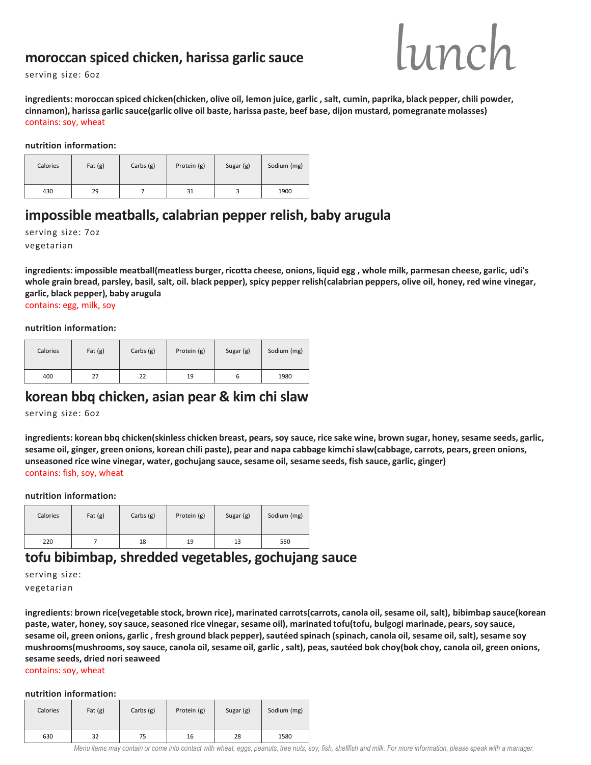# lunch

## moroccan spiced chicken, harissa garlic sauce

serving size: 6oz

**ingredients: moroccan spiced chicken(chicken, olive oil, lemon juice, garlic , salt, cumin, paprika, black pepper, chili powder, cinnamon), harissa garlic sauce(garlic olive oil baste, harissa paste, beef base, dijon mustard, pomegranate molasses)**

contains: soy, wheat

**nutrition information:**

| Calories | Fat (g) | Carbs (g) | Protein (g) | Sugar (g) | Sodium (mg) |
|---|---|---|---|---|---|
| 430 | 29 | 7 | 31 | 3 | 1900 |

## impossible meatballs, calabrian pepper relish, baby arugula

serving size: 7oz

vegetarian

**ingredients: impossible meatball(meatless burger, ricotta cheese, onions, liquid egg , whole milk, parmesan cheese, garlic, udi's whole grain bread, parsley, basil, salt, oil. black pepper), spicy pepper relish(calabrian peppers, olive oil, honey, red wine vinegar, garlic, black pepper), baby arugula**

contains: egg, milk, soy

**nutrition information:**

| Calories | Fat (g) | Carbs (g) | Protein (g) | Sugar (g) | Sodium (mg) |
|---|---|---|---|---|---|
| 400 | 27 | 22 | 19 | 6 | 1980 |

## korean bbq chicken, asian pear & kim chi slaw

serving size: 6oz

**ingredients: korean bbq chicken(skinless chicken breast, pears, soy sauce, rice sake wine, brown sugar, honey, sesame seeds, garlic, sesame oil, ginger, green onions, korean chili paste), pear and napa cabbage kimchi slaw(cabbage, carrots, pears, green onions, unseasoned rice wine vinegar, water, gochujang sauce, sesame oil, sesame seeds, fish sauce, garlic, ginger)**

contains: fish, soy, wheat

**nutrition information:**

| Calories | Fat (g) | Carbs (g) | Protein (g) | Sugar (g) | Sodium (mg) |
|---|---|---|---|---|---|
| 220 | 7 | 18 | 19 | 13 | 550 |

## tofu bibimbap, shredded vegetables, gochujang sauce

serving size:

vegetarian

**ingredients: brown rice(vegetable stock, brown rice), marinated carrots(carrots, canola oil, sesame oil, salt), bibimbap sauce(korean paste, water, honey, soy sauce, seasoned rice vinegar, sesame oil), marinated tofu(tofu, bulgogi marinade, pears, soy sauce, sesame oil, green onions, garlic , fresh ground black pepper), sautéed spinach (spinach, canola oil, sesame oil, salt), sesame soy mushrooms(mushrooms, soy sauce, canola oil, sesame oil, garlic , salt), peas, sautéed bok choy(bok choy, canola oil, green onions, sesame seeds, dried nori seaweed**

contains: soy, wheat

**nutrition information:**

| Calories | Fat (g) | Carbs (g) | Protein (g) | Sugar (g) | Sodium (mg) |
|---|---|---|---|---|---|
| 630 | 32 | 75 | 16 | 28 | 1580 |

*Menu items may contain or come into contact with wheat, eggs, peanuts, tree nuts, soy, fish, shellfish and milk. For more information, please speak with a manager.*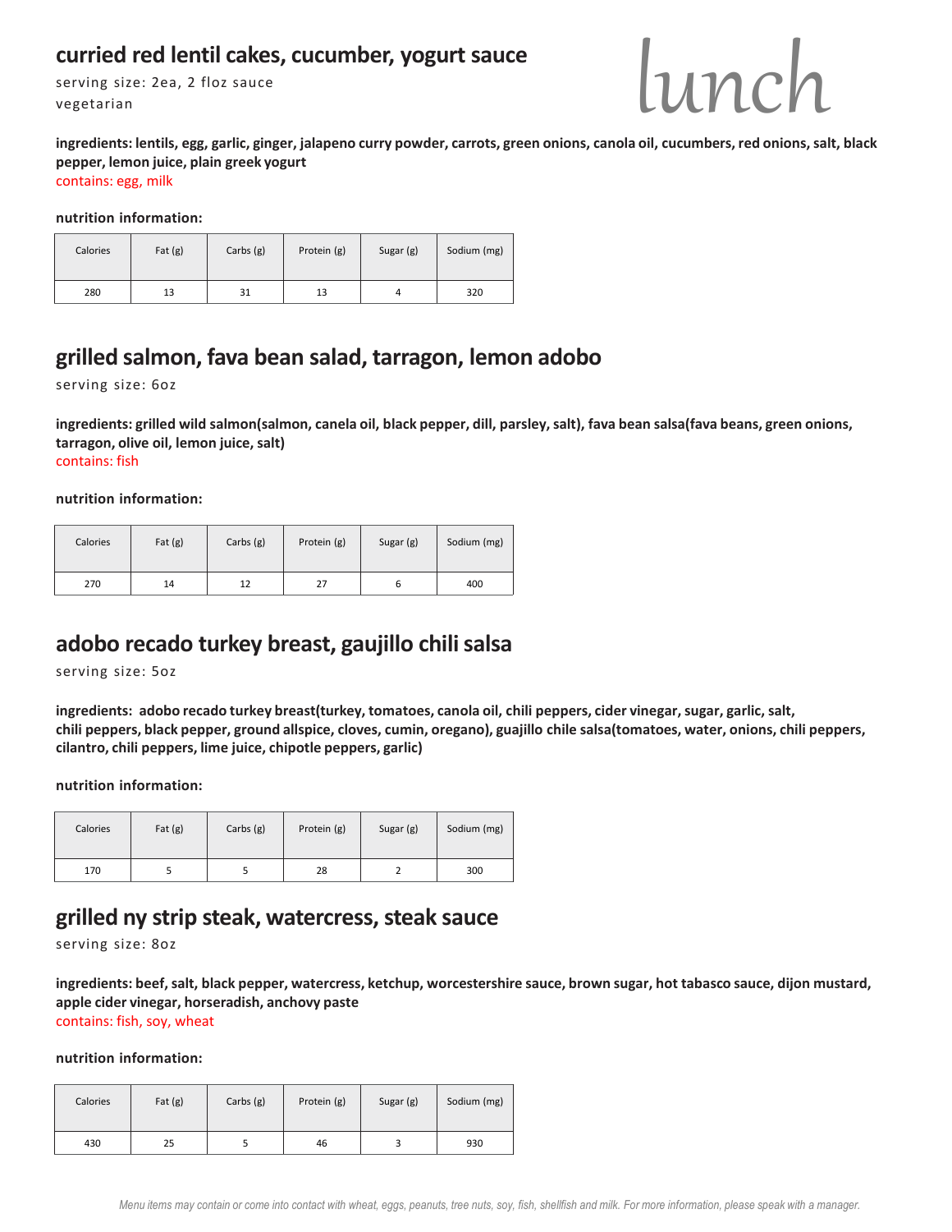# lunch

## curried red lentil cakes, cucumber, yogurt sauce

serving size: 2ea, 2 floz sauce
vegetarian

**ingredients: lentils, egg, garlic, ginger, jalapeno curry powder, carrots, green onions, canola oil, cucumbers, red onions, salt, black pepper, lemon juice, plain greek yogurt**
contains: egg, milk

**nutrition information:**

| Calories | Fat (g) | Carbs (g) | Protein (g) | Sugar (g) | Sodium (mg) |
|---|---|---|---|---|---|
| 280 | 13 | 31 | 13 | 4 | 320 |

## grilled salmon, fava bean salad, tarragon, lemon adobo

serving size: 6oz

**ingredients: grilled wild salmon(salmon, canela oil, black pepper, dill, parsley, salt), fava bean salsa(fava beans, green onions, tarragon, olive oil, lemon juice, salt)**
contains: fish

**nutrition information:**

| Calories | Fat (g) | Carbs (g) | Protein (g) | Sugar (g) | Sodium (mg) |
|---|---|---|---|---|---|
| 270 | 14 | 12 | 27 | 6 | 400 |

## adobo recado turkey breast, gaujillo chili salsa

serving size: 5oz

**ingredients: adobo recado turkey breast(turkey, tomatoes, canola oil, chili peppers, cider vinegar, sugar, garlic, salt, chili peppers, black pepper, ground allspice, cloves, cumin, oregano), guajillo chile salsa(tomatoes, water, onions, chili peppers, cilantro, chili peppers, lime juice, chipotle peppers, garlic)**

**nutrition information:**

| Calories | Fat (g) | Carbs (g) | Protein (g) | Sugar (g) | Sodium (mg) |
|---|---|---|---|---|---|
| 170 | 5 | 5 | 28 | 2 | 300 |

## grilled ny strip steak, watercress, steak sauce

serving size: 8oz

**ingredients: beef, salt, black pepper, watercress, ketchup, worcestershire sauce, brown sugar, hot tabasco sauce, dijon mustard, apple cider vinegar, horseradish, anchovy paste**
contains: fish, soy, wheat

**nutrition information:**

| Calories | Fat (g) | Carbs (g) | Protein (g) | Sugar (g) | Sodium (mg) |
|---|---|---|---|---|---|
| 430 | 25 | 5 | 46 | 3 | 930 |

*Menu items may contain or come into contact with wheat, eggs, peanuts, tree nuts, soy, fish, shellfish and milk. For more information, please speak with a manager.*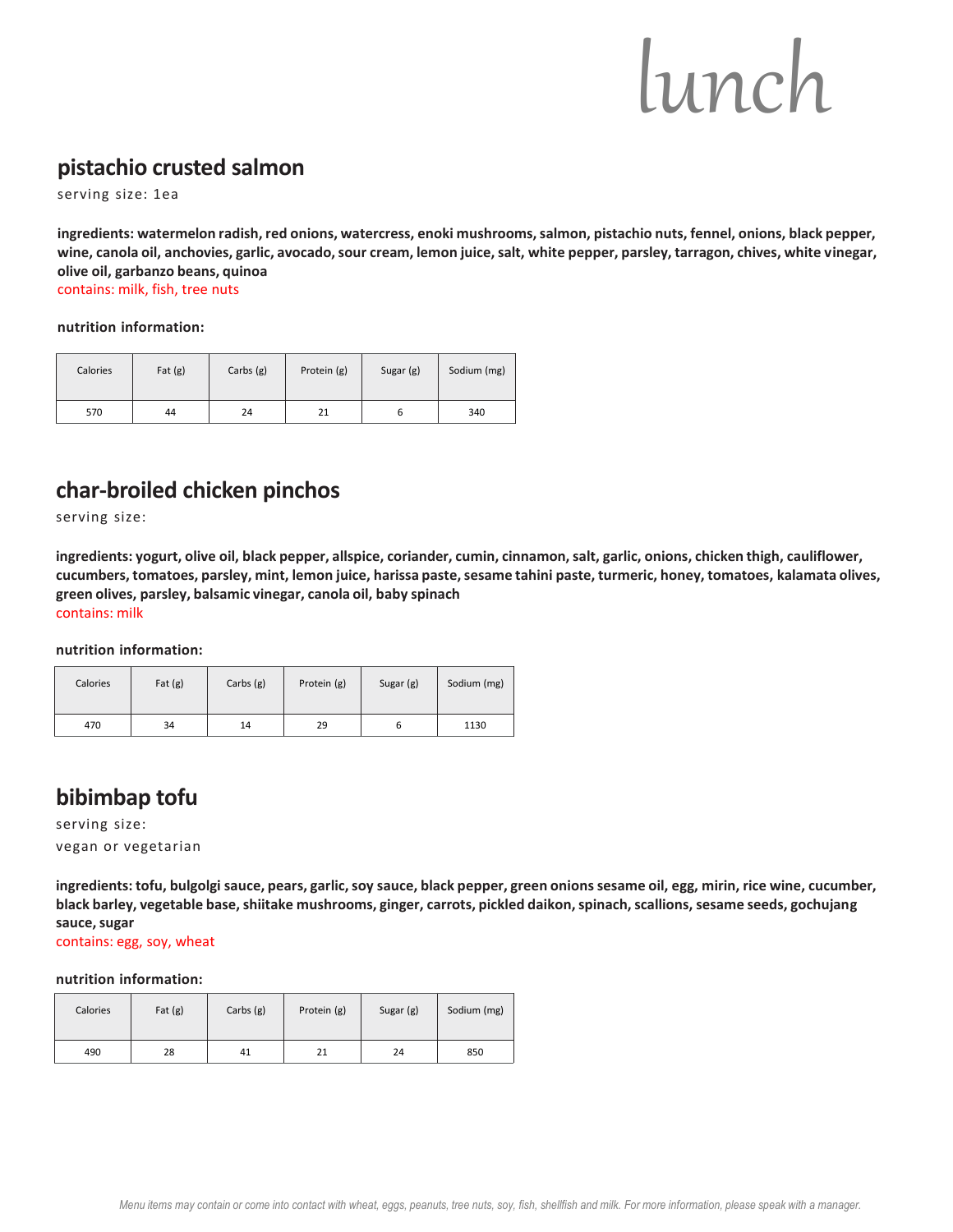# lunch

## pistachio crusted salmon

serving size: 1ea

**ingredients: watermelon radish, red onions, watercress, enoki mushrooms, salmon, pistachio nuts, fennel, onions, black pepper, wine, canola oil, anchovies, garlic, avocado, sour cream, lemon juice, salt, white pepper, parsley, tarragon, chives, white vinegar, olive oil, garbanzo beans, quinoa**

contains: milk, fish, tree nuts

**nutrition information:**

| Calories | Fat (g) | Carbs (g) | Protein (g) | Sugar (g) | Sodium (mg) |
|---|---|---|---|---|---|
| 570 | 44 | 24 | 21 | 6 | 340 |

## char-broiled chicken pinchos

serving size:

**ingredients: yogurt, olive oil, black pepper, allspice, coriander, cumin, cinnamon, salt, garlic, onions, chicken thigh, cauliflower, cucumbers, tomatoes, parsley, mint, lemon juice, harissa paste, sesame tahini paste, turmeric, honey, tomatoes, kalamata olives, green olives, parsley, balsamic vinegar, canola oil, baby spinach**

contains: milk

**nutrition information:**

| Calories | Fat (g) | Carbs (g) | Protein (g) | Sugar (g) | Sodium (mg) |
|---|---|---|---|---|---|
| 470 | 34 | 14 | 29 | 6 | 1130 |

## bibimbap tofu

serving size:

vegan or vegetarian

**ingredients: tofu, bulgolgi sauce, pears, garlic, soy sauce, black pepper, green onions sesame oil, egg, mirin, rice wine, cucumber, black barley, vegetable base, shiitake mushrooms, ginger, carrots, pickled daikon, spinach, scallions, sesame seeds, gochujang sauce, sugar**

contains: egg, soy, wheat

**nutrition information:**

| Calories | Fat (g) | Carbs (g) | Protein (g) | Sugar (g) | Sodium (mg) |
|---|---|---|---|---|---|
| 490 | 28 | 41 | 21 | 24 | 850 |

*Menu items may contain or come into contact with wheat, eggs, peanuts, tree nuts, soy, fish, shellfish and milk. For more information, please speak with a manager.*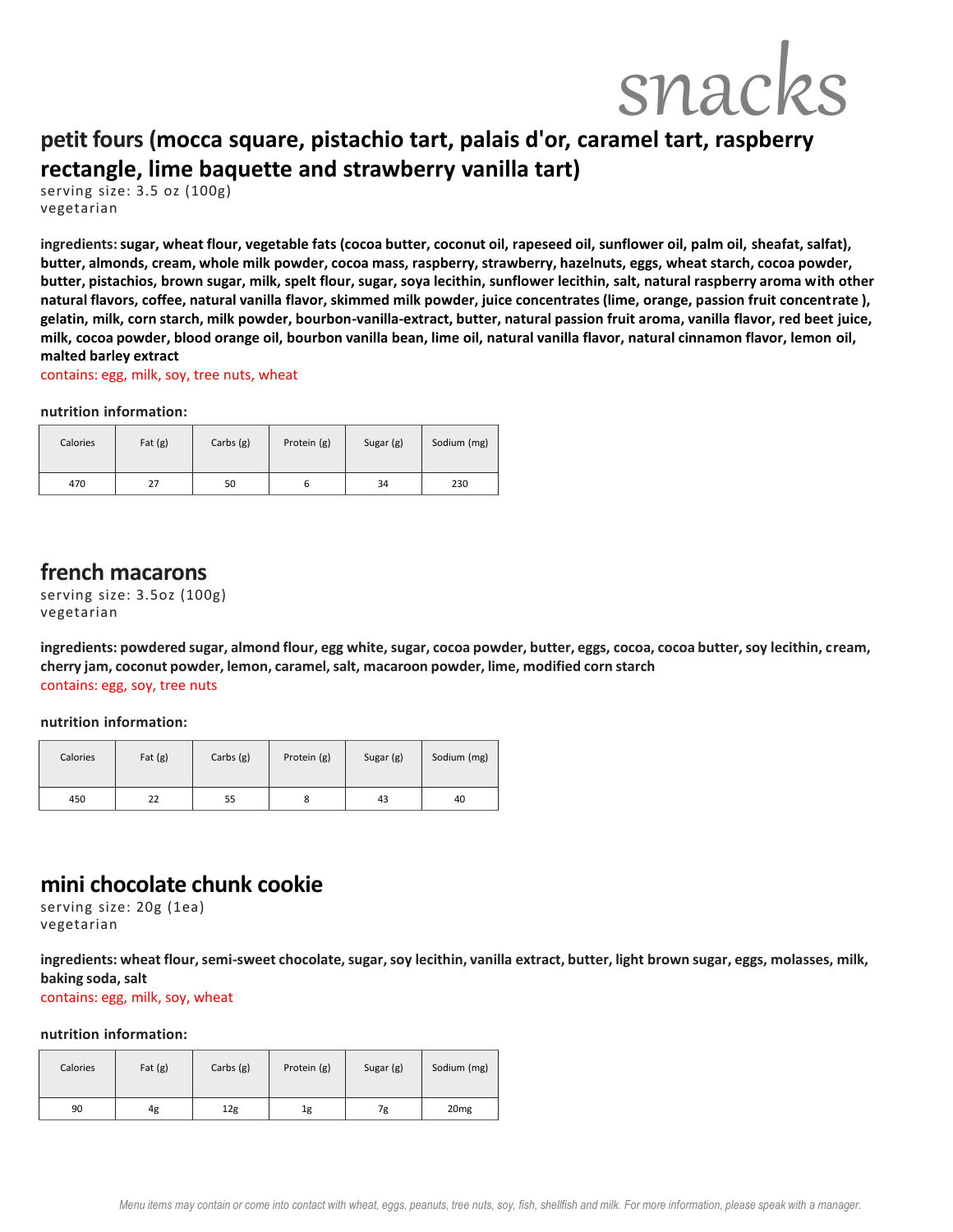# snacks

## petit fours (mocca square, pistachio tart, palais d'or, caramel tart, raspberry rectangle, lime baquette and strawberry vanilla tart)

serving size: 3.5 oz (100g)
vegetarian

**ingredients: sugar, wheat flour, vegetable fats (cocoa butter, coconut oil, rapeseed oil, sunflower oil, palm oil, sheafat, salfat), butter, almonds, cream, whole milk powder, cocoa mass, raspberry, strawberry, hazelnuts, eggs, wheat starch, cocoa powder, butter, pistachios, brown sugar, milk, spelt flour, sugar, soya lecithin, sunflower lecithin, salt, natural raspberry aroma with other natural flavors, coffee, natural vanilla flavor, skimmed milk powder, juice concentrates (lime, orange, passion fruit concentrate ), gelatin, milk, corn starch, milk powder, bourbon-vanilla-extract, butter, natural passion fruit aroma, vanilla flavor, red beet juice, milk, cocoa powder, blood orange oil, bourbon vanilla bean, lime oil, natural vanilla flavor, natural cinnamon flavor, lemon oil, malted barley extract**

contains: egg, milk, soy, tree nuts, wheat

**nutrition information:**

| Calories | Fat (g) | Carbs (g) | Protein (g) | Sugar (g) | Sodium (mg) |
|---|---|---|---|---|---|
| 470 | 27 | 50 | 6 | 34 | 230 |

## french macarons

serving size: 3.5oz (100g)
vegetarian

**ingredients: powdered sugar, almond flour, egg white, sugar, cocoa powder, butter, eggs, cocoa, cocoa butter, soy lecithin, cream, cherry jam, coconut powder, lemon, caramel, salt, macaroon powder, lime, modified corn starch**

contains: egg, soy, tree nuts

**nutrition information:**

| Calories | Fat (g) | Carbs (g) | Protein (g) | Sugar (g) | Sodium (mg) |
|---|---|---|---|---|---|
| 450 | 22 | 55 | 8 | 43 | 40 |

## mini chocolate chunk cookie

serving size: 20g (1ea)
vegetarian

**ingredients: wheat flour, semi-sweet chocolate, sugar, soy lecithin, vanilla extract, butter, light brown sugar, eggs, molasses, milk, baking soda, salt**

contains: egg, milk, soy, wheat

**nutrition information:**

| Calories | Fat (g) | Carbs (g) | Protein (g) | Sugar (g) | Sodium (mg) |
|---|---|---|---|---|---|
| 90 | 4g | 12g | 1g | 7g | 20mg |

*Menu items may contain or come into contact with wheat, eggs, peanuts, tree nuts, soy, fish, shellfish and milk. For more information, please speak with a manager.*